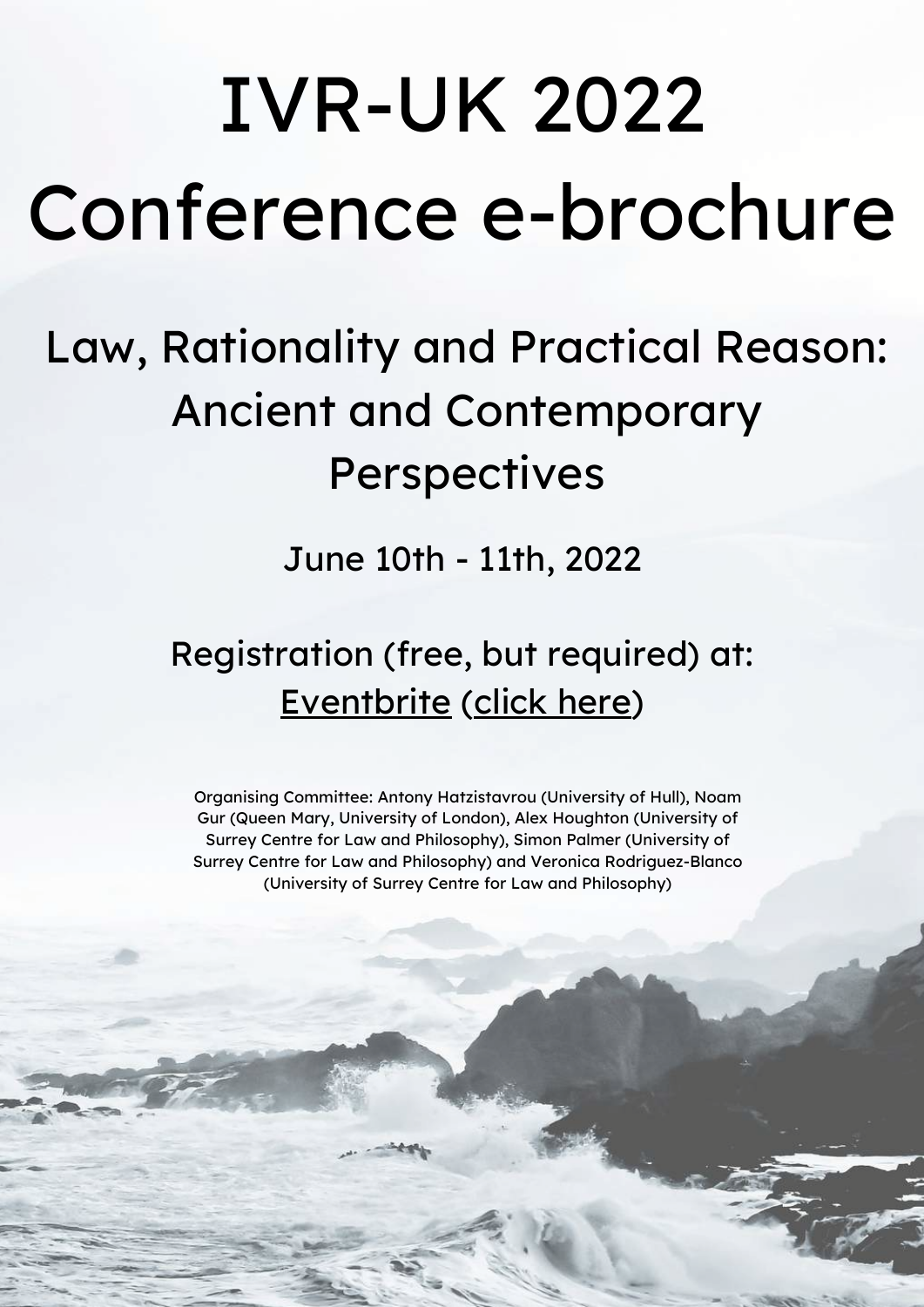# IVR-UK 2022 Conference e-brochure

## Law, Rationality and Practical Reason: Ancient and Contemporary Perspectives

June 10th - 11th, 2022

Registration (free, but required) at: Eventbrite (click here)

Organising Committee: Antony Hatzistavrou (University of Hull), Noam Gur (Queen Mary, University of London), Alex Houghton (University of Surrey Centre for Law and Philosophy), Simon Palmer (University of Surrey Centre for Law and Philosophy) and Veronica Rodriguez-Blanco (University of Surrey Centre for Law and Philosophy)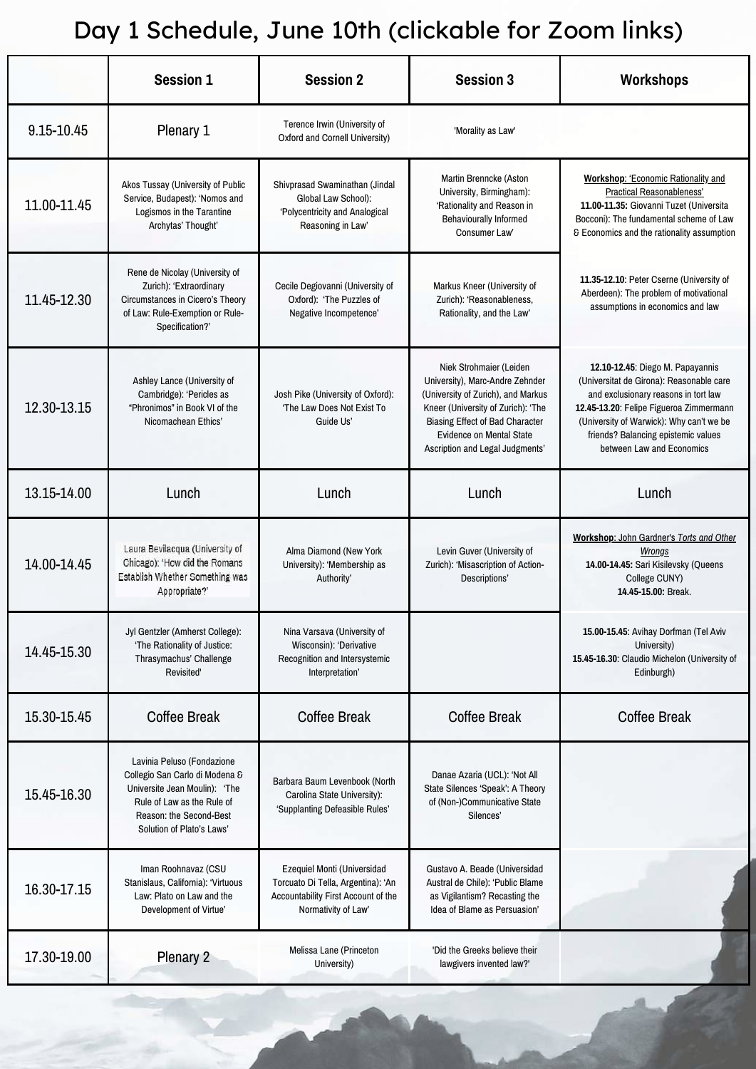# Day 1 Schedule, June 10th (clickable for Zoom links)

| | Session 1 | Session 2 | Session 3 | Workshops |
|---|---|---|---|---|
| 9.15-10.45 | Plenary 1 | Terence Irwin (University of Oxford and Cornell University) | 'Morality as Law' | |
| 11.00-11.45 | Akos Tussay (University of Public Service, Budapest): 'Nomos and Logismos in the Tarantine Archytas' Thought' | Shivprasad Swaminathan (Jindal Global Law School): 'Polycentricity and Analogical Reasoning in Law' | Martin Brenncke (Aston University, Birmingham): 'Rationality and Reason in Behaviourally Informed Consumer Law' | **Workshop**: 'Economic Rationality and Practical Reasonableness' **11.00-11.35:** Giovanni Tuzet (Universita Bocconi): The fundamental scheme of Law & Economics and the rationality assumption |
| 11.45-12.30 | Rene de Nicolay (University of Zurich): 'Extraordinary Circumstances in Cicero's Theory of Law: Rule-Exemption or Rule-Specification?' | Cecile Degiovanni (University of Oxford): 'The Puzzles of Negative Incompetence' | Markus Kneer (University of Zurich): 'Reasonableness, Rationality, and the Law' | **11.35-12.10**: Peter Cserne (University of Aberdeen): The problem of motivational assumptions in economics and law |
| 12.30-13.15 | Ashley Lance (University of Cambridge): 'Pericles as "Phronimos" in Book VI of the Nicomachean Ethics' | Josh Pike (University of Oxford): 'The Law Does Not Exist To Guide Us' | Niek Strohmaier (Leiden University), Marc-Andre Zehnder (University of Zurich), and Markus Kneer (University of Zurich): 'The Biasing Effect of Bad Character Evidence on Mental State Ascription and Legal Judgments' | **12.10-12.45**: Diego M. Papayannis (Universitat de Girona): Reasonable care and exclusionary reasons in tort law **12.45-13.20**: Felipe Figueroa Zimmermann (University of Warwick): Why can't we be friends? Balancing epistemic values between Law and Economics |
| 13.15-14.00 | Lunch | Lunch | Lunch | Lunch |
| 14.00-14.45 | Laura Bevilacqua (University of Chicago): 'How did the Romans Establish Whether Something was Appropriate?' | Alma Diamond (New York University): 'Membership as Authority' | Levin Guver (University of Zurich): 'Misascription of Action-Descriptions' | **Workshop**: John Gardner's *Torts and Other Wrongs* **14.00-14.45:** Sari Kisilevsky (Queens College CUNY) **14.45-15.00:** Break. |
| 14.45-15.30 | Jyl Gentzler (Amherst College): 'The Rationality of Justice: Thrasymachus' Challenge Revisited' | Nina Varsava (University of Wisconsin): 'Derivative Recognition and Intersystemic Interpretation' | | **15.00-15.45**: Avihay Dorfman (Tel Aviv University) **15.45-16.30**: Claudio Michelon (University of Edinburgh) |
| 15.30-15.45 | Coffee Break | Coffee Break | Coffee Break | Coffee Break |
| 15.45-16.30 | Lavinia Peluso (Fondazione Collegio San Carlo di Modena & Universite Jean Moulin): 'The Rule of Law as the Rule of Reason: the Second-Best Solution of Plato's Laws' | Barbara Baum Levenbook (North Carolina State University): 'Supplanting Defeasible Rules' | Danae Azaria (UCL): 'Not All State Silences 'Speak': A Theory of (Non-)Communicative State Silences' | |
| 16.30-17.15 | Iman Roohnavaz (CSU Stanislaus, California): 'Virtuous Law: Plato on Law and the Development of Virtue' | Ezequiel Monti (Universidad Torcuato Di Tella, Argentina): 'An Accountability First Account of the Normativity of Law' | Gustavo A. Beade (Universidad Austral de Chile): 'Public Blame as Vigilantism? Recasting the Idea of Blame as Persuasion' | |
| 17.30-19.00 | Plenary 2 | Melissa Lane (Princeton University) | 'Did the Greeks believe their lawgivers invented law?' | |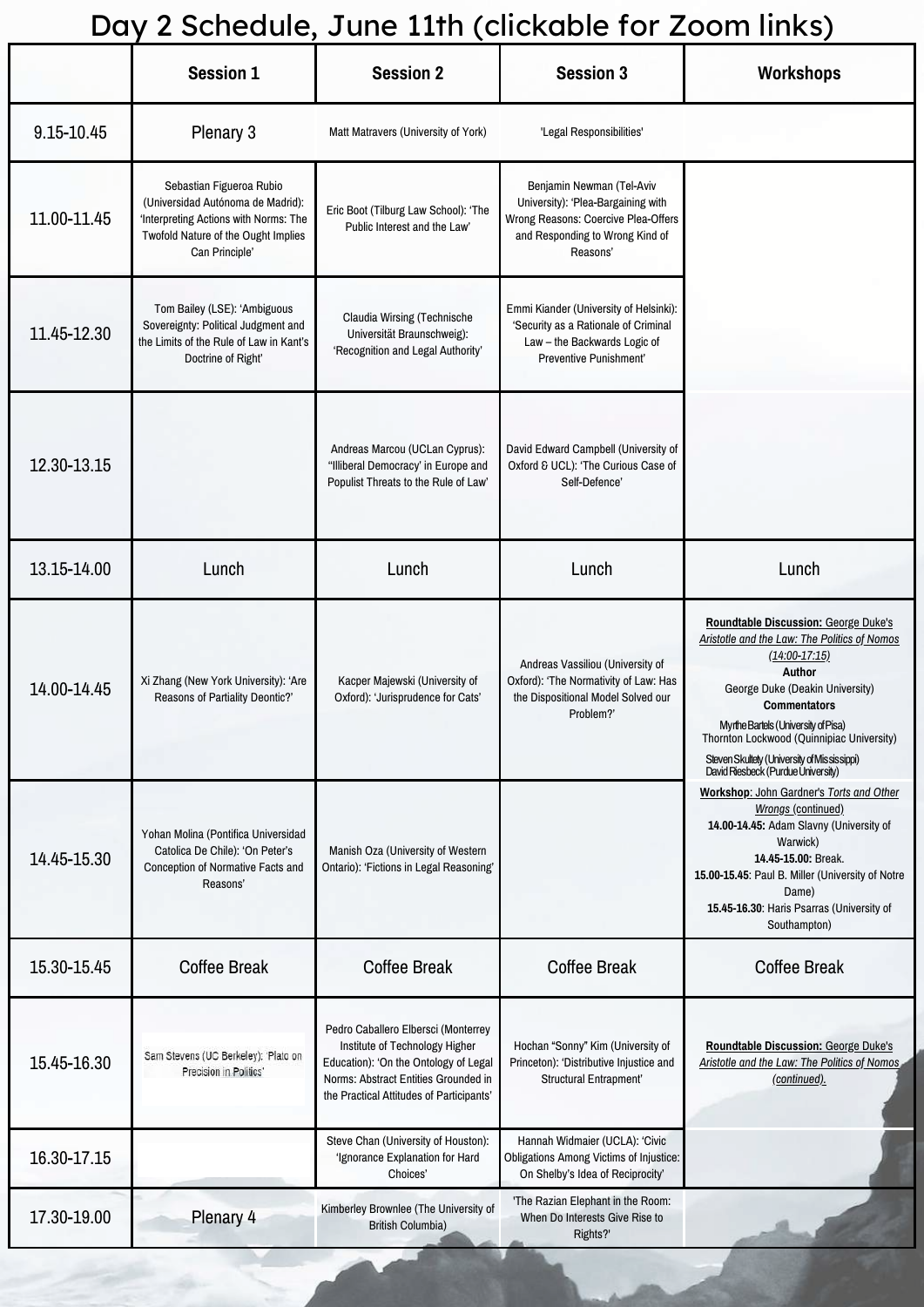# Day 2 Schedule, June 11th (clickable for Zoom links)

| | Session 1 | Session 2 | Session 3 | Workshops |
|---|---|---|---|---|
| 9.15-10.45 | Plenary 3 | Matt Matravers (University of York) | 'Legal Responsibilities' | |
| 11.00-11.45 | Sebastian Figueroa Rubio (Universidad Autónoma de Madrid): 'Interpreting Actions with Norms: The Twofold Nature of the Ought Implies Can Principle' | Eric Boot (Tilburg Law School): 'The Public Interest and the Law' | Benjamin Newman (Tel-Aviv University): 'Plea-Bargaining with Wrong Reasons: Coercive Plea-Offers and Responding to Wrong Kind of Reasons' | |
| 11.45-12.30 | Tom Bailey (LSE): 'Ambiguous Sovereignty: Political Judgment and the Limits of the Rule of Law in Kant's Doctrine of Right' | Claudia Wirsing (Technische Universität Braunschweig): 'Recognition and Legal Authority' | Emmi Kiander (University of Helsinki): 'Security as a Rationale of Criminal Law – the Backwards Logic of Preventive Punishment' | |
| 12.30-13.15 | | Andreas Marcou (UCLan Cyprus): "Illiberal Democracy' in Europe and Populist Threats to the Rule of Law' | David Edward Campbell (University of Oxford & UCL): 'The Curious Case of Self-Defence' | |
| 13.15-14.00 | Lunch | Lunch | Lunch | Lunch |
| 14.00-14.45 | Xi Zhang (New York University): 'Are Reasons of Partiality Deontic?' | Kacper Majewski (University of Oxford): 'Jurisprudence for Cats' | Andreas Vassiliou (University of Oxford): 'The Normativity of Law: Has the Dispositional Model Solved our Problem?' | **Roundtable Discussion:** George Duke's *Aristotle and the Law: The Politics of Nomos* *(14:00-17:15)* **Author** George Duke (Deakin University) **Commentators** Myrthe Bartels (University of Pisa) Thornton Lockwood (Quinnipiac University) Steven Skultety (University of Mississippi) David Riesbeck (Purdue University) |
| 14.45-15.30 | Yohan Molina (Pontifica Universidad Catolica De Chile): 'On Peter's Conception of Normative Facts and Reasons' | Manish Oza (University of Western Ontario): 'Fictions in Legal Reasoning' | | **Workshop**: John Gardner's *Torts and Other Wrongs* (continued) **14.00-14.45:** Adam Slavny (University of Warwick) **14.45-15.00:** Break. **15.00-15.45**: Paul B. Miller (University of Notre Dame) **15.45-16.30**: Haris Psarras (University of Southampton) |
| 15.30-15.45 | Coffee Break | Coffee Break | Coffee Break | Coffee Break |
| 15.45-16.30 | Sam Stevens (UC Berkeley): 'Plato on Precision in Politics' | Pedro Caballero Elbersci (Monterrey Institute of Technology Higher Education): 'On the Ontology of Legal Norms: Abstract Entities Grounded in the Practical Attitudes of Participants' | Hochan "Sonny" Kim (University of Princeton): 'Distributive Injustice and Structural Entrapment' | **Roundtable Discussion:** George Duke's *Aristotle and the Law: The Politics of Nomos* *(continued).* |
| 16.30-17.15 | | Steve Chan (University of Houston): 'Ignorance Explanation for Hard Choices' | Hannah Widmaier (UCLA): 'Civic Obligations Among Victims of Injustice: On Shelby's Idea of Reciprocity' | |
| 17.30-19.00 | Plenary 4 | Kimberley Brownlee (The University of British Columbia) | 'The Razian Elephant in the Room: When Do Interests Give Rise to Rights?' | |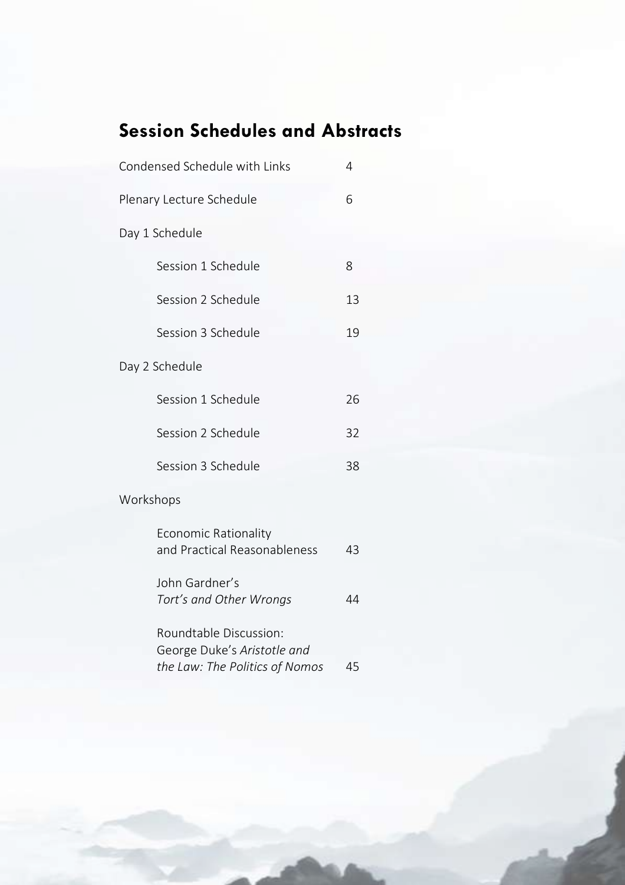# Session Schedules and Abstracts

| | |
|---|---|
| Condensed Schedule with Links | 4 |
| Plenary Lecture Schedule | 6 |
| Day 1 Schedule | |
| Session 1 Schedule | 8 |
| Session 2 Schedule | 13 |
| Session 3 Schedule | 19 |
| Day 2 Schedule | |
| Session 1 Schedule | 26 |
| Session 2 Schedule | 32 |
| Session 3 Schedule | 38 |
| Workshops | |
| Economic Rationality and Practical Reasonableness | 43 |
| John Gardner's *Tort's and Other Wrongs* | 44 |
| Roundtable Discussion: George Duke's *Aristotle and the Law: The Politics of Nomos* | 45 |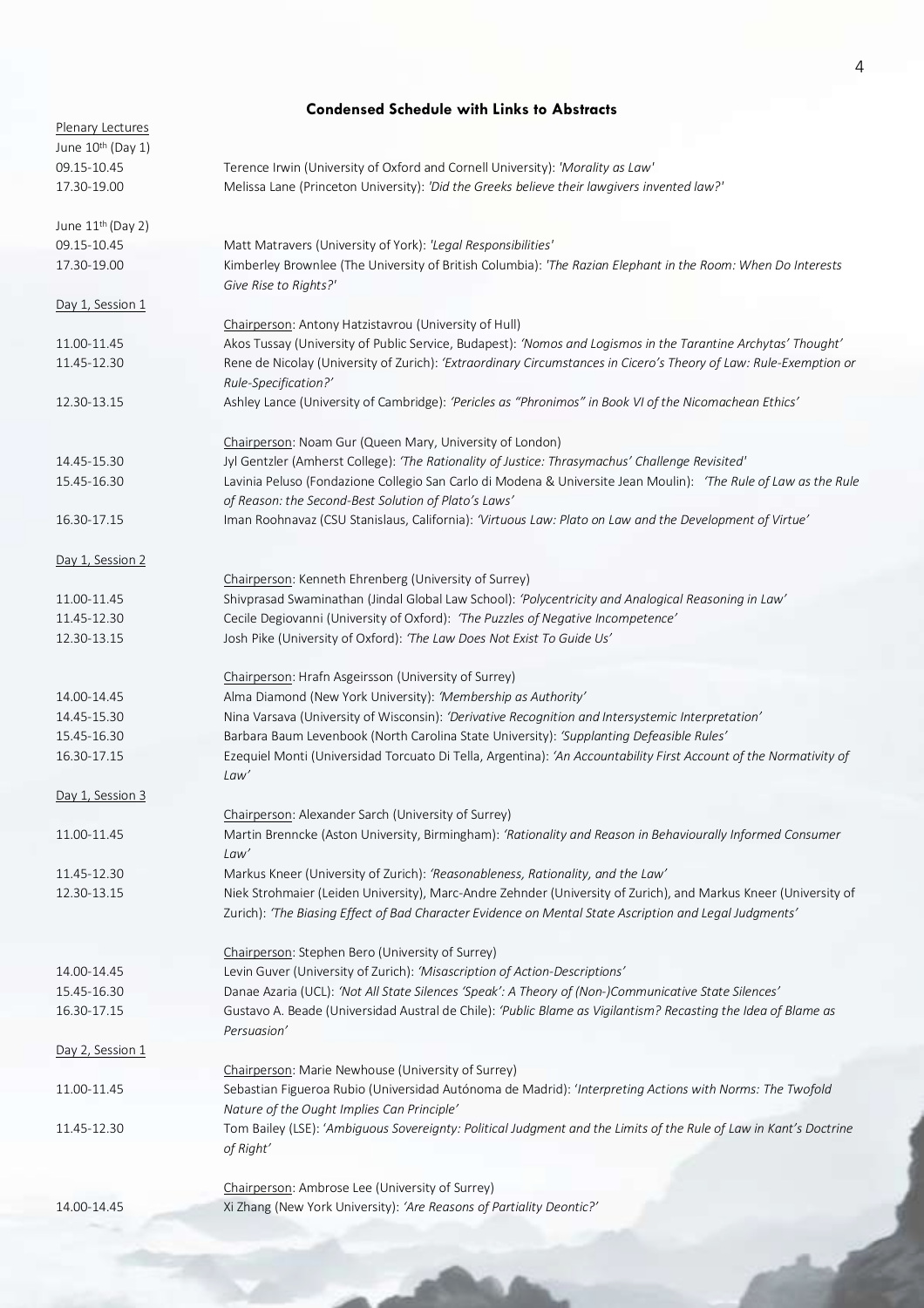## Condensed Schedule with Links to Abstracts

Plenary Lectures

June 10th (Day 1)

| | |
|---|---|
| 09.15-10.45 | Terence Irwin (University of Oxford and Cornell University): *'Morality as Law'* |
| 17.30-19.00 | Melissa Lane (Princeton University): *'Did the Greeks believe their lawgivers invented law?'* |

June 11th (Day 2)

| | |
|---|---|
| 09.15-10.45 | Matt Matravers (University of York): *'Legal Responsibilities'* |
| 17.30-19.00 | Kimberley Brownlee (The University of British Columbia): *'The Razian Elephant in the Room: When Do Interests Give Rise to Rights?'* |

Day 1, Session 1

| | |
|---|---|
| | Chairperson: Antony Hatzistavrou (University of Hull) |
| 11.00-11.45 | Akos Tussay (University of Public Service, Budapest): *'Nomos and Logismos in the Tarantine Archytas' Thought'* |
| 11.45-12.30 | Rene de Nicolay (University of Zurich): *'Extraordinary Circumstances in Cicero's Theory of Law: Rule-Exemption or Rule-Specification?'* |
| 12.30-13.15 | Ashley Lance (University of Cambridge): *'Pericles as "Phronimos" in Book VI of the Nicomachean Ethics'* |
| | Chairperson: Noam Gur (Queen Mary, University of London) |
| 14.45-15.30 | Jyl Gentzler (Amherst College): *'The Rationality of Justice: Thrasymachus' Challenge Revisited'* |
| 15.45-16.30 | Lavinia Peluso (Fondazione Collegio San Carlo di Modena & Universite Jean Moulin): *'The Rule of Law as the Rule of Reason: the Second-Best Solution of Plato's Laws'* |
| 16.30-17.15 | Iman Roohnavaz (CSU Stanislaus, California): *'Virtuous Law: Plato on Law and the Development of Virtue'* |

Day 1, Session 2

| | |
|---|---|
| | Chairperson: Kenneth Ehrenberg (University of Surrey) |
| 11.00-11.45 | Shivprasad Swaminathan (Jindal Global Law School): *'Polycentricity and Analogical Reasoning in Law'* |
| 11.45-12.30 | Cecile Degiovanni (University of Oxford): *'The Puzzles of Negative Incompetence'* |
| 12.30-13.15 | Josh Pike (University of Oxford): *'The Law Does Not Exist To Guide Us'* |
| | Chairperson: Hrafn Asgeirsson (University of Surrey) |
| 14.00-14.45 | Alma Diamond (New York University): *'Membership as Authority'* |
| 14.45-15.30 | Nina Varsava (University of Wisconsin): *'Derivative Recognition and Intersystemic Interpretation'* |
| 15.45-16.30 | Barbara Baum Levenbook (North Carolina State University): *'Supplanting Defeasible Rules'* |
| 16.30-17.15 | Ezequiel Monti (Universidad Torcuato Di Tella, Argentina): *'An Accountability First Account of the Normativity of Law'* |

Day 1, Session 3

| | |
|---|---|
| | Chairperson: Alexander Sarch (University of Surrey) |
| 11.00-11.45 | Martin Brenncke (Aston University, Birmingham): *'Rationality and Reason in Behaviourally Informed Consumer Law'* |
| 11.45-12.30 | Markus Kneer (University of Zurich): *'Reasonableness, Rationality, and the Law'* |
| 12.30-13.15 | Niek Strohmaier (Leiden University), Marc-Andre Zehnder (University of Zurich), and Markus Kneer (University of Zurich): *'The Biasing Effect of Bad Character Evidence on Mental State Ascription and Legal Judgments'* |
| | Chairperson: Stephen Bero (University of Surrey) |
| 14.00-14.45 | Levin Guver (University of Zurich): *'Misascription of Action-Descriptions'* |
| 15.45-16.30 | Danae Azaria (UCL): *'Not All State Silences 'Speak': A Theory of (Non-)Communicative State Silences'* |
| 16.30-17.15 | Gustavo A. Beade (Universidad Austral de Chile): *'Public Blame as Vigilantism? Recasting the Idea of Blame as Persuasion'* |

Day 2, Session 1

| | |
|---|---|
| | Chairperson: Marie Newhouse (University of Surrey) |
| 11.00-11.45 | Sebastian Figueroa Rubio (Universidad Autónoma de Madrid): *'Interpreting Actions with Norms: The Twofold Nature of the Ought Implies Can Principle'* |
| 11.45-12.30 | Tom Bailey (LSE): *'Ambiguous Sovereignty: Political Judgment and the Limits of the Rule of Law in Kant's Doctrine of Right'* |
| | Chairperson: Ambrose Lee (University of Surrey) |
| 14.00-14.45 | Xi Zhang (New York University): *'Are Reasons of Partiality Deontic?'* |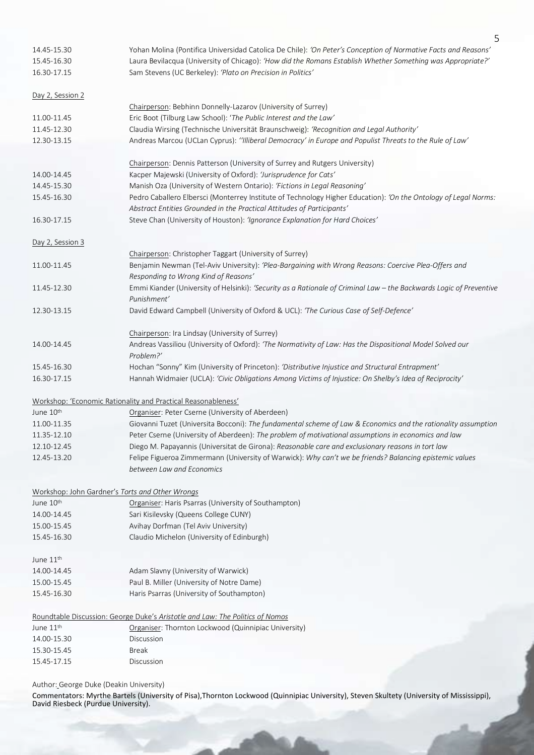| | |
|---|---|
| 14.45-15.30 | Yohan Molina (Pontifica Universidad Catolica De Chile): *'On Peter's Conception of Normative Facts and Reasons'* |
| 15.45-16.30 | Laura Bevilacqua (University of Chicago): *'How did the Romans Establish Whether Something was Appropriate?'* |
| 16.30-17.15 | Sam Stevens (UC Berkeley): *'Plato on Precision in Politics'* |

Day 2, Session 2

| | |
|---|---|
| | Chairperson: Bebhinn Donnelly-Lazarov (University of Surrey) |
| 11.00-11.45 | Eric Boot (Tilburg Law School): *'The Public Interest and the Law'* |
| 11.45-12.30 | Claudia Wirsing (Technische Universität Braunschweig): *'Recognition and Legal Authority'* |
| 12.30-13.15 | Andreas Marcou (UCLan Cyprus): *''Illiberal Democracy' in Europe and Populist Threats to the Rule of Law'* |
| | Chairperson: Dennis Patterson (University of Surrey and Rutgers University) |
| 14.00-14.45 | Kacper Majewski (University of Oxford): *'Jurisprudence for Cats'* |
| 14.45-15.30 | Manish Oza (University of Western Ontario): *'Fictions in Legal Reasoning'* |
| 15.45-16.30 | Pedro Caballero Elbersci (Monterrey Institute of Technology Higher Education): *'On the Ontology of Legal Norms: Abstract Entities Grounded in the Practical Attitudes of Participants'* |
| 16.30-17.15 | Steve Chan (University of Houston): *'Ignorance Explanation for Hard Choices'* |

Day 2, Session 3

| | |
|---|---|
| | Chairperson: Christopher Taggart (University of Surrey) |
| 11.00-11.45 | Benjamin Newman (Tel-Aviv University): *'Plea-Bargaining with Wrong Reasons: Coercive Plea-Offers and Responding to Wrong Kind of Reasons'* |
| 11.45-12.30 | Emmi Kiander (University of Helsinki): *'Security as a Rationale of Criminal Law – the Backwards Logic of Preventive Punishment'* |
| 12.30-13.15 | David Edward Campbell (University of Oxford & UCL): *'The Curious Case of Self-Defence'* |
| | Chairperson: Ira Lindsay (University of Surrey) |
| 14.00-14.45 | Andreas Vassiliou (University of Oxford): *'The Normativity of Law: Has the Dispositional Model Solved our Problem?'* |
| 15.45-16.30 | Hochan "Sonny" Kim (University of Princeton): *'Distributive Injustice and Structural Entrapment'* |
| 16.30-17.15 | Hannah Widmaier (UCLA): *'Civic Obligations Among Victims of Injustice: On Shelby's Idea of Reciprocity'* |

Workshop: 'Economic Rationality and Practical Reasonableness'

| | |
|---|---|
| June 10th | Organiser: Peter Cserne (University of Aberdeen) |
| 11.00-11.35 | Giovanni Tuzet (Universita Bocconi): *The fundamental scheme of Law & Economics and the rationality assumption* |
| 11.35-12.10 | Peter Cserne (University of Aberdeen): *The problem of motivational assumptions in economics and law* |
| 12.10-12.45 | Diego M. Papayannis (Universitat de Girona): *Reasonable care and exclusionary reasons in tort law* |
| 12.45-13.20 | Felipe Figueroa Zimmermann (University of Warwick): *Why can't we be friends? Balancing epistemic values between Law and Economics* |

Workshop: John Gardner's *Torts and Other Wrongs*

| | |
|---|---|
| June 10th | Organiser: Haris Psarras (University of Southampton) |
| 14.00-14.45 | Sari Kisilevsky (Queens College CUNY) |
| 15.00-15.45 | Avihay Dorfman (Tel Aviv University) |
| 15.45-16.30 | Claudio Michelon (University of Edinburgh) |
| June 11th | |
| 14.00-14.45 | Adam Slavny (University of Warwick) |
| 15.00-15.45 | Paul B. Miller (University of Notre Dame) |
| 15.45-16.30 | Haris Psarras (University of Southampton) |

Roundtable Discussion: George Duke's *Aristotle and Law: The Politics of Nomos*

| | |
|---|---|
| June 11th | Organiser: Thornton Lockwood (Quinnipiac University) |
| 14.00-15.30 | Discussion |
| 15.30-15.45 | Break |
| 15.45-17.15 | Discussion |

Author: George Duke (Deakin University)

Commentators: Myrthe Bartels (University of Pisa), Thornton Lockwood (Quinnipiac University), Steven Skultety (University of Mississippi), David Riesbeck (Purdue University).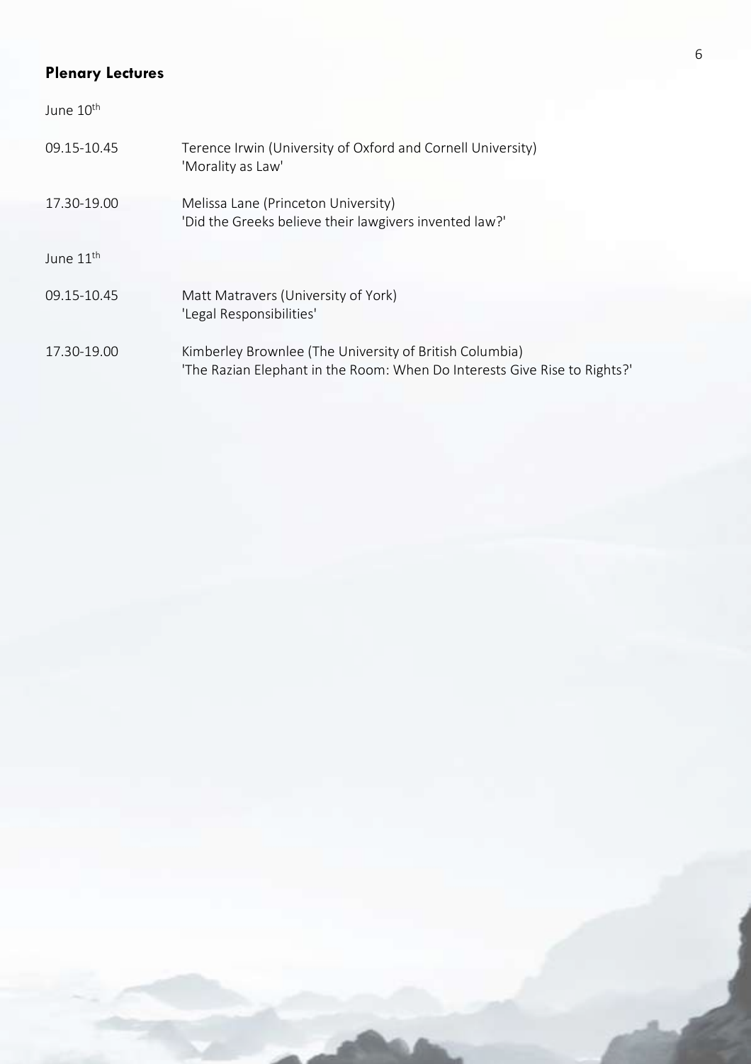## Plenary Lectures

June 10th

| | |
|---|---|
| 09.15-10.45 | Terence Irwin (University of Oxford and Cornell University)<br>'Morality as Law' |
| 17.30-19.00 | Melissa Lane (Princeton University)<br>'Did the Greeks believe their lawgivers invented law?' |

June 11th

| | |
|---|---|
| 09.15-10.45 | Matt Matravers (University of York)<br>'Legal Responsibilities' |
| 17.30-19.00 | Kimberley Brownlee (The University of British Columbia)<br>'The Razian Elephant in the Room: When Do Interests Give Rise to Rights?' |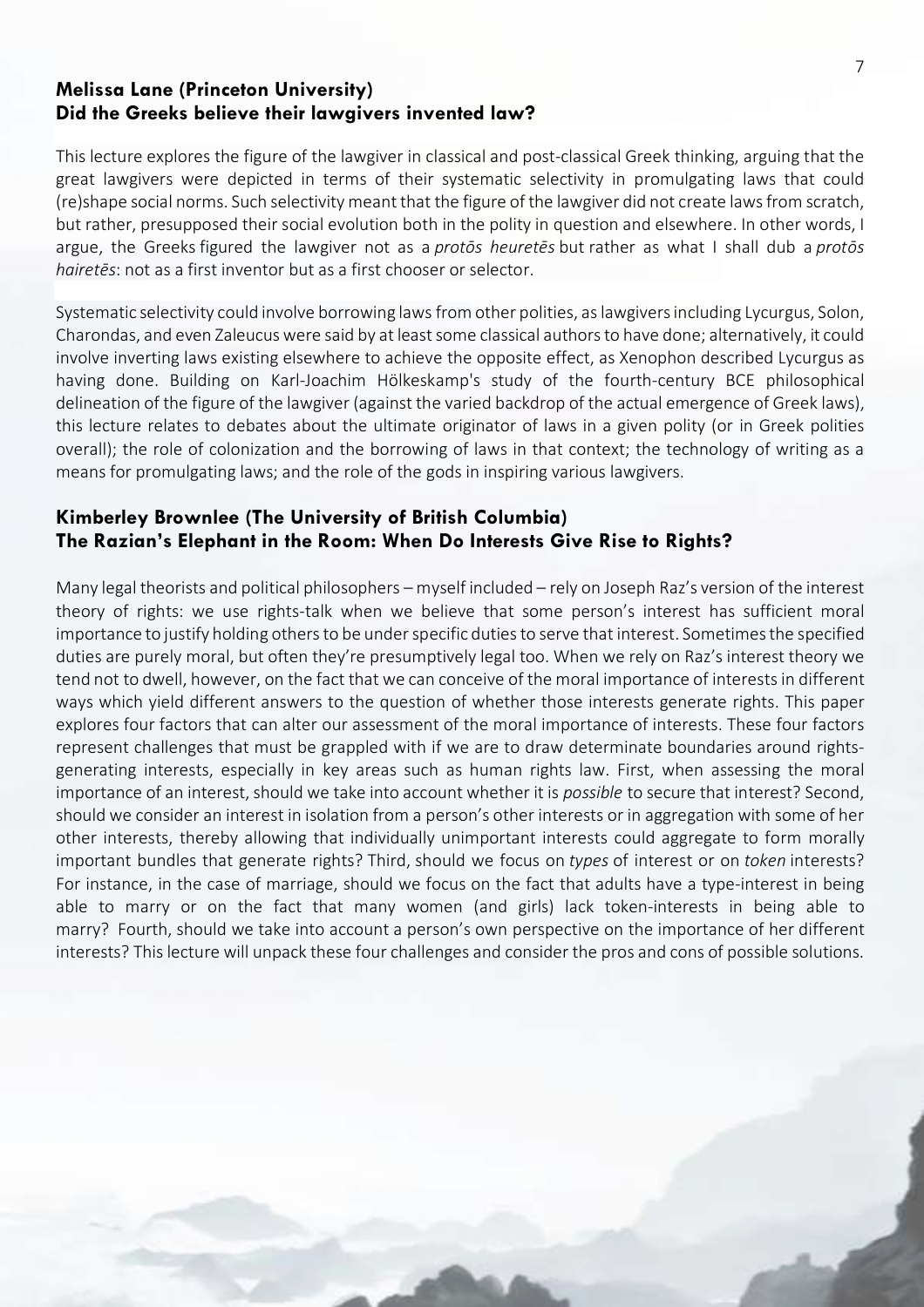## Melissa Lane (Princeton University)
## Did the Greeks believe their lawgivers invented law?

This lecture explores the figure of the lawgiver in classical and post-classical Greek thinking, arguing that the great lawgivers were depicted in terms of their systematic selectivity in promulgating laws that could (re)shape social norms. Such selectivity meant that the figure of the lawgiver did not create laws from scratch, but rather, presupposed their social evolution both in the polity in question and elsewhere. In other words, I argue, the Greeks figured the lawgiver not as a *protōs heuretēs* but rather as what I shall dub a *protōs hairetēs*: not as a first inventor but as a first chooser or selector.

Systematic selectivity could involve borrowing laws from other polities, as lawgivers including Lycurgus, Solon, Charondas, and even Zaleucus were said by at least some classical authors to have done; alternatively, it could involve inverting laws existing elsewhere to achieve the opposite effect, as Xenophon described Lycurgus as having done. Building on Karl-Joachim Hölkeskamp's study of the fourth-century BCE philosophical delineation of the figure of the lawgiver (against the varied backdrop of the actual emergence of Greek laws), this lecture relates to debates about the ultimate originator of laws in a given polity (or in Greek polities overall); the role of colonization and the borrowing of laws in that context; the technology of writing as a means for promulgating laws; and the role of the gods in inspiring various lawgivers.

## Kimberley Brownlee (The University of British Columbia)
## The Razian's Elephant in the Room: When Do Interests Give Rise to Rights?

Many legal theorists and political philosophers – myself included – rely on Joseph Raz's version of the interest theory of rights: we use rights-talk when we believe that some person's interest has sufficient moral importance to justify holding others to be under specific duties to serve that interest. Sometimes the specified duties are purely moral, but often they're presumptively legal too. When we rely on Raz's interest theory we tend not to dwell, however, on the fact that we can conceive of the moral importance of interests in different ways which yield different answers to the question of whether those interests generate rights. This paper explores four factors that can alter our assessment of the moral importance of interests. These four factors represent challenges that must be grappled with if we are to draw determinate boundaries around rights-generating interests, especially in key areas such as human rights law. First, when assessing the moral importance of an interest, should we take into account whether it is *possible* to secure that interest? Second, should we consider an interest in isolation from a person's other interests or in aggregation with some of her other interests, thereby allowing that individually unimportant interests could aggregate to form morally important bundles that generate rights? Third, should we focus on *types* of interest or on *token* interests? For instance, in the case of marriage, should we focus on the fact that adults have a type-interest in being able to marry or on the fact that many women (and girls) lack token-interests in being able to marry? Fourth, should we take into account a person's own perspective on the importance of her different interests? This lecture will unpack these four challenges and consider the pros and cons of possible solutions.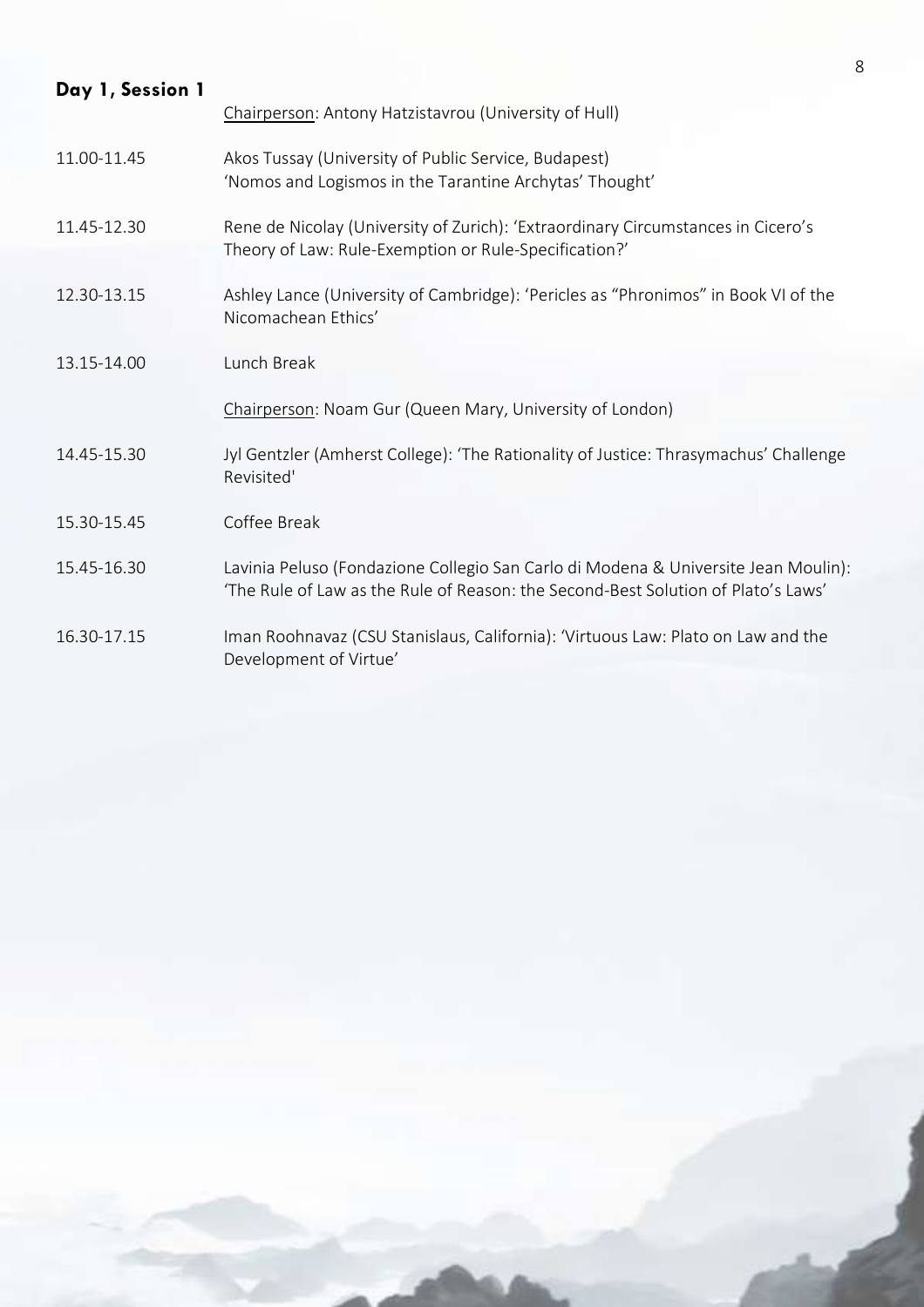## Day 1, Session 1

<u>Chairperson</u>: Antony Hatzistavrou (University of Hull)

| | |
|---|---|
| 11.00-11.45 | Akos Tussay (University of Public Service, Budapest) 'Nomos and Logismos in the Tarantine Archytas' Thought' |
| 11.45-12.30 | Rene de Nicolay (University of Zurich): 'Extraordinary Circumstances in Cicero's Theory of Law: Rule-Exemption or Rule-Specification?' |
| 12.30-13.15 | Ashley Lance (University of Cambridge): 'Pericles as "Phronimos" in Book VI of the Nicomachean Ethics' |
| 13.15-14.00 | Lunch Break |

<u>Chairperson</u>: Noam Gur (Queen Mary, University of London)

| | |
|---|---|
| 14.45-15.30 | Jyl Gentzler (Amherst College): 'The Rationality of Justice: Thrasymachus' Challenge Revisited' |
| 15.30-15.45 | Coffee Break |
| 15.45-16.30 | Lavinia Peluso (Fondazione Collegio San Carlo di Modena & Universite Jean Moulin): 'The Rule of Law as the Rule of Reason: the Second-Best Solution of Plato's Laws' |
| 16.30-17.15 | Iman Roohnavaz (CSU Stanislaus, California): 'Virtuous Law: Plato on Law and the Development of Virtue' |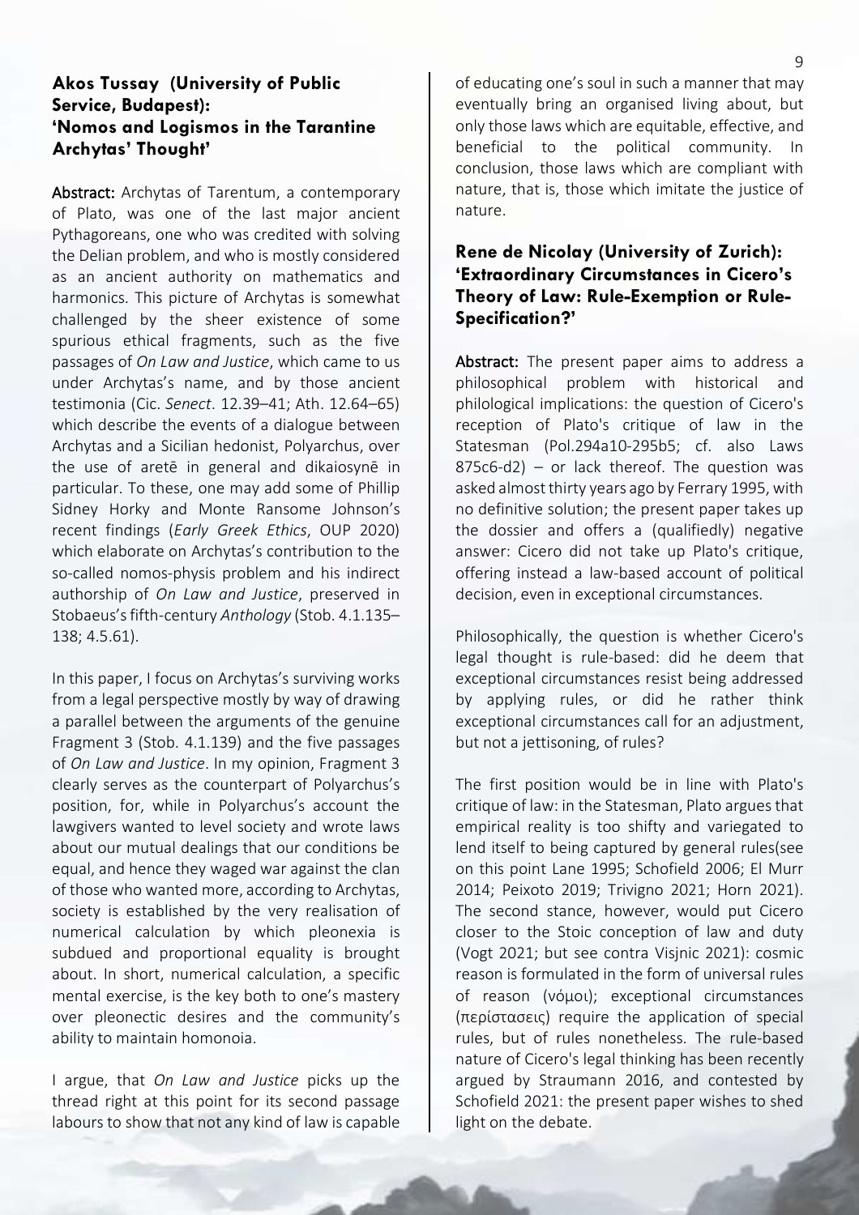### Akos Tussay (University of Public Service, Budapest): 'Nomos and Logismos in the Tarantine Archytas' Thought'

**Abstract:** Archytas of Tarentum, a contemporary of Plato, was one of the last major ancient Pythagoreans, one who was credited with solving the Delian problem, and who is mostly considered as an ancient authority on mathematics and harmonics. This picture of Archytas is somewhat challenged by the sheer existence of some spurious ethical fragments, such as the five passages of *On Law and Justice*, which came to us under Archytas's name, and by those ancient testimonia (Cic. *Senect*. 12.39–41; Ath. 12.64–65) which describe the events of a dialogue between Archytas and a Sicilian hedonist, Polyarchus, over the use of aretē in general and dikaiosynē in particular. To these, one may add some of Phillip Sidney Horky and Monte Ransome Johnson's recent findings (*Early Greek Ethics*, OUP 2020) which elaborate on Archytas's contribution to the so-called nomos-physis problem and his indirect authorship of *On Law and Justice*, preserved in Stobaeus's fifth-century *Anthology* (Stob. 4.1.135–138; 4.5.61).

In this paper, I focus on Archytas's surviving works from a legal perspective mostly by way of drawing a parallel between the arguments of the genuine Fragment 3 (Stob. 4.1.139) and the five passages of *On Law and Justice*. In my opinion, Fragment 3 clearly serves as the counterpart of Polyarchus's position, for, while in Polyarchus's account the lawgivers wanted to level society and wrote laws about our mutual dealings that our conditions be equal, and hence they waged war against the clan of those who wanted more, according to Archytas, society is established by the very realisation of numerical calculation by which pleonexia is subdued and proportional equality is brought about. In short, numerical calculation, a specific mental exercise, is the key both to one's mastery over pleonectic desires and the community's ability to maintain homonoia.

I argue, that *On Law and Justice* picks up the thread right at this point for its second passage labours to show that not any kind of law is capable of educating one's soul in such a manner that may eventually bring an organised living about, but only those laws which are equitable, effective, and beneficial to the political community. In conclusion, those laws which are compliant with nature, that is, those which imitate the justice of nature.

### Rene de Nicolay (University of Zurich): 'Extraordinary Circumstances in Cicero's Theory of Law: Rule-Exemption or Rule-Specification?'

**Abstract:** The present paper aims to address a philosophical problem with historical and philological implications: the question of Cicero's reception of Plato's critique of law in the Statesman (Pol.294a10-295b5; cf. also Laws 875c6-d2) – or lack thereof. The question was asked almost thirty years ago by Ferrary 1995, with no definitive solution; the present paper takes up the dossier and offers a (qualifiedly) negative answer: Cicero did not take up Plato's critique, offering instead a law-based account of political decision, even in exceptional circumstances.

Philosophically, the question is whether Cicero's legal thought is rule-based: did he deem that exceptional circumstances resist being addressed by applying rules, or did he rather think exceptional circumstances call for an adjustment, but not a jettisoning, of rules?

The first position would be in line with Plato's critique of law: in the Statesman, Plato argues that empirical reality is too shifty and variegated to lend itself to being captured by general rules(see on this point Lane 1995; Schofield 2006; El Murr 2014; Peixoto 2019; Trivigno 2021; Horn 2021). The second stance, however, would put Cicero closer to the Stoic conception of law and duty (Vogt 2021; but see contra Visjnic 2021): cosmic reason is formulated in the form of universal rules of reason (νόμοι); exceptional circumstances (περίστασεις) require the application of special rules, but of rules nonetheless. The rule-based nature of Cicero's legal thinking has been recently argued by Straumann 2016, and contested by Schofield 2021: the present paper wishes to shed light on the debate.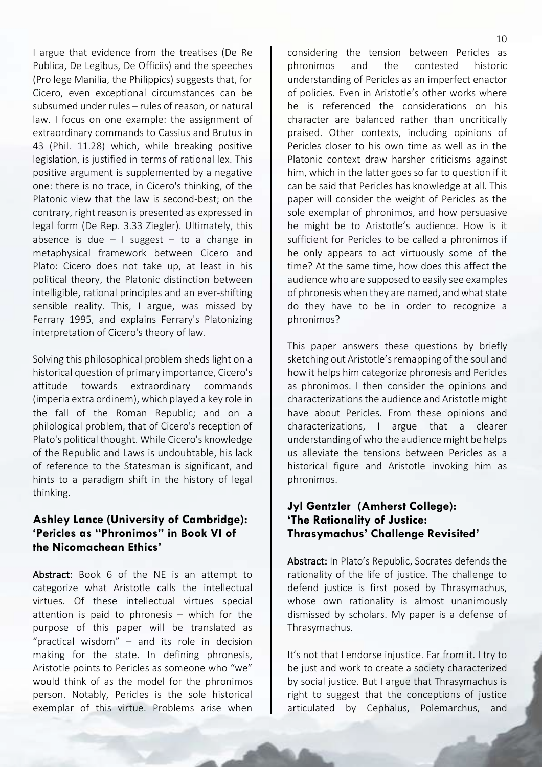I argue that evidence from the treatises (De Re Publica, De Legibus, De Officiis) and the speeches (Pro lege Manilia, the Philippics) suggests that, for Cicero, even exceptional circumstances can be subsumed under rules – rules of reason, or natural law. I focus on one example: the assignment of extraordinary commands to Cassius and Brutus in 43 (Phil. 11.28) which, while breaking positive legislation, is justified in terms of rational lex. This positive argument is supplemented by a negative one: there is no trace, in Cicero's thinking, of the Platonic view that the law is second-best; on the contrary, right reason is presented as expressed in legal form (De Rep. 3.33 Ziegler). Ultimately, this absence is due – I suggest – to a change in metaphysical framework between Cicero and Plato: Cicero does not take up, at least in his political theory, the Platonic distinction between intelligible, rational principles and an ever-shifting sensible reality. This, I argue, was missed by Ferrary 1995, and explains Ferrary's Platonizing interpretation of Cicero's theory of law.

Solving this philosophical problem sheds light on a historical question of primary importance, Cicero's attitude towards extraordinary commands (imperia extra ordinem), which played a key role in the fall of the Roman Republic; and on a philological problem, that of Cicero's reception of Plato's political thought. While Cicero's knowledge of the Republic and Laws is undoubtable, his lack of reference to the Statesman is significant, and hints to a paradigm shift in the history of legal thinking.

### Ashley Lance (University of Cambridge): 'Pericles as "Phronimos" in Book VI of the Nicomachean Ethics'

**Abstract:** Book 6 of the NE is an attempt to categorize what Aristotle calls the intellectual virtues. Of these intellectual virtues special attention is paid to phronesis – which for the purpose of this paper will be translated as "practical wisdom" – and its role in decision making for the state. In defining phronesis, Aristotle points to Pericles as someone who "we" would think of as the model for the phronimos person. Notably, Pericles is the sole historical exemplar of this virtue. Problems arise when considering the tension between Pericles as phronimos and the contested historic understanding of Pericles as an imperfect enactor of policies. Even in Aristotle's other works where he is referenced the considerations on his character are balanced rather than uncritically praised. Other contexts, including opinions of Pericles closer to his own time as well as in the Platonic context draw harsher criticisms against him, which in the latter goes so far to question if it can be said that Pericles has knowledge at all. This paper will consider the weight of Pericles as the sole exemplar of phronimos, and how persuasive he might be to Aristotle's audience. How is it sufficient for Pericles to be called a phronimos if he only appears to act virtuously some of the time? At the same time, how does this affect the audience who are supposed to easily see examples of phronesis when they are named, and what state do they have to be in order to recognize a phronimos?

This paper answers these questions by briefly sketching out Aristotle's remapping of the soul and how it helps him categorize phronesis and Pericles as phronimos. I then consider the opinions and characterizations the audience and Aristotle might have about Pericles. From these opinions and characterizations, I argue that a clearer understanding of who the audience might be helps us alleviate the tensions between Pericles as a historical figure and Aristotle invoking him as phronimos.

### Jyl Gentzler (Amherst College): 'The Rationality of Justice: Thrasymachus' Challenge Revisited'

**Abstract:** In Plato's Republic, Socrates defends the rationality of the life of justice. The challenge to defend justice is first posed by Thrasymachus, whose own rationality is almost unanimously dismissed by scholars. My paper is a defense of Thrasymachus.

It's not that I endorse injustice. Far from it. I try to be just and work to create a society characterized by social justice. But I argue that Thrasymachus is right to suggest that the conceptions of justice articulated by Cephalus, Polemarchus, and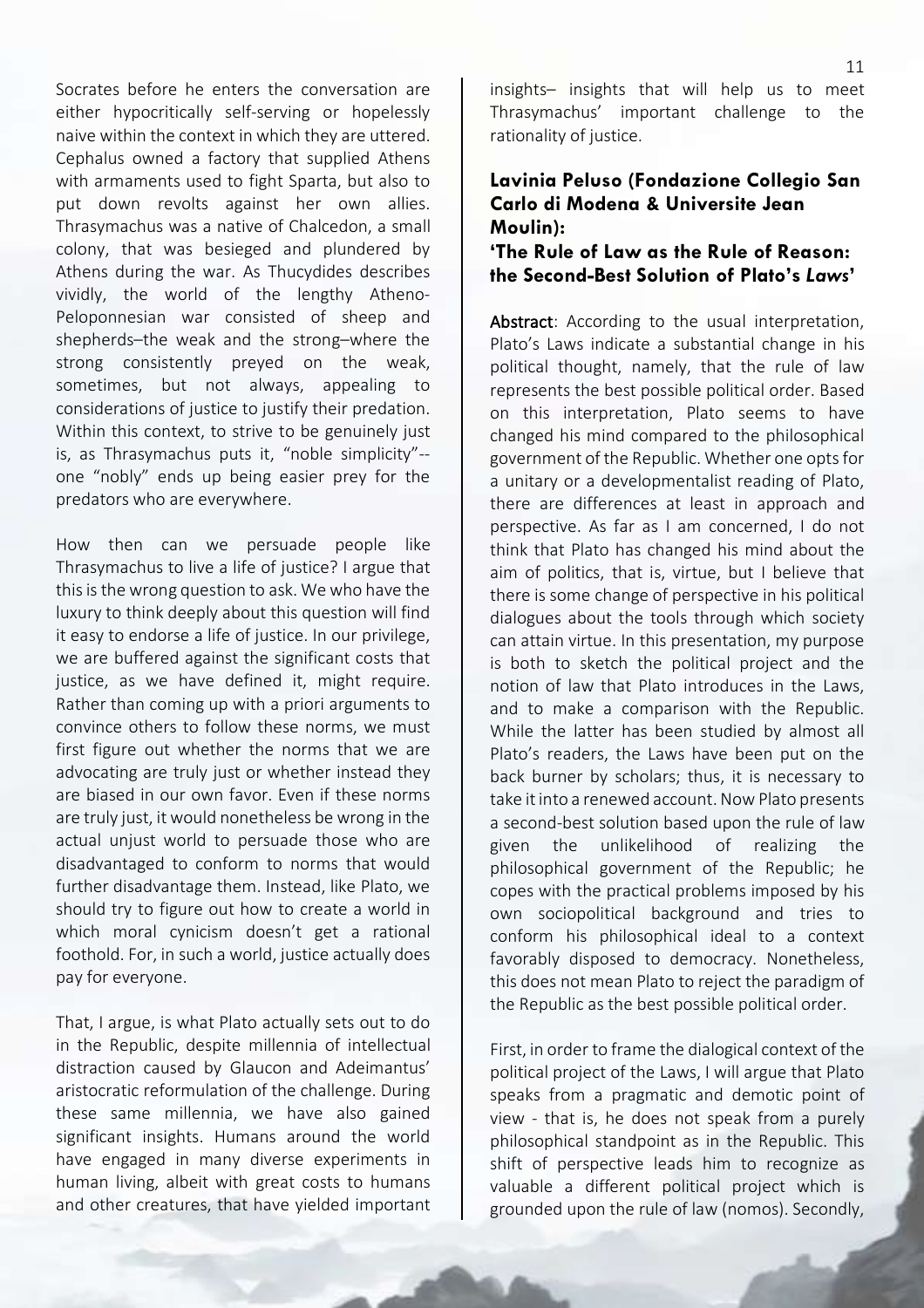Socrates before he enters the conversation are either hypocritically self-serving or hopelessly naive within the context in which they are uttered. Cephalus owned a factory that supplied Athens with armaments used to fight Sparta, but also to put down revolts against her own allies. Thrasymachus was a native of Chalcedon, a small colony, that was besieged and plundered by Athens during the war. As Thucydides describes vividly, the world of the lengthy Atheno-Peloponnesian war consisted of sheep and shepherds–the weak and the strong–where the strong consistently preyed on the weak, sometimes, but not always, appealing to considerations of justice to justify their predation. Within this context, to strive to be genuinely just is, as Thrasymachus puts it, "noble simplicity"-- one "nobly" ends up being easier prey for the predators who are everywhere.

How then can we persuade people like Thrasymachus to live a life of justice? I argue that this is the wrong question to ask. We who have the luxury to think deeply about this question will find it easy to endorse a life of justice. In our privilege, we are buffered against the significant costs that justice, as we have defined it, might require. Rather than coming up with a priori arguments to convince others to follow these norms, we must first figure out whether the norms that we are advocating are truly just or whether instead they are biased in our own favor. Even if these norms are truly just, it would nonetheless be wrong in the actual unjust world to persuade those who are disadvantaged to conform to norms that would further disadvantage them. Instead, like Plato, we should try to figure out how to create a world in which moral cynicism doesn't get a rational foothold. For, in such a world, justice actually does pay for everyone.

That, I argue, is what Plato actually sets out to do in the Republic, despite millennia of intellectual distraction caused by Glaucon and Adeimantus' aristocratic reformulation of the challenge. During these same millennia, we have also gained significant insights. Humans around the world have engaged in many diverse experiments in human living, albeit with great costs to humans and other creatures, that have yielded important insights– insights that will help us to meet Thrasymachus' important challenge to the rationality of justice.

### Lavinia Peluso (Fondazione Collegio San Carlo di Modena & Universite Jean Moulin): 'The Rule of Law as the Rule of Reason: the Second-Best Solution of Plato's *Laws*'

**Abstract**: According to the usual interpretation, Plato's Laws indicate a substantial change in his political thought, namely, that the rule of law represents the best possible political order. Based on this interpretation, Plato seems to have changed his mind compared to the philosophical government of the Republic. Whether one opts for a unitary or a developmentalist reading of Plato, there are differences at least in approach and perspective. As far as I am concerned, I do not think that Plato has changed his mind about the aim of politics, that is, virtue, but I believe that there is some change of perspective in his political dialogues about the tools through which society can attain virtue. In this presentation, my purpose is both to sketch the political project and the notion of law that Plato introduces in the Laws, and to make a comparison with the Republic. While the latter has been studied by almost all Plato's readers, the Laws have been put on the back burner by scholars; thus, it is necessary to take it into a renewed account. Now Plato presents a second-best solution based upon the rule of law given the unlikelihood of realizing the philosophical government of the Republic; he copes with the practical problems imposed by his own sociopolitical background and tries to conform his philosophical ideal to a context favorably disposed to democracy. Nonetheless, this does not mean Plato to reject the paradigm of the Republic as the best possible political order.

First, in order to frame the dialogical context of the political project of the Laws, I will argue that Plato speaks from a pragmatic and demotic point of view - that is, he does not speak from a purely philosophical standpoint as in the Republic. This shift of perspective leads him to recognize as valuable a different political project which is grounded upon the rule of law (nomos). Secondly,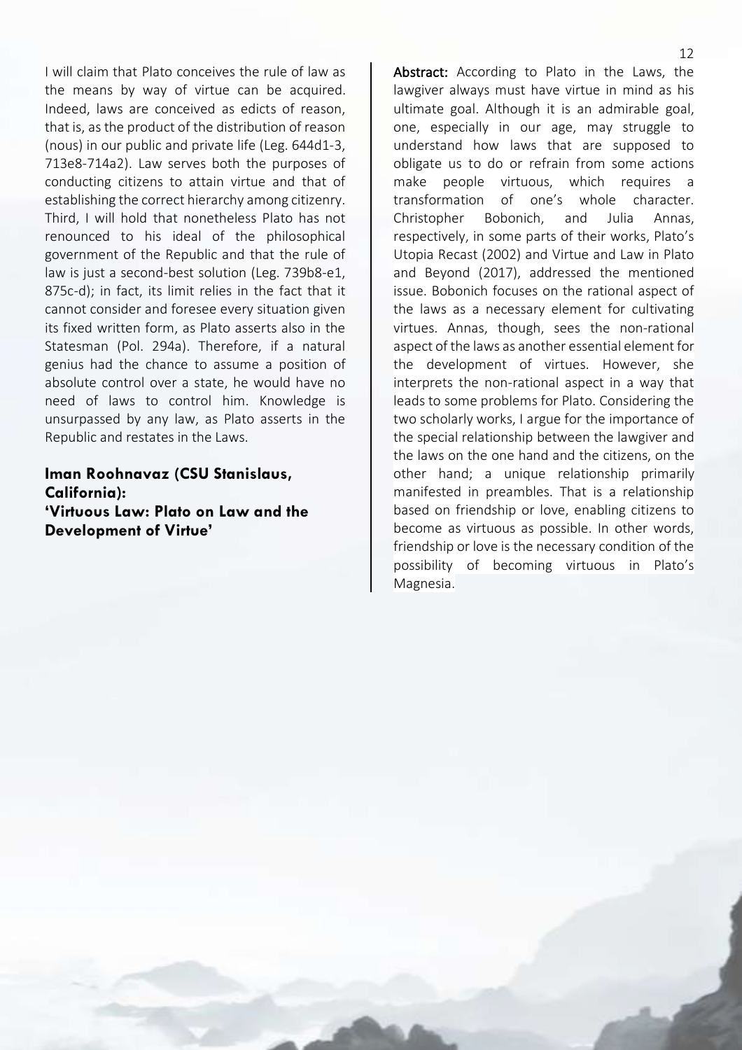I will claim that Plato conceives the rule of law as the means by way of virtue can be acquired. Indeed, laws are conceived as edicts of reason, that is, as the product of the distribution of reason (nous) in our public and private life (Leg. 644d1-3, 713e8-714a2). Law serves both the purposes of conducting citizens to attain virtue and that of establishing the correct hierarchy among citizenry. Third, I will hold that nonetheless Plato has not renounced to his ideal of the philosophical government of the Republic and that the rule of law is just a second-best solution (Leg. 739b8-e1, 875c-d); in fact, its limit relies in the fact that it cannot consider and foresee every situation given its fixed written form, as Plato asserts also in the Statesman (Pol. 294a). Therefore, if a natural genius had the chance to assume a position of absolute control over a state, he would have no need of laws to control him. Knowledge is unsurpassed by any law, as Plato asserts in the Republic and restates in the Laws.

## Iman Roohnavaz (CSU Stanislaus, California): 'Virtuous Law: Plato on Law and the Development of Virtue'

**Abstract:** According to Plato in the Laws, the lawgiver always must have virtue in mind as his ultimate goal. Although it is an admirable goal, one, especially in our age, may struggle to understand how laws that are supposed to obligate us to do or refrain from some actions make people virtuous, which requires a transformation of one's whole character. Christopher Bobonich, and Julia Annas, respectively, in some parts of their works, Plato's Utopia Recast (2002) and Virtue and Law in Plato and Beyond (2017), addressed the mentioned issue. Bobonich focuses on the rational aspect of the laws as a necessary element for cultivating virtues. Annas, though, sees the non-rational aspect of the laws as another essential element for the development of virtues. However, she interprets the non-rational aspect in a way that leads to some problems for Plato. Considering the two scholarly works, I argue for the importance of the special relationship between the lawgiver and the laws on the one hand and the citizens, on the other hand; a unique relationship primarily manifested in preambles. That is a relationship based on friendship or love, enabling citizens to become as virtuous as possible. In other words, friendship or love is the necessary condition of the possibility of becoming virtuous in Plato's Magnesia.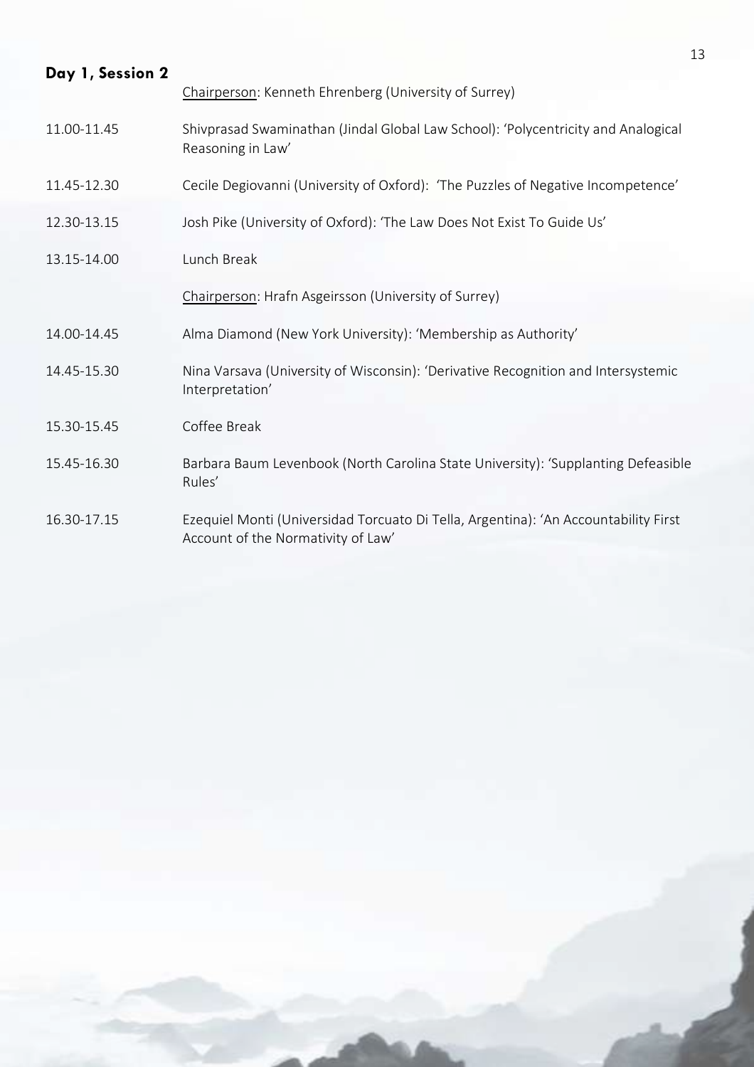## Day 1, Session 2

Chairperson: Kenneth Ehrenberg (University of Surrey)

| | |
|---|---|
| 11.00-11.45 | Shivprasad Swaminathan (Jindal Global Law School): 'Polycentricity and Analogical Reasoning in Law' |
| 11.45-12.30 | Cecile Degiovanni (University of Oxford): 'The Puzzles of Negative Incompetence' |
| 12.30-13.15 | Josh Pike (University of Oxford): 'The Law Does Not Exist To Guide Us' |
| 13.15-14.00 | Lunch Break |
| | Chairperson: Hrafn Asgeirsson (University of Surrey) |
| 14.00-14.45 | Alma Diamond (New York University): 'Membership as Authority' |
| 14.45-15.30 | Nina Varsava (University of Wisconsin): 'Derivative Recognition and Intersystemic Interpretation' |
| 15.30-15.45 | Coffee Break |
| 15.45-16.30 | Barbara Baum Levenbook (North Carolina State University): 'Supplanting Defeasible Rules' |
| 16.30-17.15 | Ezequiel Monti (Universidad Torcuato Di Tella, Argentina): 'An Accountability First Account of the Normativity of Law' |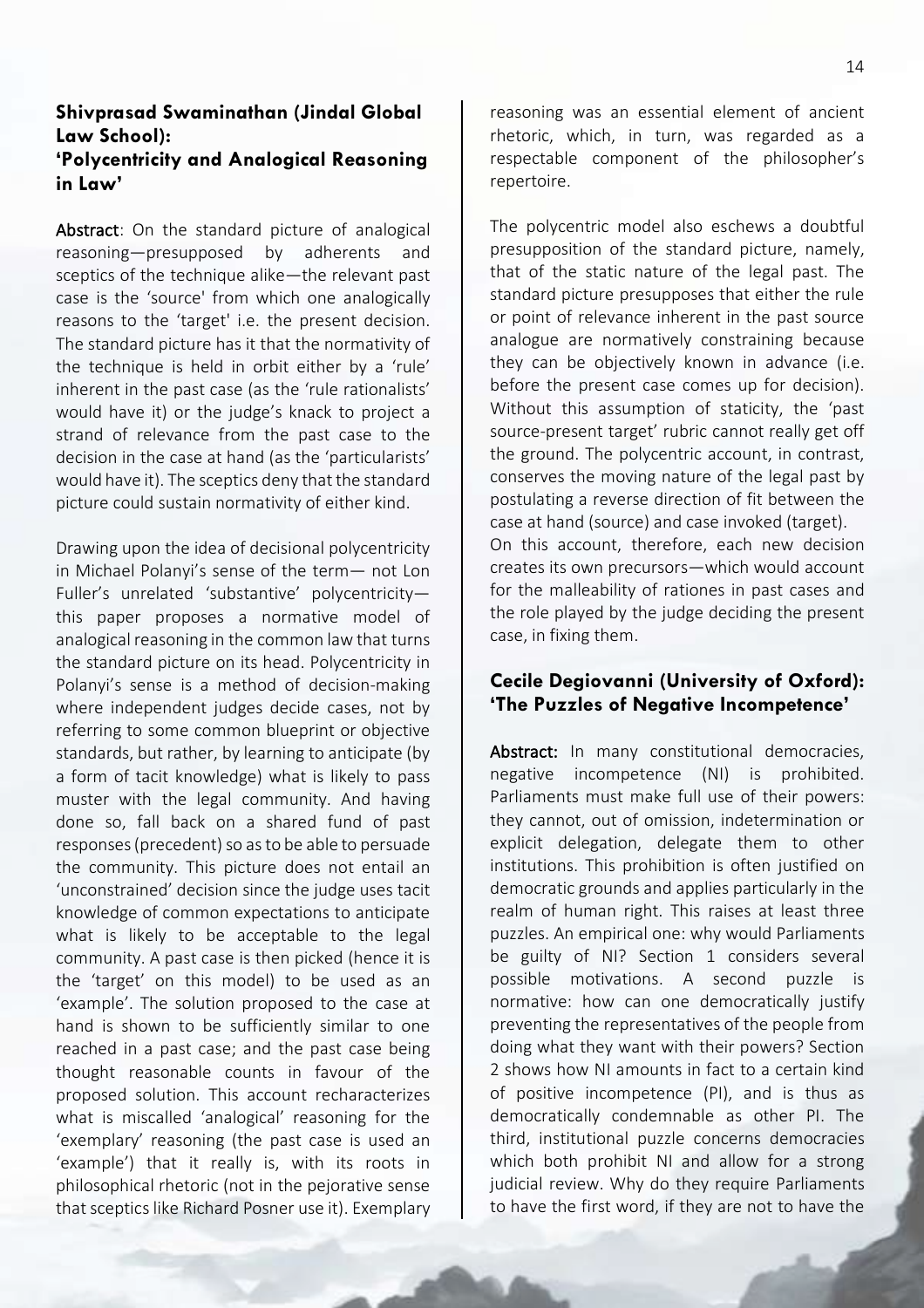### Shivprasad Swaminathan (Jindal Global Law School): 'Polycentricity and Analogical Reasoning in Law'

**Abstract**: On the standard picture of analogical reasoning—presupposed by adherents and sceptics of the technique alike—the relevant past case is the 'source' from which one analogically reasons to the 'target' i.e. the present decision. The standard picture has it that the normativity of the technique is held in orbit either by a 'rule' inherent in the past case (as the 'rule rationalists' would have it) or the judge's knack to project a strand of relevance from the past case to the decision in the case at hand (as the 'particularists' would have it). The sceptics deny that the standard picture could sustain normativity of either kind.

Drawing upon the idea of decisional polycentricity in Michael Polanyi's sense of the term— not Lon Fuller's unrelated 'substantive' polycentricity—this paper proposes a normative model of analogical reasoning in the common law that turns the standard picture on its head. Polycentricity in Polanyi's sense is a method of decision-making where independent judges decide cases, not by referring to some common blueprint or objective standards, but rather, by learning to anticipate (by a form of tacit knowledge) what is likely to pass muster with the legal community. And having done so, fall back on a shared fund of past responses (precedent) so as to be able to persuade the community. This picture does not entail an 'unconstrained' decision since the judge uses tacit knowledge of common expectations to anticipate what is likely to be acceptable to the legal community. A past case is then picked (hence it is the 'target' on this model) to be used as an 'example'. The solution proposed to the case at hand is shown to be sufficiently similar to one reached in a past case; and the past case being thought reasonable counts in favour of the proposed solution. This account recharacterizes what is miscalled 'analogical' reasoning for the 'exemplary' reasoning (the past case is used an 'example') that it really is, with its roots in philosophical rhetoric (not in the pejorative sense that sceptics like Richard Posner use it). Exemplary reasoning was an essential element of ancient rhetoric, which, in turn, was regarded as a respectable component of the philosopher's repertoire.

The polycentric model also eschews a doubtful presupposition of the standard picture, namely, that of the static nature of the legal past. The standard picture presupposes that either the rule or point of relevance inherent in the past source analogue are normatively constraining because they can be objectively known in advance (i.e. before the present case comes up for decision). Without this assumption of staticity, the 'past source-present target' rubric cannot really get off the ground. The polycentric account, in contrast, conserves the moving nature of the legal past by postulating a reverse direction of fit between the case at hand (source) and case invoked (target). On this account, therefore, each new decision creates its own precursors—which would account for the malleability of rationes in past cases and the role played by the judge deciding the present case, in fixing them.

### Cecile Degiovanni (University of Oxford): 'The Puzzles of Negative Incompetence'

**Abstract:** In many constitutional democracies, negative incompetence (NI) is prohibited. Parliaments must make full use of their powers: they cannot, out of omission, indetermination or explicit delegation, delegate them to other institutions. This prohibition is often justified on democratic grounds and applies particularly in the realm of human right. This raises at least three puzzles. An empirical one: why would Parliaments be guilty of NI? Section 1 considers several possible motivations. A second puzzle is normative: how can one democratically justify preventing the representatives of the people from doing what they want with their powers? Section 2 shows how NI amounts in fact to a certain kind of positive incompetence (PI), and is thus as democratically condemnable as other PI. The third, institutional puzzle concerns democracies which both prohibit NI and allow for a strong judicial review. Why do they require Parliaments to have the first word, if they are not to have the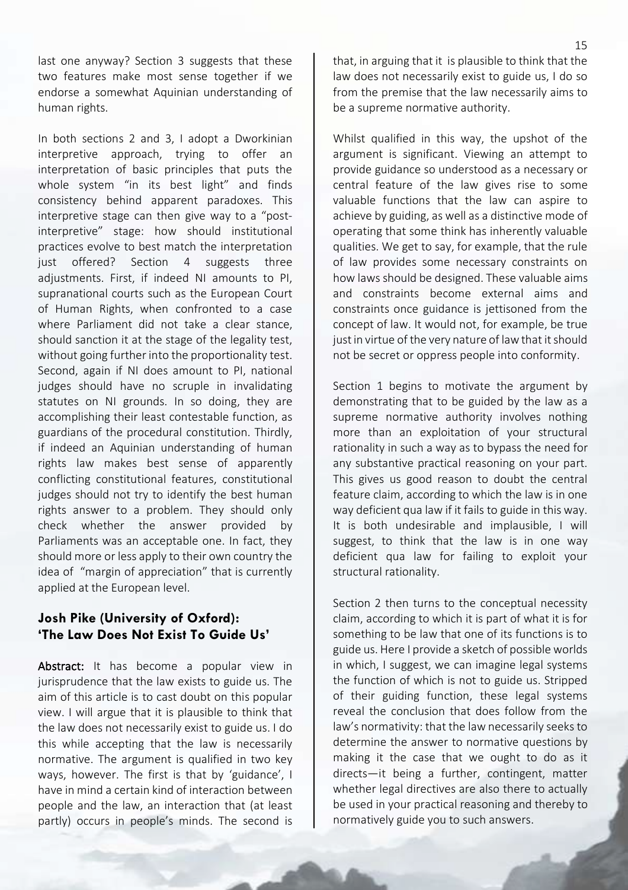last one anyway? Section 3 suggests that these two features make most sense together if we endorse a somewhat Aquinian understanding of human rights.

In both sections 2 and 3, I adopt a Dworkinian interpretive approach, trying to offer an interpretation of basic principles that puts the whole system "in its best light" and finds consistency behind apparent paradoxes. This interpretive stage can then give way to a "post-interpretive" stage: how should institutional practices evolve to best match the interpretation just offered? Section 4 suggests three adjustments. First, if indeed NI amounts to PI, supranational courts such as the European Court of Human Rights, when confronted to a case where Parliament did not take a clear stance, should sanction it at the stage of the legality test, without going further into the proportionality test. Second, again if NI does amount to PI, national judges should have no scruple in invalidating statutes on NI grounds. In so doing, they are accomplishing their least contestable function, as guardians of the procedural constitution. Thirdly, if indeed an Aquinian understanding of human rights law makes best sense of apparently conflicting constitutional features, constitutional judges should not try to identify the best human rights answer to a problem. They should only check whether the answer provided by Parliaments was an acceptable one. In fact, they should more or less apply to their own country the idea of "margin of appreciation" that is currently applied at the European level.

### Josh Pike (University of Oxford): 'The Law Does Not Exist To Guide Us'

**Abstract:** It has become a popular view in jurisprudence that the law exists to guide us. The aim of this article is to cast doubt on this popular view. I will argue that it is plausible to think that the law does not necessarily exist to guide us. I do this while accepting that the law is necessarily normative. The argument is qualified in two key ways, however. The first is that by 'guidance', I have in mind a certain kind of interaction between people and the law, an interaction that (at least partly) occurs in people's minds. The second is that, in arguing that it is plausible to think that the law does not necessarily exist to guide us, I do so from the premise that the law necessarily aims to be a supreme normative authority.

Whilst qualified in this way, the upshot of the argument is significant. Viewing an attempt to provide guidance so understood as a necessary or central feature of the law gives rise to some valuable functions that the law can aspire to achieve by guiding, as well as a distinctive mode of operating that some think has inherently valuable qualities. We get to say, for example, that the rule of law provides some necessary constraints on how laws should be designed. These valuable aims and constraints become external aims and constraints once guidance is jettisoned from the concept of law. It would not, for example, be true just in virtue of the very nature of law that it should not be secret or oppress people into conformity.

Section 1 begins to motivate the argument by demonstrating that to be guided by the law as a supreme normative authority involves nothing more than an exploitation of your structural rationality in such a way as to bypass the need for any substantive practical reasoning on your part. This gives us good reason to doubt the central feature claim, according to which the law is in one way deficient qua law if it fails to guide in this way. It is both undesirable and implausible, I will suggest, to think that the law is in one way deficient qua law for failing to exploit your structural rationality.

Section 2 then turns to the conceptual necessity claim, according to which it is part of what it is for something to be law that one of its functions is to guide us. Here I provide a sketch of possible worlds in which, I suggest, we can imagine legal systems the function of which is not to guide us. Stripped of their guiding function, these legal systems reveal the conclusion that does follow from the law's normativity: that the law necessarily seeks to determine the answer to normative questions by making it the case that we ought to do as it directs—it being a further, contingent, matter whether legal directives are also there to actually be used in your practical reasoning and thereby to normatively guide you to such answers.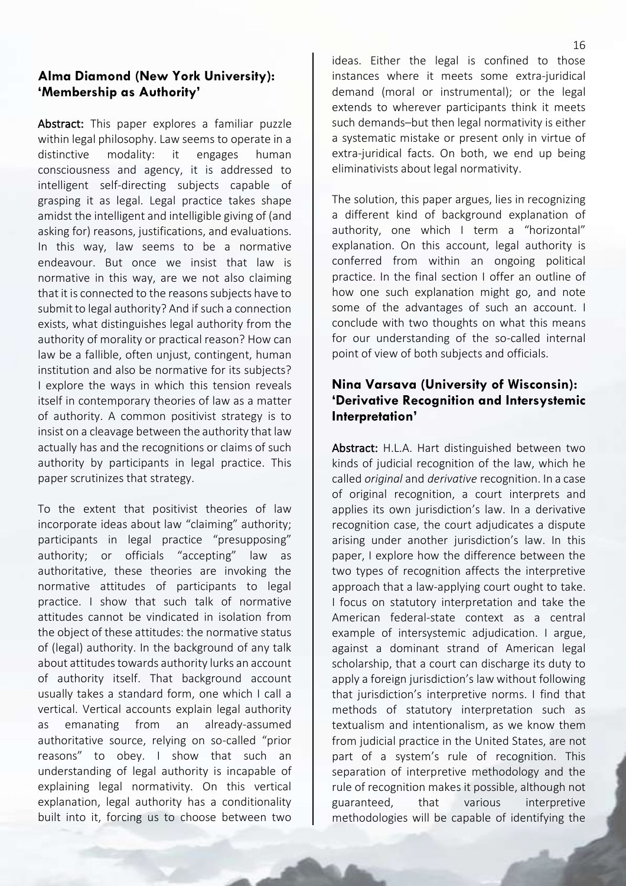### Alma Diamond (New York University): 'Membership as Authority'

**Abstract:** This paper explores a familiar puzzle within legal philosophy. Law seems to operate in a distinctive modality: it engages human consciousness and agency, it is addressed to intelligent self-directing subjects capable of grasping it as legal. Legal practice takes shape amidst the intelligent and intelligible giving of (and asking for) reasons, justifications, and evaluations. In this way, law seems to be a normative endeavour. But once we insist that law is normative in this way, are we not also claiming that it is connected to the reasons subjects have to submit to legal authority? And if such a connection exists, what distinguishes legal authority from the authority of morality or practical reason? How can law be a fallible, often unjust, contingent, human institution and also be normative for its subjects? I explore the ways in which this tension reveals itself in contemporary theories of law as a matter of authority. A common positivist strategy is to insist on a cleavage between the authority that law actually has and the recognitions or claims of such authority by participants in legal practice. This paper scrutinizes that strategy.

To the extent that positivist theories of law incorporate ideas about law "claiming" authority; participants in legal practice "presupposing" authority; or officials "accepting" law as authoritative, these theories are invoking the normative attitudes of participants to legal practice. I show that such talk of normative attitudes cannot be vindicated in isolation from the object of these attitudes: the normative status of (legal) authority. In the background of any talk about attitudes towards authority lurks an account of authority itself. That background account usually takes a standard form, one which I call a vertical. Vertical accounts explain legal authority as emanating from an already-assumed authoritative source, relying on so-called "prior reasons" to obey. I show that such an understanding of legal authority is incapable of explaining legal normativity. On this vertical explanation, legal authority has a conditionality built into it, forcing us to choose between two ideas. Either the legal is confined to those instances where it meets some extra-juridical demand (moral or instrumental); or the legal extends to wherever participants think it meets such demands–but then legal normativity is either a systematic mistake or present only in virtue of extra-juridical facts. On both, we end up being eliminativists about legal normativity.

The solution, this paper argues, lies in recognizing a different kind of background explanation of authority, one which I term a "horizontal" explanation. On this account, legal authority is conferred from within an ongoing political practice. In the final section I offer an outline of how one such explanation might go, and note some of the advantages of such an account. I conclude with two thoughts on what this means for our understanding of the so-called internal point of view of both subjects and officials.

### Nina Varsava (University of Wisconsin): 'Derivative Recognition and Intersystemic Interpretation'

**Abstract:** H.L.A. Hart distinguished between two kinds of judicial recognition of the law, which he called *original* and *derivative* recognition. In a case of original recognition, a court interprets and applies its own jurisdiction's law. In a derivative recognition case, the court adjudicates a dispute arising under another jurisdiction's law. In this paper, I explore how the difference between the two types of recognition affects the interpretive approach that a law-applying court ought to take. I focus on statutory interpretation and take the American federal-state context as a central example of intersystemic adjudication. I argue, against a dominant strand of American legal scholarship, that a court can discharge its duty to apply a foreign jurisdiction's law without following that jurisdiction's interpretive norms. I find that methods of statutory interpretation such as textualism and intentionalism, as we know them from judicial practice in the United States, are not part of a system's rule of recognition. This separation of interpretive methodology and the rule of recognition makes it possible, although not guaranteed, that various interpretive methodologies will be capable of identifying the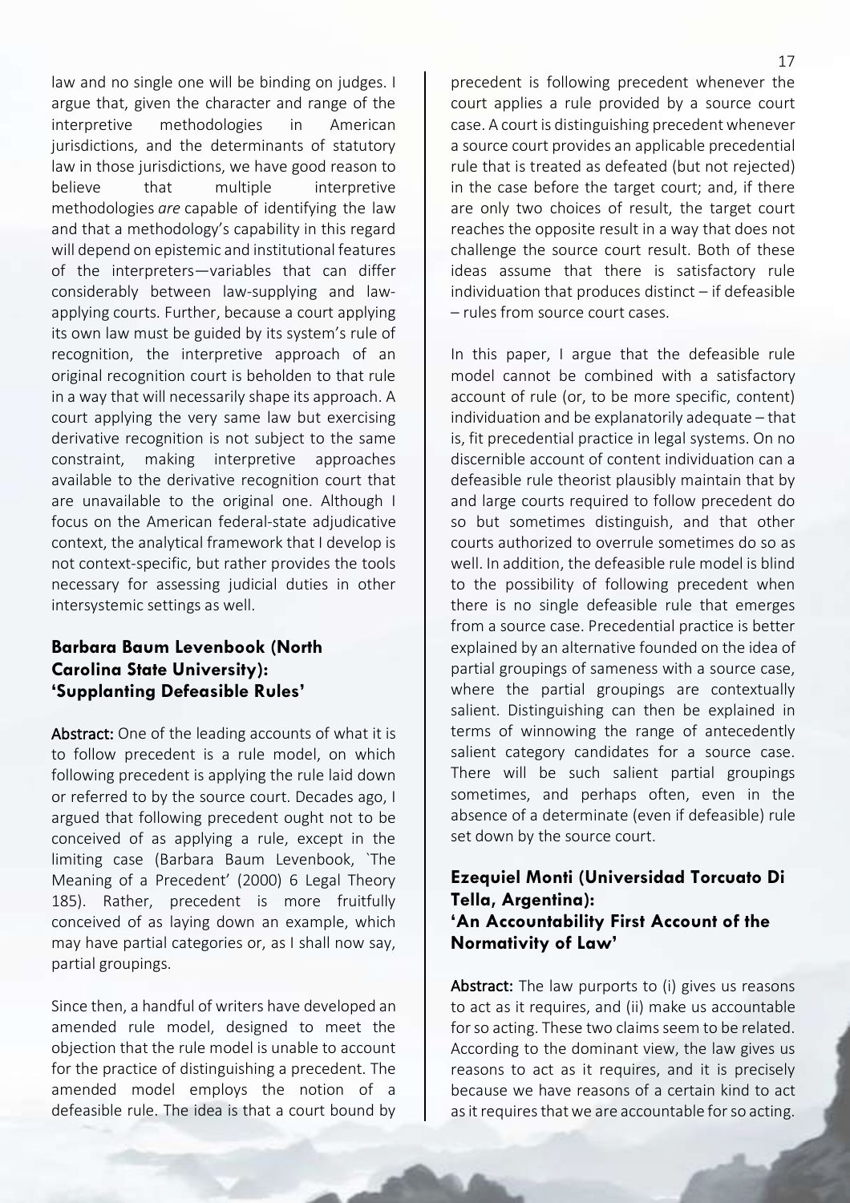law and no single one will be binding on judges. I argue that, given the character and range of the interpretive methodologies in American jurisdictions, and the determinants of statutory law in those jurisdictions, we have good reason to believe that multiple interpretive methodologies *are* capable of identifying the law and that a methodology's capability in this regard will depend on epistemic and institutional features of the interpreters—variables that can differ considerably between law-supplying and law-applying courts. Further, because a court applying its own law must be guided by its system's rule of recognition, the interpretive approach of an original recognition court is beholden to that rule in a way that will necessarily shape its approach. A court applying the very same law but exercising derivative recognition is not subject to the same constraint, making interpretive approaches available to the derivative recognition court that are unavailable to the original one. Although I focus on the American federal-state adjudicative context, the analytical framework that I develop is not context-specific, but rather provides the tools necessary for assessing judicial duties in other intersystemic settings as well.

### Barbara Baum Levenbook (North Carolina State University): 'Supplanting Defeasible Rules'

**Abstract:** One of the leading accounts of what it is to follow precedent is a rule model, on which following precedent is applying the rule laid down or referred to by the source court. Decades ago, I argued that following precedent ought not to be conceived of as applying a rule, except in the limiting case (Barbara Baum Levenbook, `The Meaning of a Precedent' (2000) 6 Legal Theory 185). Rather, precedent is more fruitfully conceived of as laying down an example, which may have partial categories or, as I shall now say, partial groupings.

Since then, a handful of writers have developed an amended rule model, designed to meet the objection that the rule model is unable to account for the practice of distinguishing a precedent. The amended model employs the notion of a defeasible rule. The idea is that a court bound by precedent is following precedent whenever the court applies a rule provided by a source court case. A court is distinguishing precedent whenever a source court provides an applicable precedential rule that is treated as defeated (but not rejected) in the case before the target court; and, if there are only two choices of result, the target court reaches the opposite result in a way that does not challenge the source court result. Both of these ideas assume that there is satisfactory rule individuation that produces distinct – if defeasible – rules from source court cases.

In this paper, I argue that the defeasible rule model cannot be combined with a satisfactory account of rule (or, to be more specific, content) individuation and be explanatorily adequate – that is, fit precedential practice in legal systems. On no discernible account of content individuation can a defeasible rule theorist plausibly maintain that by and large courts required to follow precedent do so but sometimes distinguish, and that other courts authorized to overrule sometimes do so as well. In addition, the defeasible rule model is blind to the possibility of following precedent when there is no single defeasible rule that emerges from a source case. Precedential practice is better explained by an alternative founded on the idea of partial groupings of sameness with a source case, where the partial groupings are contextually salient. Distinguishing can then be explained in terms of winnowing the range of antecedently salient category candidates for a source case. There will be such salient partial groupings sometimes, and perhaps often, even in the absence of a determinate (even if defeasible) rule set down by the source court.

### Ezequiel Monti (Universidad Torcuato Di Tella, Argentina): 'An Accountability First Account of the Normativity of Law'

**Abstract:** The law purports to (i) gives us reasons to act as it requires, and (ii) make us accountable for so acting. These two claims seem to be related. According to the dominant view, the law gives us reasons to act as it requires, and it is precisely because we have reasons of a certain kind to act as it requires that we are accountable for so acting.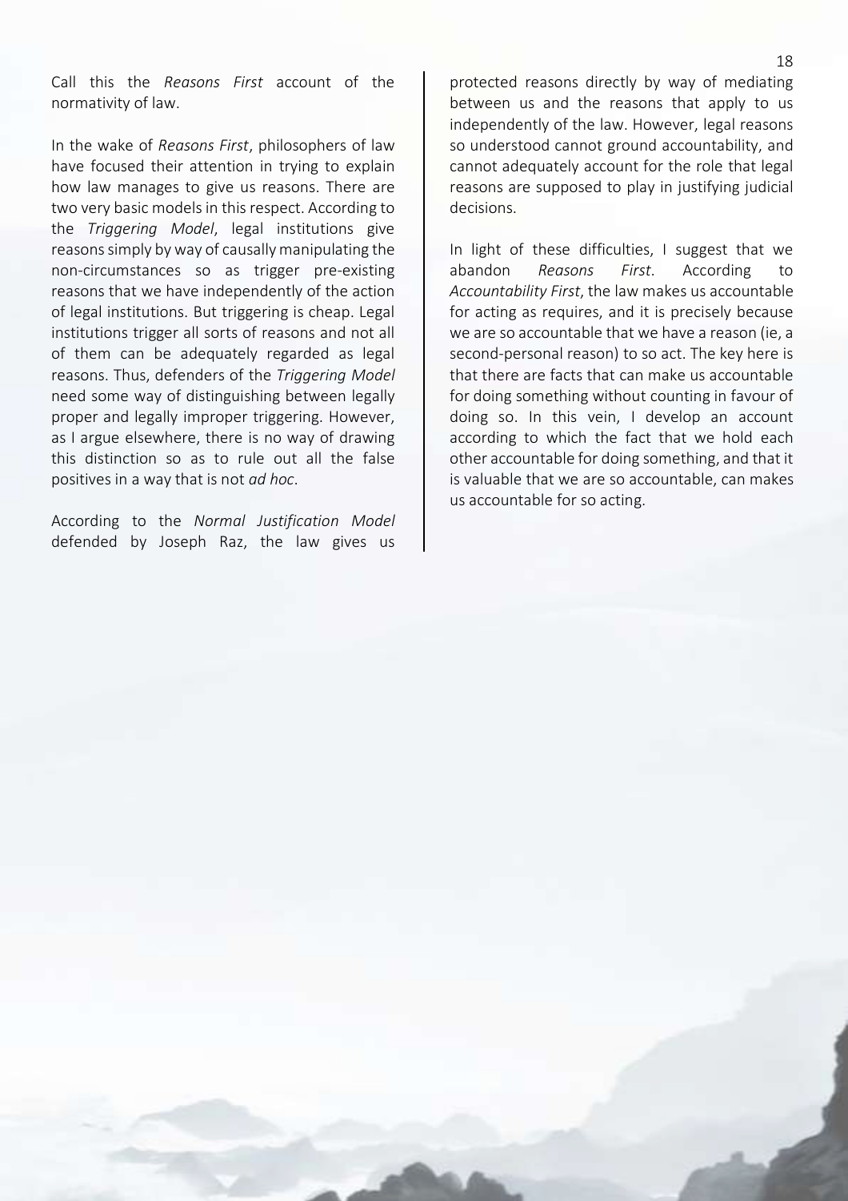Call this the *Reasons First* account of the normativity of law.

In the wake of *Reasons First*, philosophers of law have focused their attention in trying to explain how law manages to give us reasons. There are two very basic models in this respect. According to the *Triggering Model*, legal institutions give reasons simply by way of causally manipulating the non-circumstances so as trigger pre-existing reasons that we have independently of the action of legal institutions. But triggering is cheap. Legal institutions trigger all sorts of reasons and not all of them can be adequately regarded as legal reasons. Thus, defenders of the *Triggering Model* need some way of distinguishing between legally proper and legally improper triggering. However, as I argue elsewhere, there is no way of drawing this distinction so as to rule out all the false positives in a way that is not *ad hoc*.

According to the *Normal Justification Model* defended by Joseph Raz, the law gives us protected reasons directly by way of mediating between us and the reasons that apply to us independently of the law. However, legal reasons so understood cannot ground accountability, and cannot adequately account for the role that legal reasons are supposed to play in justifying judicial decisions.

In light of these difficulties, I suggest that we abandon *Reasons First*. According to *Accountability First*, the law makes us accountable for acting as requires, and it is precisely because we are so accountable that we have a reason (ie, a second-personal reason) to so act. The key here is that there are facts that can make us accountable for doing something without counting in favour of doing so. In this vein, I develop an account according to which the fact that we hold each other accountable for doing something, and that it is valuable that we are so accountable, can makes us accountable for so acting.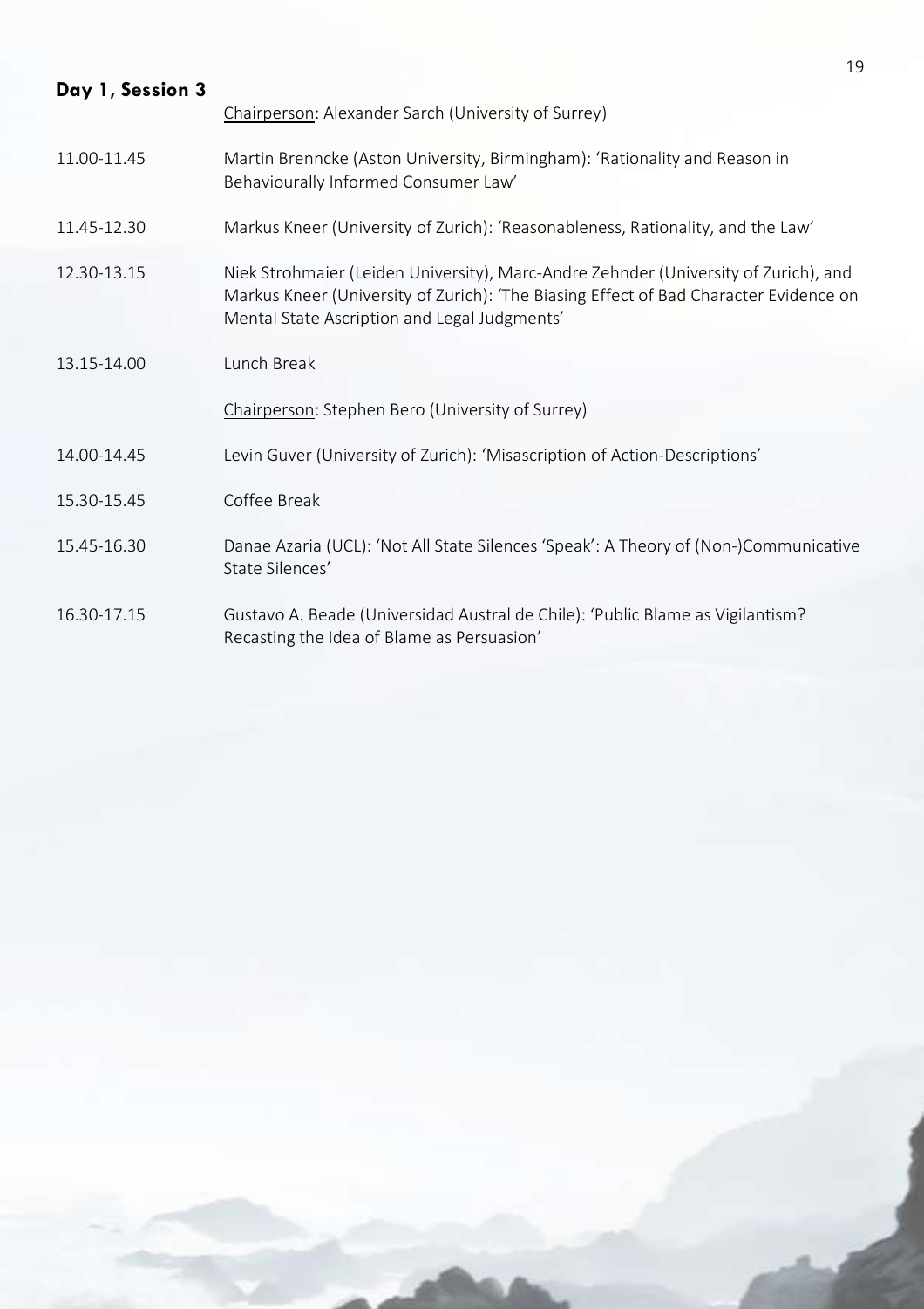## Day 1, Session 3

| | |
|---|---|
| | Chairperson: Alexander Sarch (University of Surrey) |
| 11.00-11.45 | Martin Brenncke (Aston University, Birmingham): 'Rationality and Reason in Behaviourally Informed Consumer Law' |
| 11.45-12.30 | Markus Kneer (University of Zurich): 'Reasonableness, Rationality, and the Law' |
| 12.30-13.15 | Niek Strohmaier (Leiden University), Marc-Andre Zehnder (University of Zurich), and Markus Kneer (University of Zurich): 'The Biasing Effect of Bad Character Evidence on Mental State Ascription and Legal Judgments' |
| 13.15-14.00 | Lunch Break |
| | Chairperson: Stephen Bero (University of Surrey) |
| 14.00-14.45 | Levin Guver (University of Zurich): 'Misascription of Action-Descriptions' |
| 15.30-15.45 | Coffee Break |
| 15.45-16.30 | Danae Azaria (UCL): 'Not All State Silences 'Speak': A Theory of (Non-)Communicative State Silences' |
| 16.30-17.15 | Gustavo A. Beade (Universidad Austral de Chile): 'Public Blame as Vigilantism? Recasting the Idea of Blame as Persuasion' |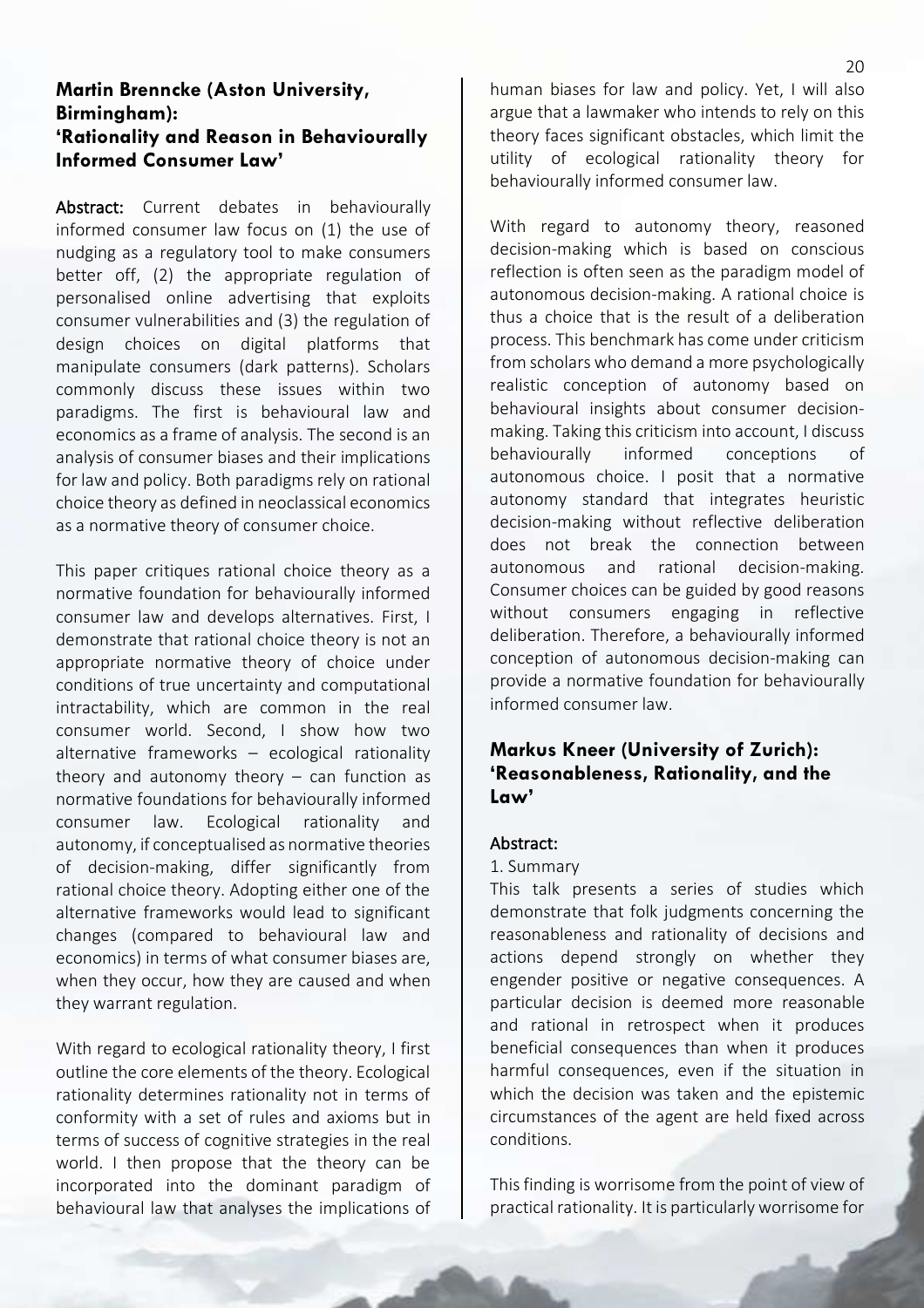### Martin Brenncke (Aston University, Birmingham): 'Rationality and Reason in Behaviourally Informed Consumer Law'

**Abstract:** Current debates in behaviourally informed consumer law focus on (1) the use of nudging as a regulatory tool to make consumers better off, (2) the appropriate regulation of personalised online advertising that exploits consumer vulnerabilities and (3) the regulation of design choices on digital platforms that manipulate consumers (dark patterns). Scholars commonly discuss these issues within two paradigms. The first is behavioural law and economics as a frame of analysis. The second is an analysis of consumer biases and their implications for law and policy. Both paradigms rely on rational choice theory as defined in neoclassical economics as a normative theory of consumer choice.

This paper critiques rational choice theory as a normative foundation for behaviourally informed consumer law and develops alternatives. First, I demonstrate that rational choice theory is not an appropriate normative theory of choice under conditions of true uncertainty and computational intractability, which are common in the real consumer world. Second, I show how two alternative frameworks – ecological rationality theory and autonomy theory – can function as normative foundations for behaviourally informed consumer law. Ecological rationality and autonomy, if conceptualised as normative theories of decision-making, differ significantly from rational choice theory. Adopting either one of the alternative frameworks would lead to significant changes (compared to behavioural law and economics) in terms of what consumer biases are, when they occur, how they are caused and when they warrant regulation.

With regard to ecological rationality theory, I first outline the core elements of the theory. Ecological rationality determines rationality not in terms of conformity with a set of rules and axioms but in terms of success of cognitive strategies in the real world. I then propose that the theory can be incorporated into the dominant paradigm of behavioural law that analyses the implications of human biases for law and policy. Yet, I will also argue that a lawmaker who intends to rely on this theory faces significant obstacles, which limit the utility of ecological rationality theory for behaviourally informed consumer law.

With regard to autonomy theory, reasoned decision-making which is based on conscious reflection is often seen as the paradigm model of autonomous decision-making. A rational choice is thus a choice that is the result of a deliberation process. This benchmark has come under criticism from scholars who demand a more psychologically realistic conception of autonomy based on behavioural insights about consumer decision-making. Taking this criticism into account, I discuss behaviourally informed conceptions of autonomous choice. I posit that a normative autonomy standard that integrates heuristic decision-making without reflective deliberation does not break the connection between autonomous and rational decision-making. Consumer choices can be guided by good reasons without consumers engaging in reflective deliberation. Therefore, a behaviourally informed conception of autonomous decision-making can provide a normative foundation for behaviourally informed consumer law.

### Markus Kneer (University of Zurich): 'Reasonableness, Rationality, and the Law'

**Abstract:**

1. Summary

This talk presents a series of studies which demonstrate that folk judgments concerning the reasonableness and rationality of decisions and actions depend strongly on whether they engender positive or negative consequences. A particular decision is deemed more reasonable and rational in retrospect when it produces beneficial consequences than when it produces harmful consequences, even if the situation in which the decision was taken and the epistemic circumstances of the agent are held fixed across conditions.

This finding is worrisome from the point of view of practical rationality. It is particularly worrisome for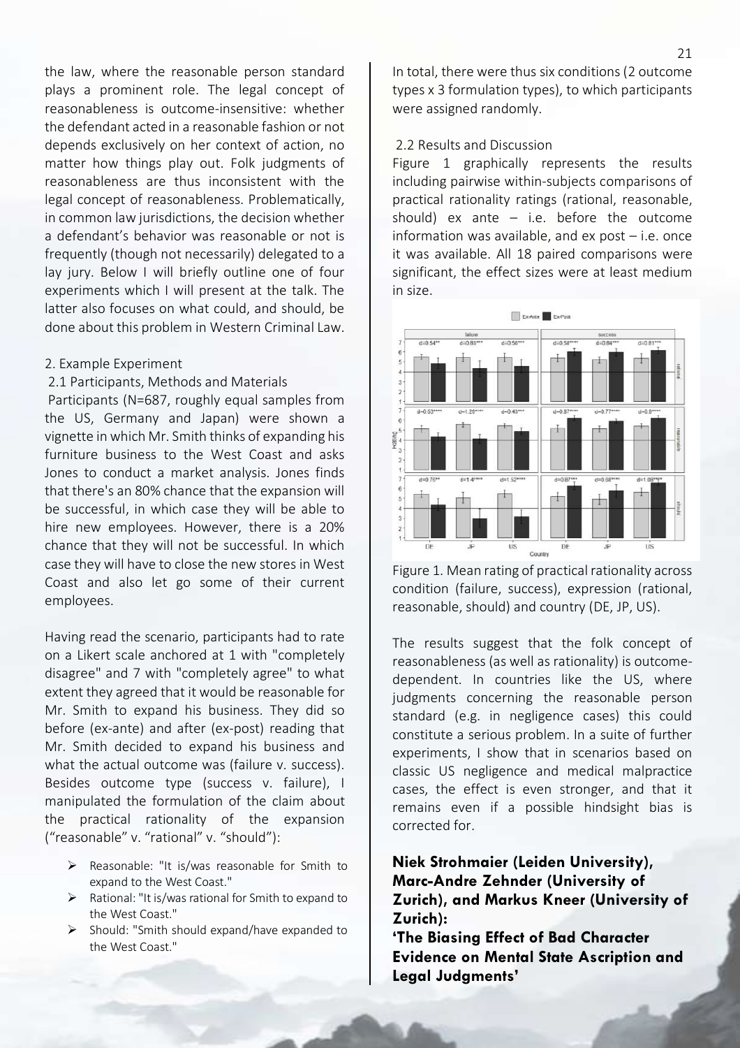the law, where the reasonable person standard plays a prominent role. The legal concept of reasonableness is outcome-insensitive: whether the defendant acted in a reasonable fashion or not depends exclusively on her context of action, no matter how things play out. Folk judgments of reasonableness are thus inconsistent with the legal concept of reasonableness. Problematically, in common law jurisdictions, the decision whether a defendant's behavior was reasonable or not is frequently (though not necessarily) delegated to a lay jury. Below I will briefly outline one of four experiments which I will present at the talk. The latter also focuses on what could, and should, be done about this problem in Western Criminal Law.

## 2. Example Experiment

### 2.1 Participants, Methods and Materials

Participants (N=687, roughly equal samples from the US, Germany and Japan) were shown a vignette in which Mr. Smith thinks of expanding his furniture business to the West Coast and asks Jones to conduct a market analysis. Jones finds that there's an 80% chance that the expansion will be successful, in which case they will be able to hire new employees. However, there is a 20% chance that they will not be successful. In which case they will have to close the new stores in West Coast and also let go some of their current employees.

Having read the scenario, participants had to rate on a Likert scale anchored at 1 with "completely disagree" and 7 with "completely agree" to what extent they agreed that it would be reasonable for Mr. Smith to expand his business. They did so before (ex-ante) and after (ex-post) reading that Mr. Smith decided to expand his business and what the actual outcome was (failure v. success). Besides outcome type (success v. failure), I manipulated the formulation of the claim about the practical rationality of the expansion ("reasonable" v. "rational" v. "should"):

- Reasonable: "It is/was reasonable for Smith to expand to the West Coast."
- Rational: "It is/was rational for Smith to expand to the West Coast."
- Should: "Smith should expand/have expanded to the West Coast."

In total, there were thus six conditions (2 outcome types x 3 formulation types), to which participants were assigned randomly.

### 2.2 Results and Discussion

Figure 1 graphically represents the results including pairwise within-subjects comparisons of practical rationality ratings (rational, reasonable, should) ex ante – i.e. before the outcome information was available, and ex post – i.e. once it was available. All 18 paired comparisons were significant, the effect sizes were at least medium in size.

Ex-Ante Ex-Post

failure success

d=0.54** d=0.81*** d=0.56*** d=0.58**** d=0.84**** d=0.81****

d=0.53**** d=1.29**** d=0.43*** d=0.97**** d=0.77**** d=0.9****

d=0.76** d=1.4**** d=1.52**** d=0.87**** d=0.68**** d=1.08****

rational reasonable should

Rating

DE JP US DE JP US

Country

Figure 1. Mean rating of practical rationality across condition (failure, success), expression (rational, reasonable, should) and country (DE, JP, US).

The results suggest that the folk concept of reasonableness (as well as rationality) is outcome-dependent. In countries like the US, where judgments concerning the reasonable person standard (e.g. in negligence cases) this could constitute a serious problem. In a suite of further experiments, I show that in scenarios based on classic US negligence and medical malpractice cases, the effect is even stronger, and that it remains even if a possible hindsight bias is corrected for.

**Niek Strohmaier (Leiden University), Marc-Andre Zehnder (University of Zurich), and Markus Kneer (University of Zurich):**
**'The Biasing Effect of Bad Character Evidence on Mental State Ascription and Legal Judgments'**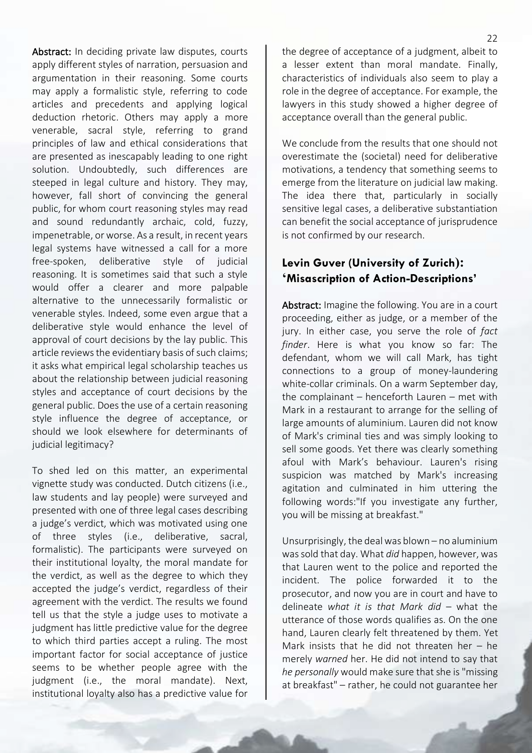**Abstract:** In deciding private law disputes, courts apply different styles of narration, persuasion and argumentation in their reasoning. Some courts may apply a formalistic style, referring to code articles and precedents and applying logical deduction rhetoric. Others may apply a more venerable, sacral style, referring to grand principles of law and ethical considerations that are presented as inescapably leading to one right solution. Undoubtedly, such differences are steeped in legal culture and history. They may, however, fall short of convincing the general public, for whom court reasoning styles may read and sound redundantly archaic, cold, fuzzy, impenetrable, or worse. As a result, in recent years legal systems have witnessed a call for a more free-spoken, deliberative style of judicial reasoning. It is sometimes said that such a style would offer a clearer and more palpable alternative to the unnecessarily formalistic or venerable styles. Indeed, some even argue that a deliberative style would enhance the level of approval of court decisions by the lay public. This article reviews the evidentiary basis of such claims; it asks what empirical legal scholarship teaches us about the relationship between judicial reasoning styles and acceptance of court decisions by the general public. Does the use of a certain reasoning style influence the degree of acceptance, or should we look elsewhere for determinants of judicial legitimacy?

To shed led on this matter, an experimental vignette study was conducted. Dutch citizens (i.e., law students and lay people) were surveyed and presented with one of three legal cases describing a judge's verdict, which was motivated using one of three styles (i.e., deliberative, sacral, formalistic). The participants were surveyed on their institutional loyalty, the moral mandate for the verdict, as well as the degree to which they accepted the judge's verdict, regardless of their agreement with the verdict. The results we found tell us that the style a judge uses to motivate a judgment has little predictive value for the degree to which third parties accept a ruling. The most important factor for social acceptance of justice seems to be whether people agree with the judgment (i.e., the moral mandate). Next, institutional loyalty also has a predictive value for the degree of acceptance of a judgment, albeit to a lesser extent than moral mandate. Finally, characteristics of individuals also seem to play a role in the degree of acceptance. For example, the lawyers in this study showed a higher degree of acceptance overall than the general public.

We conclude from the results that one should not overestimate the (societal) need for deliberative motivations, a tendency that something seems to emerge from the literature on judicial law making. The idea there that, particularly in socially sensitive legal cases, a deliberative substantiation can benefit the social acceptance of jurisprudence is not confirmed by our research.

### Levin Guver (University of Zurich): 'Misascription of Action-Descriptions'

**Abstract:** Imagine the following. You are in a court proceeding, either as judge, or a member of the jury. In either case, you serve the role of *fact finder*. Here is what you know so far: The defendant, whom we will call Mark, has tight connections to a group of money-laundering white-collar criminals. On a warm September day, the complainant – henceforth Lauren – met with Mark in a restaurant to arrange for the selling of large amounts of aluminium. Lauren did not know of Mark's criminal ties and was simply looking to sell some goods. Yet there was clearly something afoul with Mark's behaviour. Lauren's rising suspicion was matched by Mark's increasing agitation and culminated in him uttering the following words:"If you investigate any further, you will be missing at breakfast."

Unsurprisingly, the deal was blown – no aluminium was sold that day. What *did* happen, however, was that Lauren went to the police and reported the incident. The police forwarded it to the prosecutor, and now you are in court and have to delineate *what it is that Mark did* – what the utterance of those words qualifies as. On the one hand, Lauren clearly felt threatened by them. Yet Mark insists that he did not threaten her – he merely *warned* her. He did not intend to say that *he personally* would make sure that she is "missing at breakfast" – rather, he could not guarantee her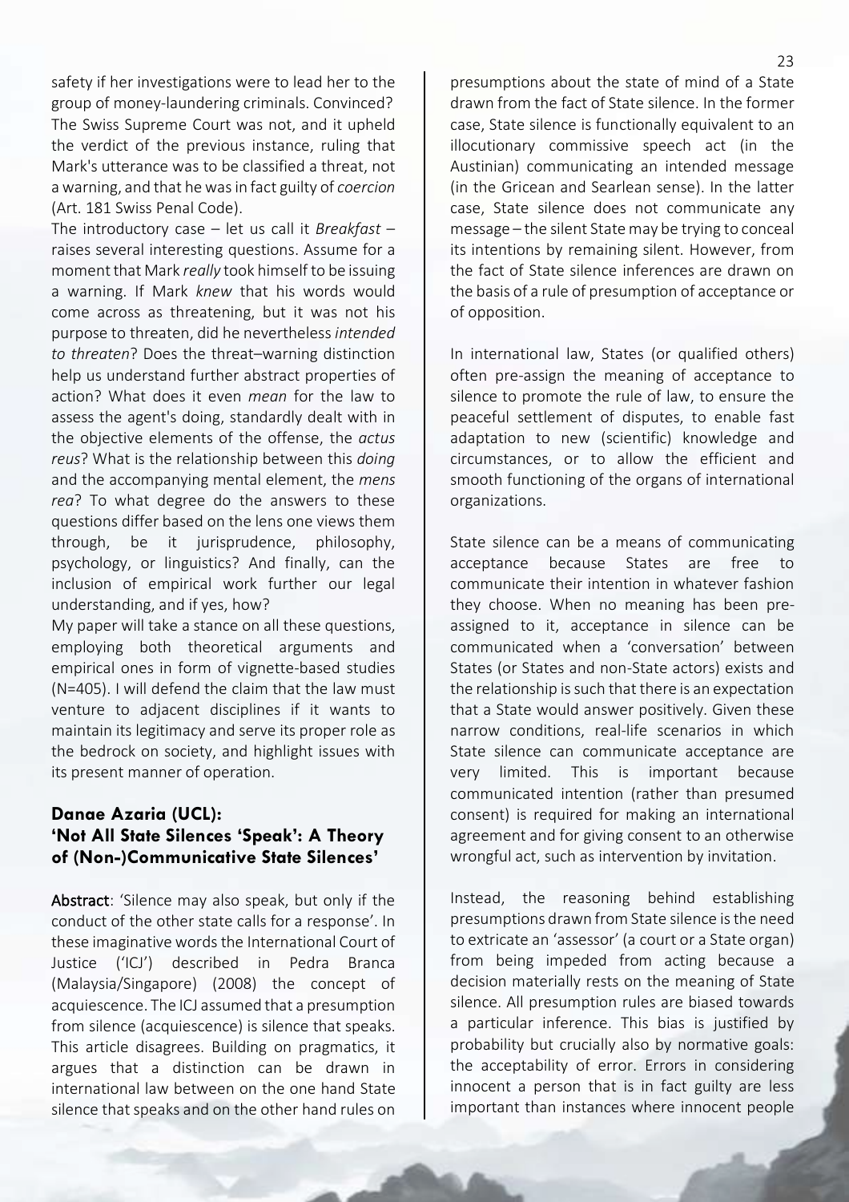safety if her investigations were to lead her to the group of money-laundering criminals. Convinced? The Swiss Supreme Court was not, and it upheld the verdict of the previous instance, ruling that Mark's utterance was to be classified a threat, not a warning, and that he was in fact guilty of *coercion* (Art. 181 Swiss Penal Code).

The introductory case – let us call it *Breakfast* – raises several interesting questions. Assume for a moment that Mark *really* took himself to be issuing a warning. If Mark *knew* that his words would come across as threatening, but it was not his purpose to threaten, did he nevertheless *intended to threaten*? Does the threat–warning distinction help us understand further abstract properties of action? What does it even *mean* for the law to assess the agent's doing, standardly dealt with in the objective elements of the offense, the *actus reus*? What is the relationship between this *doing* and the accompanying mental element, the *mens rea*? To what degree do the answers to these questions differ based on the lens one views them through, be it jurisprudence, philosophy, psychology, or linguistics? And finally, can the inclusion of empirical work further our legal understanding, and if yes, how?

My paper will take a stance on all these questions, employing both theoretical arguments and empirical ones in form of vignette-based studies (N=405). I will defend the claim that the law must venture to adjacent disciplines if it wants to maintain its legitimacy and serve its proper role as the bedrock on society, and highlight issues with its present manner of operation.

### Danae Azaria (UCL): 'Not All State Silences 'Speak': A Theory of (Non-)Communicative State Silences'

**Abstract**: 'Silence may also speak, but only if the conduct of the other state calls for a response'. In these imaginative words the International Court of Justice ('ICJ') described in Pedra Branca (Malaysia/Singapore) (2008) the concept of acquiescence. The ICJ assumed that a presumption from silence (acquiescence) is silence that speaks. This article disagrees. Building on pragmatics, it argues that a distinction can be drawn in international law between on the one hand State silence that speaks and on the other hand rules on presumptions about the state of mind of a State drawn from the fact of State silence. In the former case, State silence is functionally equivalent to an illocutionary commissive speech act (in the Austinian) communicating an intended message (in the Gricean and Searlean sense). In the latter case, State silence does not communicate any message – the silent State may be trying to conceal its intentions by remaining silent. However, from the fact of State silence inferences are drawn on the basis of a rule of presumption of acceptance or of opposition.

In international law, States (or qualified others) often pre-assign the meaning of acceptance to silence to promote the rule of law, to ensure the peaceful settlement of disputes, to enable fast adaptation to new (scientific) knowledge and circumstances, or to allow the efficient and smooth functioning of the organs of international organizations.

State silence can be a means of communicating acceptance because States are free to communicate their intention in whatever fashion they choose. When no meaning has been pre-assigned to it, acceptance in silence can be communicated when a 'conversation' between States (or States and non-State actors) exists and the relationship is such that there is an expectation that a State would answer positively. Given these narrow conditions, real-life scenarios in which State silence can communicate acceptance are very limited. This is important because communicated intention (rather than presumed consent) is required for making an international agreement and for giving consent to an otherwise wrongful act, such as intervention by invitation.

Instead, the reasoning behind establishing presumptions drawn from State silence is the need to extricate an 'assessor' (a court or a State organ) from being impeded from acting because a decision materially rests on the meaning of State silence. All presumption rules are biased towards a particular inference. This bias is justified by probability but crucially also by normative goals: the acceptability of error. Errors in considering innocent a person that is in fact guilty are less important than instances where innocent people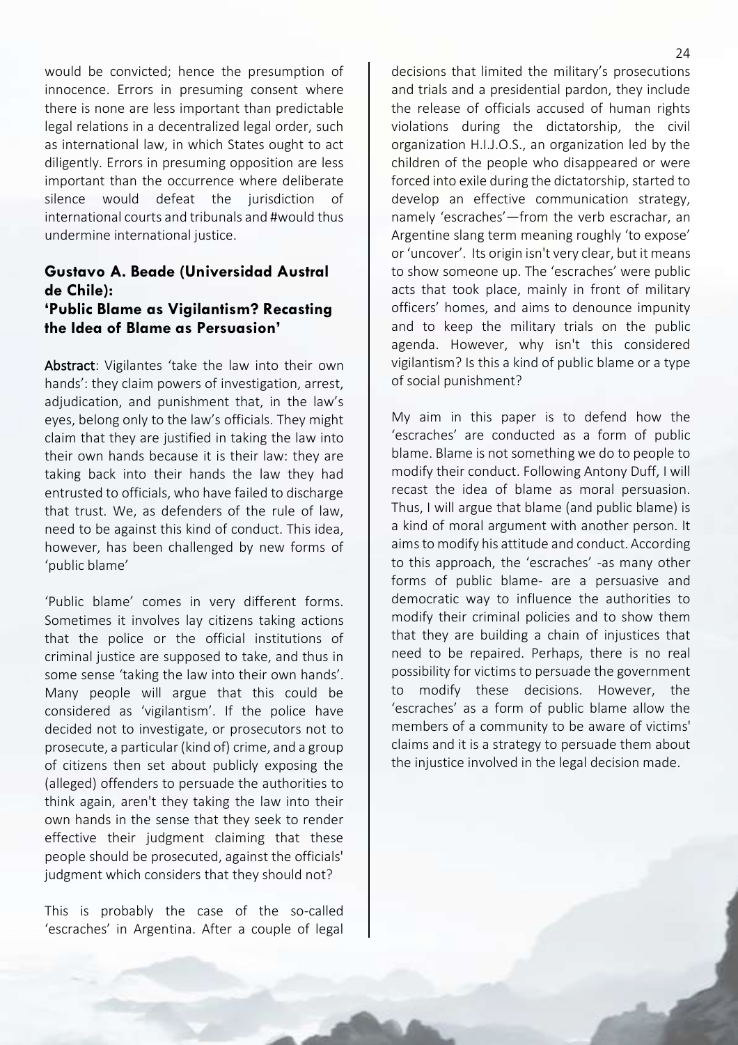would be convicted; hence the presumption of innocence. Errors in presuming consent where there is none are less important than predictable legal relations in a decentralized legal order, such as international law, in which States ought to act diligently. Errors in presuming opposition are less important than the occurrence where deliberate silence would defeat the jurisdiction of international courts and tribunals and #would thus undermine international justice.

### Gustavo A. Beade (Universidad Austral de Chile): 'Public Blame as Vigilantism? Recasting the Idea of Blame as Persuasion'

**Abstract**: Vigilantes 'take the law into their own hands': they claim powers of investigation, arrest, adjudication, and punishment that, in the law's eyes, belong only to the law's officials. They might claim that they are justified in taking the law into their own hands because it is their law: they are taking back into their hands the law they had entrusted to officials, who have failed to discharge that trust. We, as defenders of the rule of law, need to be against this kind of conduct. This idea, however, has been challenged by new forms of 'public blame'

'Public blame' comes in very different forms. Sometimes it involves lay citizens taking actions that the police or the official institutions of criminal justice are supposed to take, and thus in some sense 'taking the law into their own hands'. Many people will argue that this could be considered as 'vigilantism'. If the police have decided not to investigate, or prosecutors not to prosecute, a particular (kind of) crime, and a group of citizens then set about publicly exposing the (alleged) offenders to persuade the authorities to think again, aren't they taking the law into their own hands in the sense that they seek to render effective their judgment claiming that these people should be prosecuted, against the officials' judgment which considers that they should not?

This is probably the case of the so-called 'escraches' in Argentina. After a couple of legal decisions that limited the military's prosecutions and trials and a presidential pardon, they include the release of officials accused of human rights violations during the dictatorship, the civil organization H.I.J.O.S., an organization led by the children of the people who disappeared or were forced into exile during the dictatorship, started to develop an effective communication strategy, namely 'escraches'—from the verb escrachar, an Argentine slang term meaning roughly 'to expose' or 'uncover'. Its origin isn't very clear, but it means to show someone up. The 'escraches' were public acts that took place, mainly in front of military officers' homes, and aims to denounce impunity and to keep the military trials on the public agenda. However, why isn't this considered vigilantism? Is this a kind of public blame or a type of social punishment?

My aim in this paper is to defend how the 'escraches' are conducted as a form of public blame. Blame is not something we do to people to modify their conduct. Following Antony Duff, I will recast the idea of blame as moral persuasion. Thus, I will argue that blame (and public blame) is a kind of moral argument with another person. It aims to modify his attitude and conduct. According to this approach, the 'escraches' -as many other forms of public blame- are a persuasive and democratic way to influence the authorities to modify their criminal policies and to show them that they are building a chain of injustices that need to be repaired. Perhaps, there is no real possibility for victims to persuade the government to modify these decisions. However, the 'escraches' as a form of public blame allow the members of a community to be aware of victims' claims and it is a strategy to persuade them about the injustice involved in the legal decision made.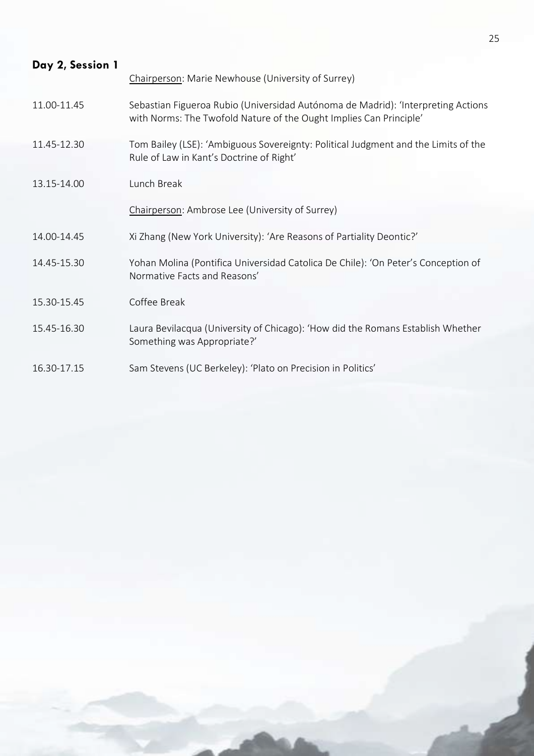## Day 2, Session 1

| | |
|---|---|
| | Chairperson: Marie Newhouse (University of Surrey) |
| 11.00-11.45 | Sebastian Figueroa Rubio (Universidad Autónoma de Madrid): 'Interpreting Actions with Norms: The Twofold Nature of the Ought Implies Can Principle' |
| 11.45-12.30 | Tom Bailey (LSE): 'Ambiguous Sovereignty: Political Judgment and the Limits of the Rule of Law in Kant's Doctrine of Right' |
| 13.15-14.00 | Lunch Break |
| | Chairperson: Ambrose Lee (University of Surrey) |
| 14.00-14.45 | Xi Zhang (New York University): 'Are Reasons of Partiality Deontic?' |
| 14.45-15.30 | Yohan Molina (Pontifica Universidad Catolica De Chile): 'On Peter's Conception of Normative Facts and Reasons' |
| 15.30-15.45 | Coffee Break |
| 15.45-16.30 | Laura Bevilacqua (University of Chicago): 'How did the Romans Establish Whether Something was Appropriate?' |
| 16.30-17.15 | Sam Stevens (UC Berkeley): 'Plato on Precision in Politics' |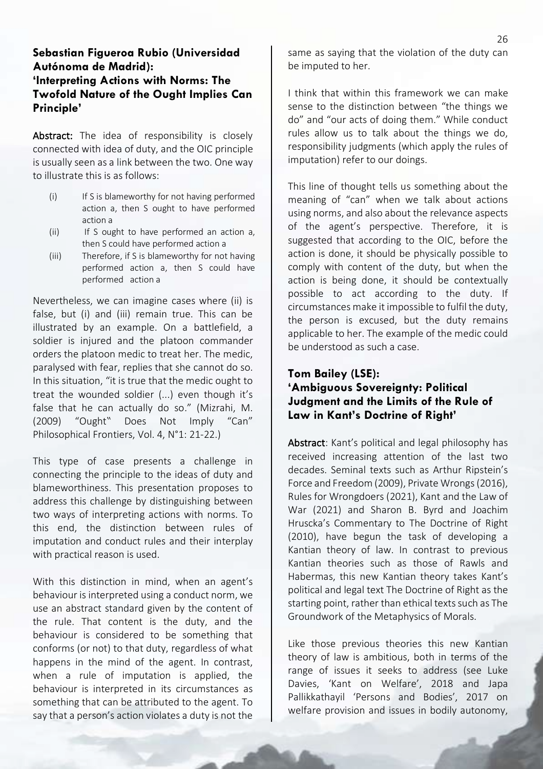**Sebastian Figueroa Rubio (Universidad Autónoma de Madrid): 'Interpreting Actions with Norms: The Twofold Nature of the Ought Implies Can Principle'**

**Abstract:** The idea of responsibility is closely connected with idea of duty, and the OIC principle is usually seen as a link between the two. One way to illustrate this is as follows:

(i) If S is blameworthy for not having performed action a, then S ought to have performed action a

(ii) If S ought to have performed an action a, then S could have performed action a

(iii) Therefore, if S is blameworthy for not having performed action a, then S could have performed action a

Nevertheless, we can imagine cases where (ii) is false, but (i) and (iii) remain true. This can be illustrated by an example. On a battlefield, a soldier is injured and the platoon commander orders the platoon medic to treat her. The medic, paralysed with fear, replies that she cannot do so. In this situation, "it is true that the medic ought to treat the wounded soldier (...) even though it's false that he can actually do so." (Mizrahi, M. (2009) "Ought" Does Not Imply "Can" Philosophical Frontiers, Vol. 4, N°1: 21-22.)

This type of case presents a challenge in connecting the principle to the ideas of duty and blameworthiness. This presentation proposes to address this challenge by distinguishing between two ways of interpreting actions with norms. To this end, the distinction between rules of imputation and conduct rules and their interplay with practical reason is used.

With this distinction in mind, when an agent's behaviour is interpreted using a conduct norm, we use an abstract standard given by the content of the rule. That content is the duty, and the behaviour is considered to be something that conforms (or not) to that duty, regardless of what happens in the mind of the agent. In contrast, when a rule of imputation is applied, the behaviour is interpreted in its circumstances as something that can be attributed to the agent. To say that a person's action violates a duty is not the same as saying that the violation of the duty can be imputed to her.

I think that within this framework we can make sense to the distinction between "the things we do" and "our acts of doing them." While conduct rules allow us to talk about the things we do, responsibility judgments (which apply the rules of imputation) refer to our doings.

This line of thought tells us something about the meaning of "can" when we talk about actions using norms, and also about the relevance aspects of the agent's perspective. Therefore, it is suggested that according to the OIC, before the action is done, it should be physically possible to comply with content of the duty, but when the action is being done, it should be contextually possible to act according to the duty. If circumstances make it impossible to fulfil the duty, the person is excused, but the duty remains applicable to her. The example of the medic could be understood as such a case.

**Tom Bailey (LSE): 'Ambiguous Sovereignty: Political Judgment and the Limits of the Rule of Law in Kant's Doctrine of Right'**

**Abstract**: Kant's political and legal philosophy has received increasing attention of the last two decades. Seminal texts such as Arthur Ripstein's Force and Freedom (2009), Private Wrongs (2016), Rules for Wrongdoers (2021), Kant and the Law of War (2021) and Sharon B. Byrd and Joachim Hruscka's Commentary to The Doctrine of Right (2010), have begun the task of developing a Kantian theory of law. In contrast to previous Kantian theories such as those of Rawls and Habermas, this new Kantian theory takes Kant's political and legal text The Doctrine of Right as the starting point, rather than ethical texts such as The Groundwork of the Metaphysics of Morals.

Like those previous theories this new Kantian theory of law is ambitious, both in terms of the range of issues it seeks to address (see Luke Davies, 'Kant on Welfare', 2018 and Japa Pallikkathayil 'Persons and Bodies', 2017 on welfare provision and issues in bodily autonomy,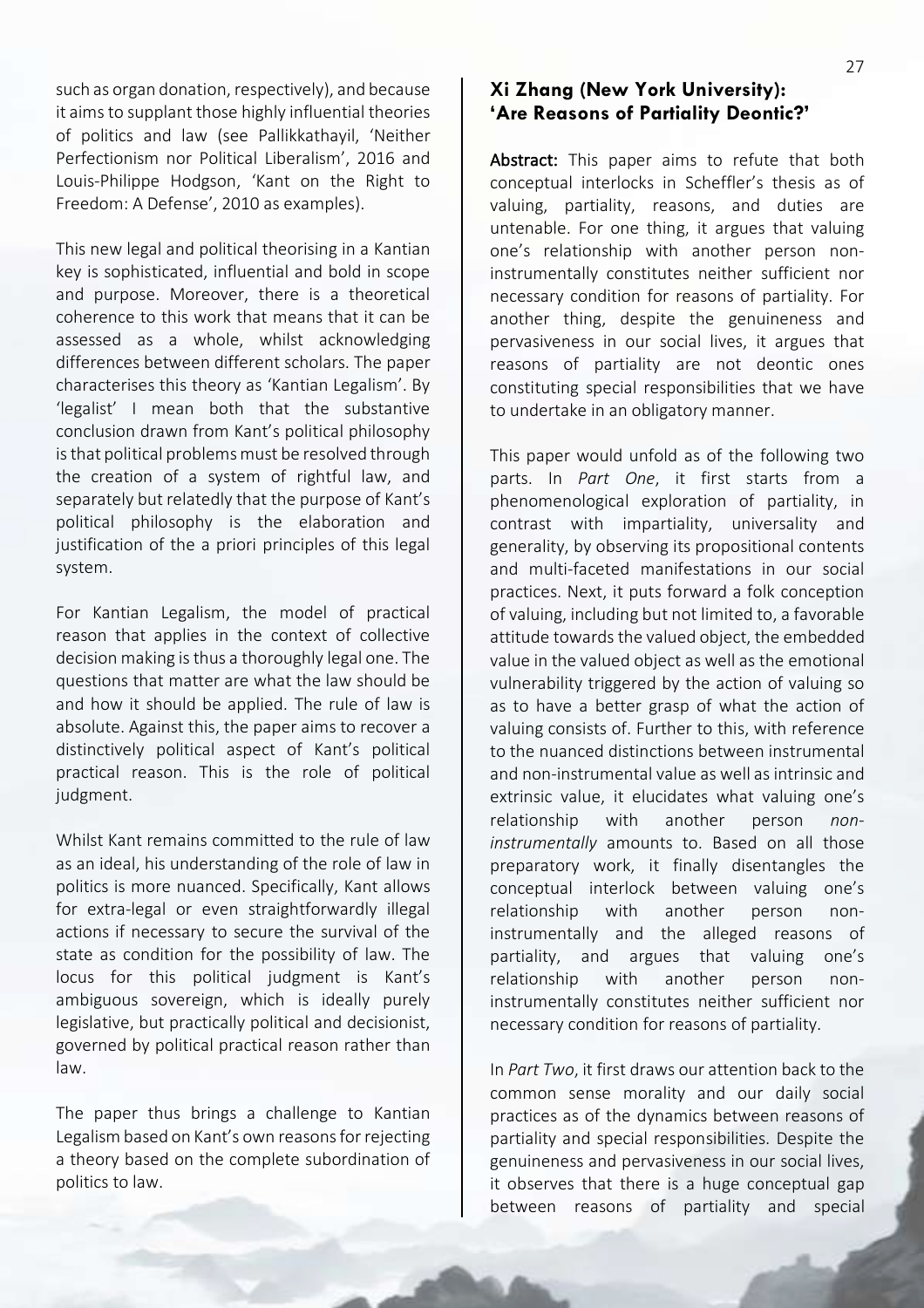such as organ donation, respectively), and because it aims to supplant those highly influential theories of politics and law (see Pallikkathayil, 'Neither Perfectionism nor Political Liberalism', 2016 and Louis-Philippe Hodgson, 'Kant on the Right to Freedom: A Defense', 2010 as examples).

This new legal and political theorising in a Kantian key is sophisticated, influential and bold in scope and purpose. Moreover, there is a theoretical coherence to this work that means that it can be assessed as a whole, whilst acknowledging differences between different scholars. The paper characterises this theory as 'Kantian Legalism'. By 'legalist' I mean both that the substantive conclusion drawn from Kant's political philosophy is that political problems must be resolved through the creation of a system of rightful law, and separately but relatedly that the purpose of Kant's political philosophy is the elaboration and justification of the a priori principles of this legal system.

For Kantian Legalism, the model of practical reason that applies in the context of collective decision making is thus a thoroughly legal one. The questions that matter are what the law should be and how it should be applied. The rule of law is absolute. Against this, the paper aims to recover a distinctively political aspect of Kant's political practical reason. This is the role of political judgment.

Whilst Kant remains committed to the rule of law as an ideal, his understanding of the role of law in politics is more nuanced. Specifically, Kant allows for extra-legal or even straightforwardly illegal actions if necessary to secure the survival of the state as condition for the possibility of law. The locus for this political judgment is Kant's ambiguous sovereign, which is ideally purely legislative, but practically political and decisionist, governed by political practical reason rather than law.

The paper thus brings a challenge to Kantian Legalism based on Kant's own reasons for rejecting a theory based on the complete subordination of politics to law.

## Xi Zhang (New York University): 'Are Reasons of Partiality Deontic?'

**Abstract:** This paper aims to refute that both conceptual interlocks in Scheffler's thesis as of valuing, partiality, reasons, and duties are untenable. For one thing, it argues that valuing one's relationship with another person non-instrumentally constitutes neither sufficient nor necessary condition for reasons of partiality. For another thing, despite the genuineness and pervasiveness in our social lives, it argues that reasons of partiality are not deontic ones constituting special responsibilities that we have to undertake in an obligatory manner.

This paper would unfold as of the following two parts. In *Part One*, it first starts from a phenomenological exploration of partiality, in contrast with impartiality, universality and generality, by observing its propositional contents and multi-faceted manifestations in our social practices. Next, it puts forward a folk conception of valuing, including but not limited to, a favorable attitude towards the valued object, the embedded value in the valued object as well as the emotional vulnerability triggered by the action of valuing so as to have a better grasp of what the action of valuing consists of. Further to this, with reference to the nuanced distinctions between instrumental and non-instrumental value as well as intrinsic and extrinsic value, it elucidates what valuing one's relationship with another person *non-instrumentally* amounts to. Based on all those preparatory work, it finally disentangles the conceptual interlock between valuing one's relationship with another person non-instrumentally and the alleged reasons of partiality, and argues that valuing one's relationship with another person non-instrumentally constitutes neither sufficient nor necessary condition for reasons of partiality.

In *Part Two*, it first draws our attention back to the common sense morality and our daily social practices as of the dynamics between reasons of partiality and special responsibilities. Despite the genuineness and pervasiveness in our social lives, it observes that there is a huge conceptual gap between reasons of partiality and special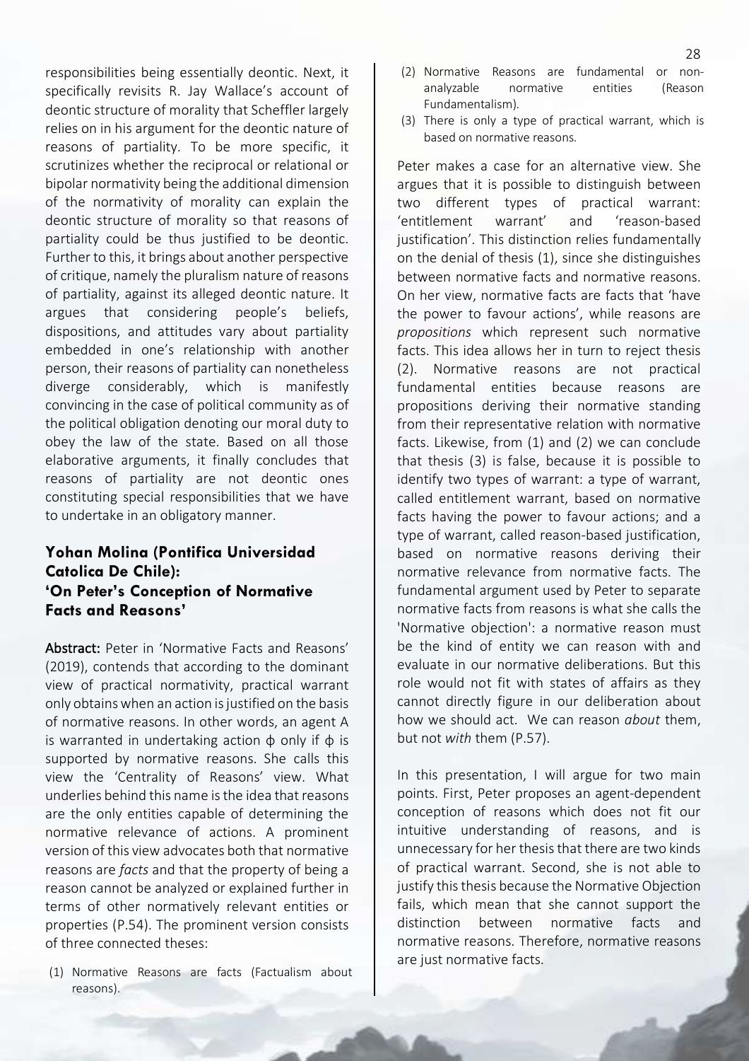responsibilities being essentially deontic. Next, it specifically revisits R. Jay Wallace's account of deontic structure of morality that Scheffler largely relies on in his argument for the deontic nature of reasons of partiality. To be more specific, it scrutinizes whether the reciprocal or relational or bipolar normativity being the additional dimension of the normativity of morality can explain the deontic structure of morality so that reasons of partiality could be thus justified to be deontic. Further to this, it brings about another perspective of critique, namely the pluralism nature of reasons of partiality, against its alleged deontic nature. It argues that considering people's beliefs, dispositions, and attitudes vary about partiality embedded in one's relationship with another person, their reasons of partiality can nonetheless diverge considerably, which is manifestly convincing in the case of political community as of the political obligation denoting our moral duty to obey the law of the state. Based on all those elaborative arguments, it finally concludes that reasons of partiality are not deontic ones constituting special responsibilities that we have to undertake in an obligatory manner.

### Yohan Molina (Pontifica Universidad Catolica De Chile): 'On Peter's Conception of Normative Facts and Reasons'

**Abstract:** Peter in 'Normative Facts and Reasons' (2019), contends that according to the dominant view of practical normativity, practical warrant only obtains when an action is justified on the basis of normative reasons. In other words, an agent A is warranted in undertaking action $\phi$ only if $\phi$ is supported by normative reasons. She calls this view the 'Centrality of Reasons' view. What underlies behind this name is the idea that reasons are the only entities capable of determining the normative relevance of actions. A prominent version of this view advocates both that normative reasons are *facts* and that the property of being a reason cannot be analyzed or explained further in terms of other normatively relevant entities or properties (P.54). The prominent version consists of three connected theses:

(1) Normative Reasons are facts (Factualism about reasons).
(2) Normative Reasons are fundamental or non-analyzable normative entities (Reason Fundamentalism).
(3) There is only a type of practical warrant, which is based on normative reasons.

Peter makes a case for an alternative view. She argues that it is possible to distinguish between two different types of practical warrant: 'entitlement warrant' and 'reason-based justification'. This distinction relies fundamentally on the denial of thesis (1), since she distinguishes between normative facts and normative reasons. On her view, normative facts are facts that 'have the power to favour actions', while reasons are *propositions* which represent such normative facts. This idea allows her in turn to reject thesis (2). Normative reasons are not practical fundamental entities because reasons are propositions deriving their normative standing from their representative relation with normative facts. Likewise, from (1) and (2) we can conclude that thesis (3) is false, because it is possible to identify two types of warrant: a type of warrant, called entitlement warrant, based on normative facts having the power to favour actions; and a type of warrant, called reason-based justification, based on normative reasons deriving their normative relevance from normative facts. The fundamental argument used by Peter to separate normative facts from reasons is what she calls the 'Normative objection': a normative reason must be the kind of entity we can reason with and evaluate in our normative deliberations. But this role would not fit with states of affairs as they cannot directly figure in our deliberation about how we should act. We can reason *about* them, but not *with* them (P.57).

In this presentation, I will argue for two main points. First, Peter proposes an agent-dependent conception of reasons which does not fit our intuitive understanding of reasons, and is unnecessary for her thesis that there are two kinds of practical warrant. Second, she is not able to justify this thesis because the Normative Objection fails, which mean that she cannot support the distinction between normative facts and normative reasons. Therefore, normative reasons are just normative facts.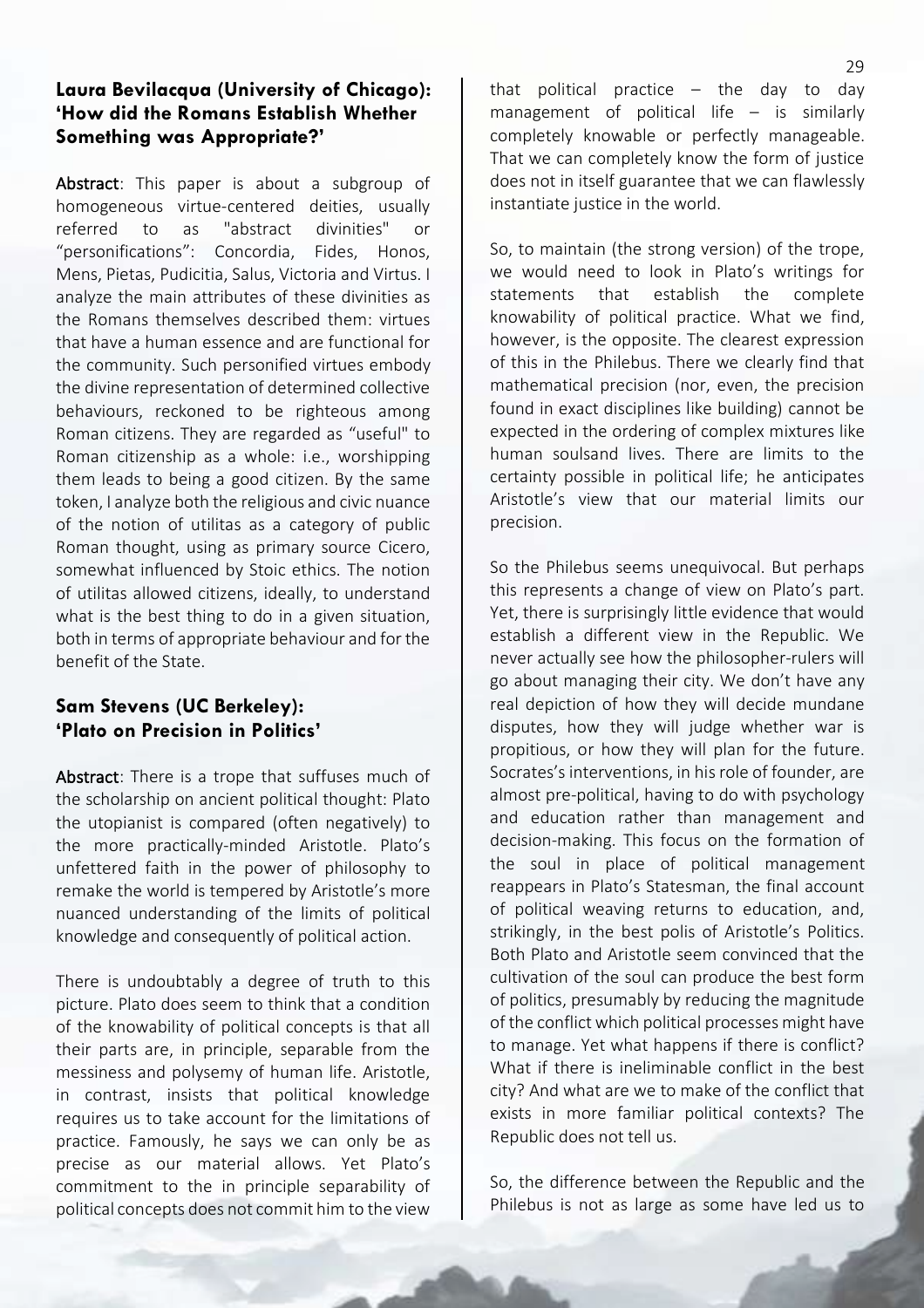### Laura Bevilacqua (University of Chicago): 'How did the Romans Establish Whether Something was Appropriate?'

**Abstract**: This paper is about a subgroup of homogeneous virtue-centered deities, usually referred to as "abstract divinities" or "personifications": Concordia, Fides, Honos, Mens, Pietas, Pudicitia, Salus, Victoria and Virtus. I analyze the main attributes of these divinities as the Romans themselves described them: virtues that have a human essence and are functional for the community. Such personified virtues embody the divine representation of determined collective behaviours, reckoned to be righteous among Roman citizens. They are regarded as "useful" to Roman citizenship as a whole: i.e., worshipping them leads to being a good citizen. By the same token, I analyze both the religious and civic nuance of the notion of utilitas as a category of public Roman thought, using as primary source Cicero, somewhat influenced by Stoic ethics. The notion of utilitas allowed citizens, ideally, to understand what is the best thing to do in a given situation, both in terms of appropriate behaviour and for the benefit of the State.

### Sam Stevens (UC Berkeley): 'Plato on Precision in Politics'

**Abstract**: There is a trope that suffuses much of the scholarship on ancient political thought: Plato the utopianist is compared (often negatively) to the more practically-minded Aristotle. Plato's unfettered faith in the power of philosophy to remake the world is tempered by Aristotle's more nuanced understanding of the limits of political knowledge and consequently of political action.

There is undoubtably a degree of truth to this picture. Plato does seem to think that a condition of the knowability of political concepts is that all their parts are, in principle, separable from the messiness and polysemy of human life. Aristotle, in contrast, insists that political knowledge requires us to take account for the limitations of practice. Famously, he says we can only be as precise as our material allows. Yet Plato's commitment to the in principle separability of political concepts does not commit him to the view that political practice – the day to day management of political life – is similarly completely knowable or perfectly manageable. That we can completely know the form of justice does not in itself guarantee that we can flawlessly instantiate justice in the world.

So, to maintain (the strong version) of the trope, we would need to look in Plato's writings for statements that establish the complete knowability of political practice. What we find, however, is the opposite. The clearest expression of this in the Philebus. There we clearly find that mathematical precision (nor, even, the precision found in exact disciplines like building) cannot be expected in the ordering of complex mixtures like human soulsand lives. There are limits to the certainty possible in political life; he anticipates Aristotle's view that our material limits our precision.

So the Philebus seems unequivocal. But perhaps this represents a change of view on Plato's part. Yet, there is surprisingly little evidence that would establish a different view in the Republic. We never actually see how the philosopher-rulers will go about managing their city. We don't have any real depiction of how they will decide mundane disputes, how they will judge whether war is propitious, or how they will plan for the future. Socrates's interventions, in his role of founder, are almost pre-political, having to do with psychology and education rather than management and decision-making. This focus on the formation of the soul in place of political management reappears in Plato's Statesman, the final account of political weaving returns to education, and, strikingly, in the best polis of Aristotle's Politics. Both Plato and Aristotle seem convinced that the cultivation of the soul can produce the best form of politics, presumably by reducing the magnitude of the conflict which political processes might have to manage. Yet what happens if there is conflict? What if there is ineliminable conflict in the best city? And what are we to make of the conflict that exists in more familiar political contexts? The Republic does not tell us.

So, the difference between the Republic and the Philebus is not as large as some have led us to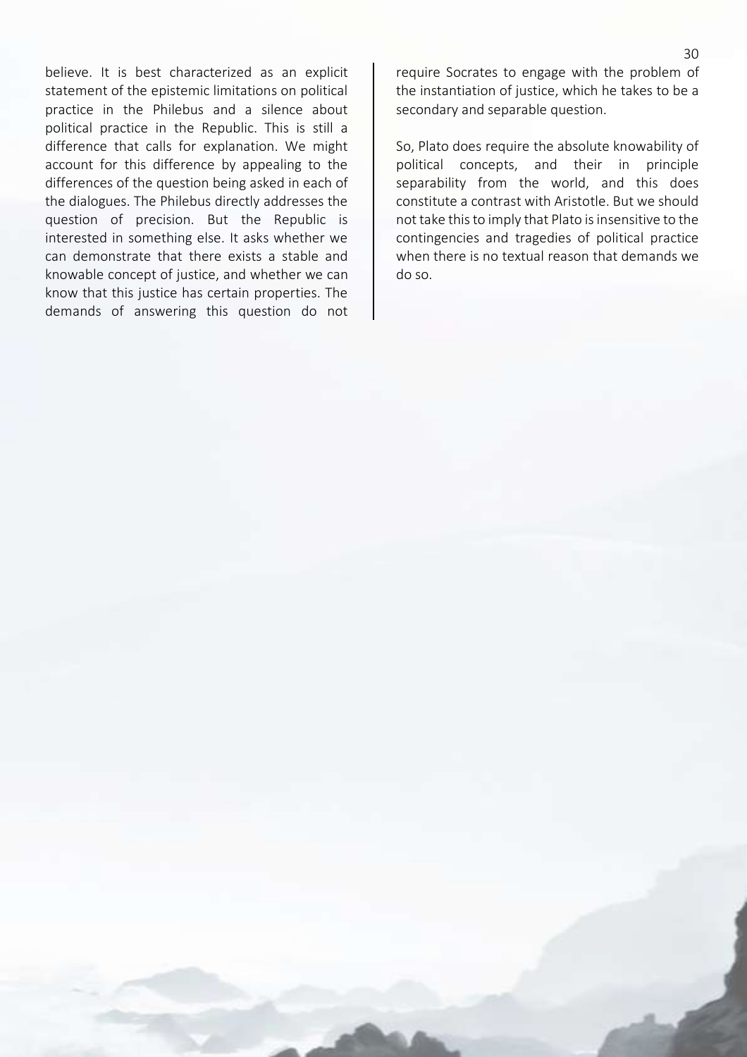believe. It is best characterized as an explicit statement of the epistemic limitations on political practice in the Philebus and a silence about political practice in the Republic. This is still a difference that calls for explanation. We might account for this difference by appealing to the differences of the question being asked in each of the dialogues. The Philebus directly addresses the question of precision. But the Republic is interested in something else. It asks whether we can demonstrate that there exists a stable and knowable concept of justice, and whether we can know that this justice has certain properties. The demands of answering this question do not require Socrates to engage with the problem of the instantiation of justice, which he takes to be a secondary and separable question.

So, Plato does require the absolute knowability of political concepts, and their in principle separability from the world, and this does constitute a contrast with Aristotle. But we should not take this to imply that Plato is insensitive to the contingencies and tragedies of political practice when there is no textual reason that demands we do so.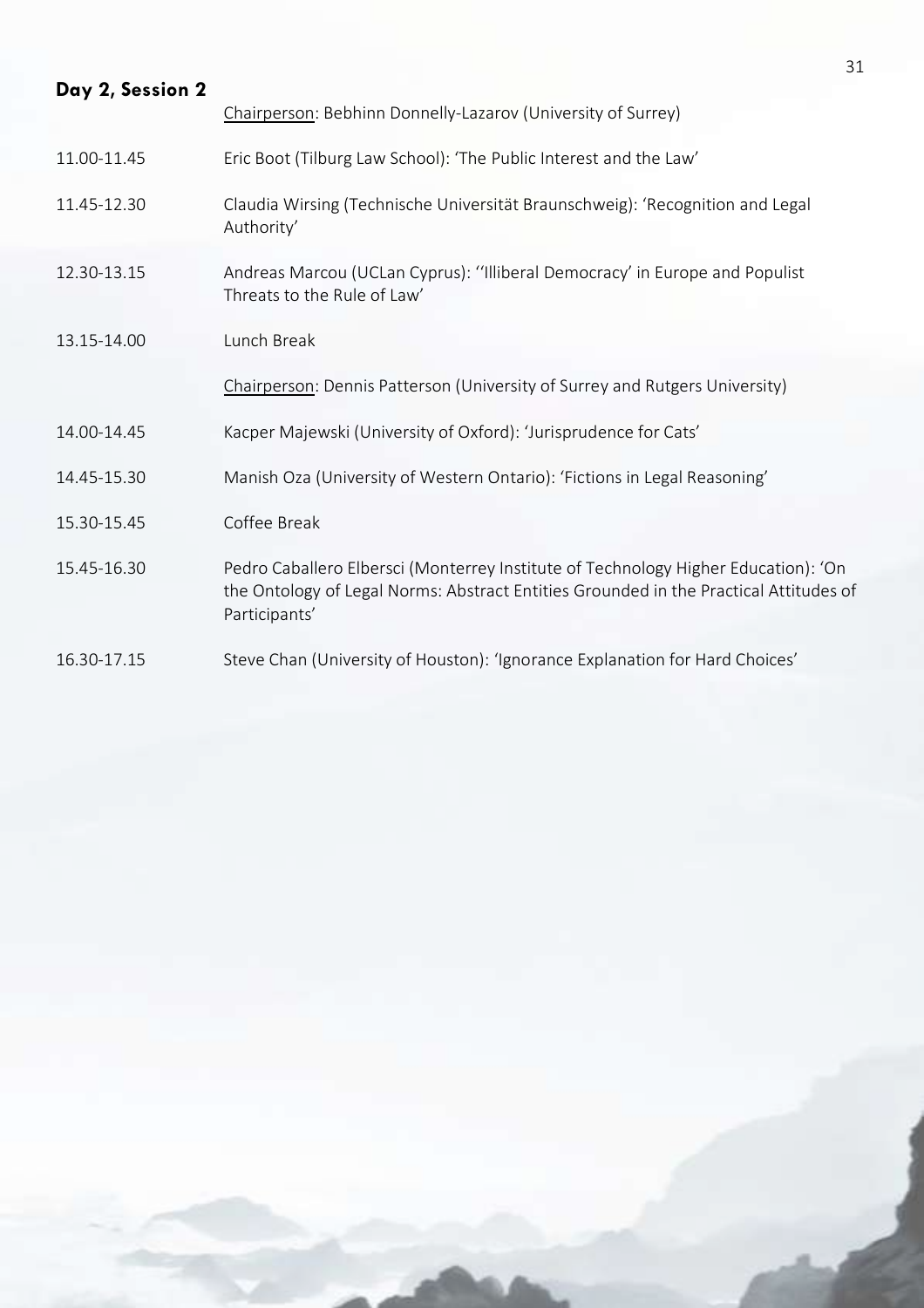## Day 2, Session 2

| | |
|---|---|
| | Chairperson: Bebhinn Donnelly-Lazarov (University of Surrey) |
| 11.00-11.45 | Eric Boot (Tilburg Law School): 'The Public Interest and the Law' |
| 11.45-12.30 | Claudia Wirsing (Technische Universität Braunschweig): 'Recognition and Legal Authority' |
| 12.30-13.15 | Andreas Marcou (UCLan Cyprus): ''Illiberal Democracy' in Europe and Populist Threats to the Rule of Law' |
| 13.15-14.00 | Lunch Break |
| | Chairperson: Dennis Patterson (University of Surrey and Rutgers University) |
| 14.00-14.45 | Kacper Majewski (University of Oxford): 'Jurisprudence for Cats' |
| 14.45-15.30 | Manish Oza (University of Western Ontario): 'Fictions in Legal Reasoning' |
| 15.30-15.45 | Coffee Break |
| 15.45-16.30 | Pedro Caballero Elbersci (Monterrey Institute of Technology Higher Education): 'On the Ontology of Legal Norms: Abstract Entities Grounded in the Practical Attitudes of Participants' |
| 16.30-17.15 | Steve Chan (University of Houston): 'Ignorance Explanation for Hard Choices' |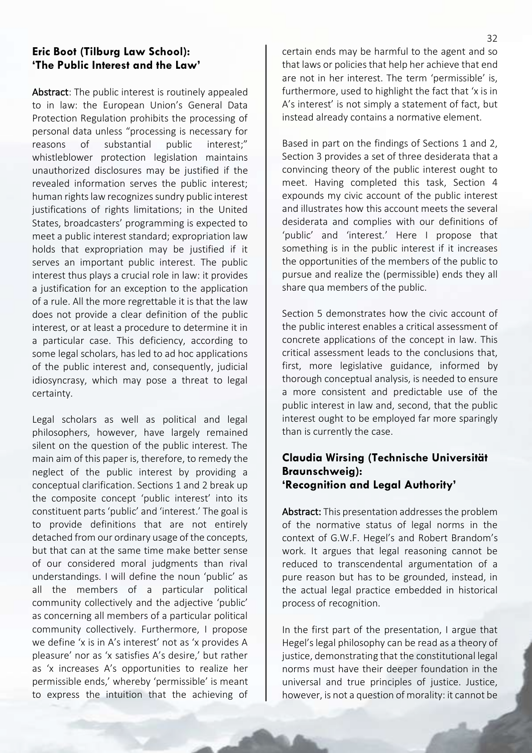### Eric Boot (Tilburg Law School): 'The Public Interest and the Law'

**Abstract**: The public interest is routinely appealed to in law: the European Union's General Data Protection Regulation prohibits the processing of personal data unless "processing is necessary for reasons of substantial public interest;" whistleblower protection legislation maintains unauthorized disclosures may be justified if the revealed information serves the public interest; human rights law recognizes sundry public interest justifications of rights limitations; in the United States, broadcasters' programming is expected to meet a public interest standard; expropriation law holds that expropriation may be justified if it serves an important public interest. The public interest thus plays a crucial role in law: it provides a justification for an exception to the application of a rule. All the more regrettable it is that the law does not provide a clear definition of the public interest, or at least a procedure to determine it in a particular case. This deficiency, according to some legal scholars, has led to ad hoc applications of the public interest and, consequently, judicial idiosyncrasy, which may pose a threat to legal certainty.

Legal scholars as well as political and legal philosophers, however, have largely remained silent on the question of the public interest. The main aim of this paper is, therefore, to remedy the neglect of the public interest by providing a conceptual clarification. Sections 1 and 2 break up the composite concept 'public interest' into its constituent parts 'public' and 'interest.' The goal is to provide definitions that are not entirely detached from our ordinary usage of the concepts, but that can at the same time make better sense of our considered moral judgments than rival understandings. I will define the noun 'public' as all the members of a particular political community collectively and the adjective 'public' as concerning all members of a particular political community collectively. Furthermore, I propose we define 'x is in A's interest' not as 'x provides A pleasure' nor as 'x satisfies A's desire,' but rather as 'x increases A's opportunities to realize her permissible ends,' whereby 'permissible' is meant to express the intuition that the achieving of certain ends may be harmful to the agent and so that laws or policies that help her achieve that end are not in her interest. The term 'permissible' is, furthermore, used to highlight the fact that 'x is in A's interest' is not simply a statement of fact, but instead already contains a normative element.

Based in part on the findings of Sections 1 and 2, Section 3 provides a set of three desiderata that a convincing theory of the public interest ought to meet. Having completed this task, Section 4 expounds my civic account of the public interest and illustrates how this account meets the several desiderata and complies with our definitions of 'public' and 'interest.' Here I propose that something is in the public interest if it increases the opportunities of the members of the public to pursue and realize the (permissible) ends they all share qua members of the public.

Section 5 demonstrates how the civic account of the public interest enables a critical assessment of concrete applications of the concept in law. This critical assessment leads to the conclusions that, first, more legislative guidance, informed by thorough conceptual analysis, is needed to ensure a more consistent and predictable use of the public interest in law and, second, that the public interest ought to be employed far more sparingly than is currently the case.

### Claudia Wirsing (Technische Universität Braunschweig): 'Recognition and Legal Authority'

**Abstract:** This presentation addresses the problem of the normative status of legal norms in the context of G.W.F. Hegel's and Robert Brandom's work. It argues that legal reasoning cannot be reduced to transcendental argumentation of a pure reason but has to be grounded, instead, in the actual legal practice embedded in historical process of recognition.

In the first part of the presentation, I argue that Hegel's legal philosophy can be read as a theory of justice, demonstrating that the constitutional legal norms must have their deeper foundation in the universal and true principles of justice. Justice, however, is not a question of morality: it cannot be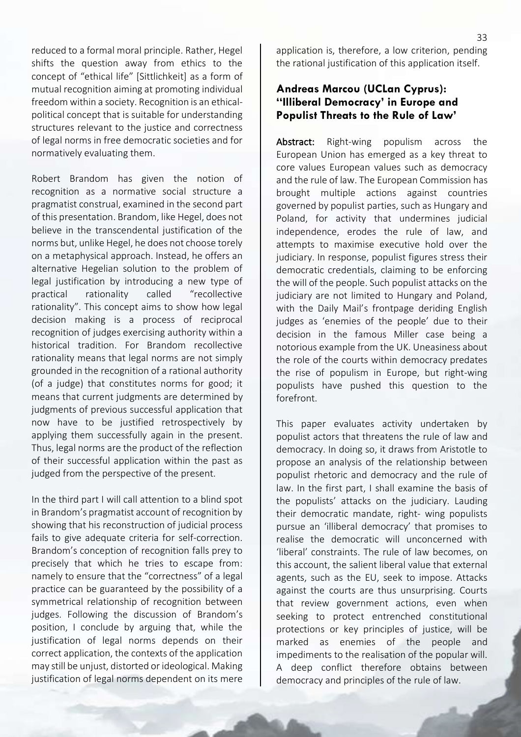reduced to a formal moral principle. Rather, Hegel shifts the question away from ethics to the concept of "ethical life" [Sittlichkeit] as a form of mutual recognition aiming at promoting individual freedom within a society. Recognition is an ethical-political concept that is suitable for understanding structures relevant to the justice and correctness of legal norms in free democratic societies and for normatively evaluating them.

Robert Brandom has given the notion of recognition as a normative social structure a pragmatist construal, examined in the second part of this presentation. Brandom, like Hegel, does not believe in the transcendental justification of the norms but, unlike Hegel, he does not choose torely on a metaphysical approach. Instead, he offers an alternative Hegelian solution to the problem of legal justification by introducing a new type of practical rationality called "recollective rationality". This concept aims to show how legal decision making is a process of reciprocal recognition of judges exercising authority within a historical tradition. For Brandom recollective rationality means that legal norms are not simply grounded in the recognition of a rational authority (of a judge) that constitutes norms for good; it means that current judgments are determined by judgments of previous successful application that now have to be justified retrospectively by applying them successfully again in the present. Thus, legal norms are the product of the reflection of their successful application within the past as judged from the perspective of the present.

In the third part I will call attention to a blind spot in Brandom's pragmatist account of recognition by showing that his reconstruction of judicial process fails to give adequate criteria for self-correction. Brandom's conception of recognition falls prey to precisely that which he tries to escape from: namely to ensure that the "correctness" of a legal practice can be guaranteed by the possibility of a symmetrical relationship of recognition between judges. Following the discussion of Brandom's position, I conclude by arguing that, while the justification of legal norms depends on their correct application, the contexts of the application may still be unjust, distorted or ideological. Making justification of legal norms dependent on its mere application is, therefore, a low criterion, pending the rational justification of this application itself.

## Andreas Marcou (UCLan Cyprus): ''Illiberal Democracy' in Europe and Populist Threats to the Rule of Law'

**Abstract:** Right-wing populism across the European Union has emerged as a key threat to core values European values such as democracy and the rule of law. The European Commission has brought multiple actions against countries governed by populist parties, such as Hungary and Poland, for activity that undermines judicial independence, erodes the rule of law, and attempts to maximise executive hold over the judiciary. In response, populist figures stress their democratic credentials, claiming to be enforcing the will of the people. Such populist attacks on the judiciary are not limited to Hungary and Poland, with the Daily Mail's frontpage deriding English judges as 'enemies of the people' due to their decision in the famous Miller case being a notorious example from the UK. Uneasiness about the role of the courts within democracy predates the rise of populism in Europe, but right-wing populists have pushed this question to the forefront.

This paper evaluates activity undertaken by populist actors that threatens the rule of law and democracy. In doing so, it draws from Aristotle to propose an analysis of the relationship between populist rhetoric and democracy and the rule of law. In the first part, I shall examine the basis of the populists' attacks on the judiciary. Lauding their democratic mandate, right- wing populists pursue an 'illiberal democracy' that promises to realise the democratic will unconcerned with 'liberal' constraints. The rule of law becomes, on this account, the salient liberal value that external agents, such as the EU, seek to impose. Attacks against the courts are thus unsurprising. Courts that review government actions, even when seeking to protect entrenched constitutional protections or key principles of justice, will be marked as enemies of the people and impediments to the realisation of the popular will. A deep conflict therefore obtains between democracy and principles of the rule of law.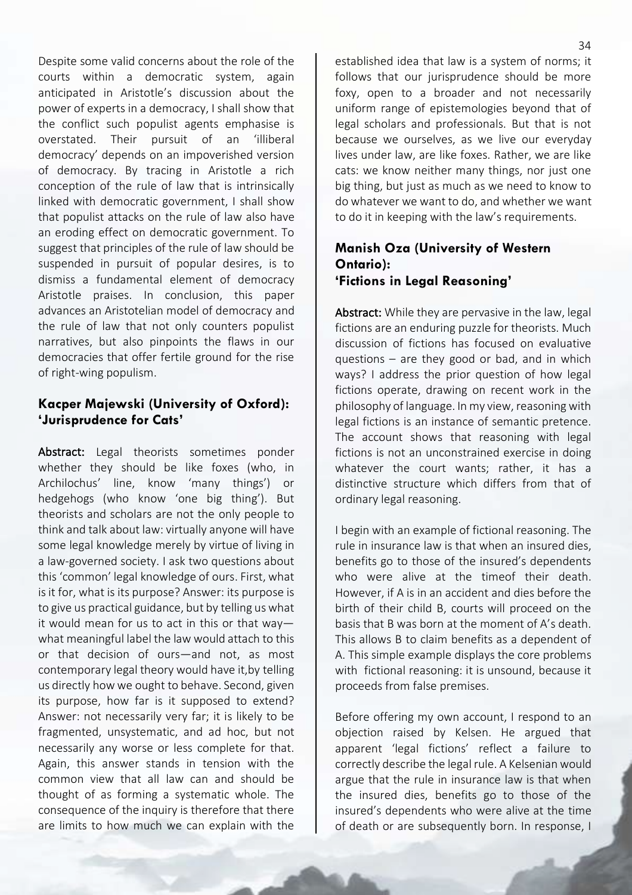Despite some valid concerns about the role of the courts within a democratic system, again anticipated in Aristotle's discussion about the power of experts in a democracy, I shall show that the conflict such populist agents emphasise is overstated. Their pursuit of an 'illiberal democracy' depends on an impoverished version of democracy. By tracing in Aristotle a rich conception of the rule of law that is intrinsically linked with democratic government, I shall show that populist attacks on the rule of law also have an eroding effect on democratic government. To suggest that principles of the rule of law should be suspended in pursuit of popular desires, is to dismiss a fundamental element of democracy Aristotle praises. In conclusion, this paper advances an Aristotelian model of democracy and the rule of law that not only counters populist narratives, but also pinpoints the flaws in our democracies that offer fertile ground for the rise of right-wing populism.

### Kacper Majewski (University of Oxford): 'Jurisprudence for Cats'

**Abstract:** Legal theorists sometimes ponder whether they should be like foxes (who, in Archilochus' line, know 'many things') or hedgehogs (who know 'one big thing'). But theorists and scholars are not the only people to think and talk about law: virtually anyone will have some legal knowledge merely by virtue of living in a law-governed society. I ask two questions about this 'common' legal knowledge of ours. First, what is it for, what is its purpose? Answer: its purpose is to give us practical guidance, but by telling us what it would mean for us to act in this or that way—what meaningful label the law would attach to this or that decision of ours—and not, as most contemporary legal theory would have it,by telling us directly how we ought to behave. Second, given its purpose, how far is it supposed to extend? Answer: not necessarily very far; it is likely to be fragmented, unsystematic, and ad hoc, but not necessarily any worse or less complete for that. Again, this answer stands in tension with the common view that all law can and should be thought of as forming a systematic whole. The consequence of the inquiry is therefore that there are limits to how much we can explain with the established idea that law is a system of norms; it follows that our jurisprudence should be more foxy, open to a broader and not necessarily uniform range of epistemologies beyond that of legal scholars and professionals. But that is not because we ourselves, as we live our everyday lives under law, are like foxes. Rather, we are like cats: we know neither many things, nor just one big thing, but just as much as we need to know to do whatever we want to do, and whether we want to do it in keeping with the law's requirements.

### Manish Oza (University of Western Ontario): 'Fictions in Legal Reasoning'

**Abstract:** While they are pervasive in the law, legal fictions are an enduring puzzle for theorists. Much discussion of fictions has focused on evaluative questions – are they good or bad, and in which ways? I address the prior question of how legal fictions operate, drawing on recent work in the philosophy of language. In my view, reasoning with legal fictions is an instance of semantic pretence. The account shows that reasoning with legal fictions is not an unconstrained exercise in doing whatever the court wants; rather, it has a distinctive structure which differs from that of ordinary legal reasoning.

I begin with an example of fictional reasoning. The rule in insurance law is that when an insured dies, benefits go to those of the insured's dependents who were alive at the timeof their death. However, if A is in an accident and dies before the birth of their child B, courts will proceed on the basis that B was born at the moment of A's death. This allows B to claim benefits as a dependent of A. This simple example displays the core problems with fictional reasoning: it is unsound, because it proceeds from false premises.

Before offering my own account, I respond to an objection raised by Kelsen. He argued that apparent 'legal fictions' reflect a failure to correctly describe the legal rule. A Kelsenian would argue that the rule in insurance law is that when the insured dies, benefits go to those of the insured's dependents who were alive at the time of death or are subsequently born. In response, I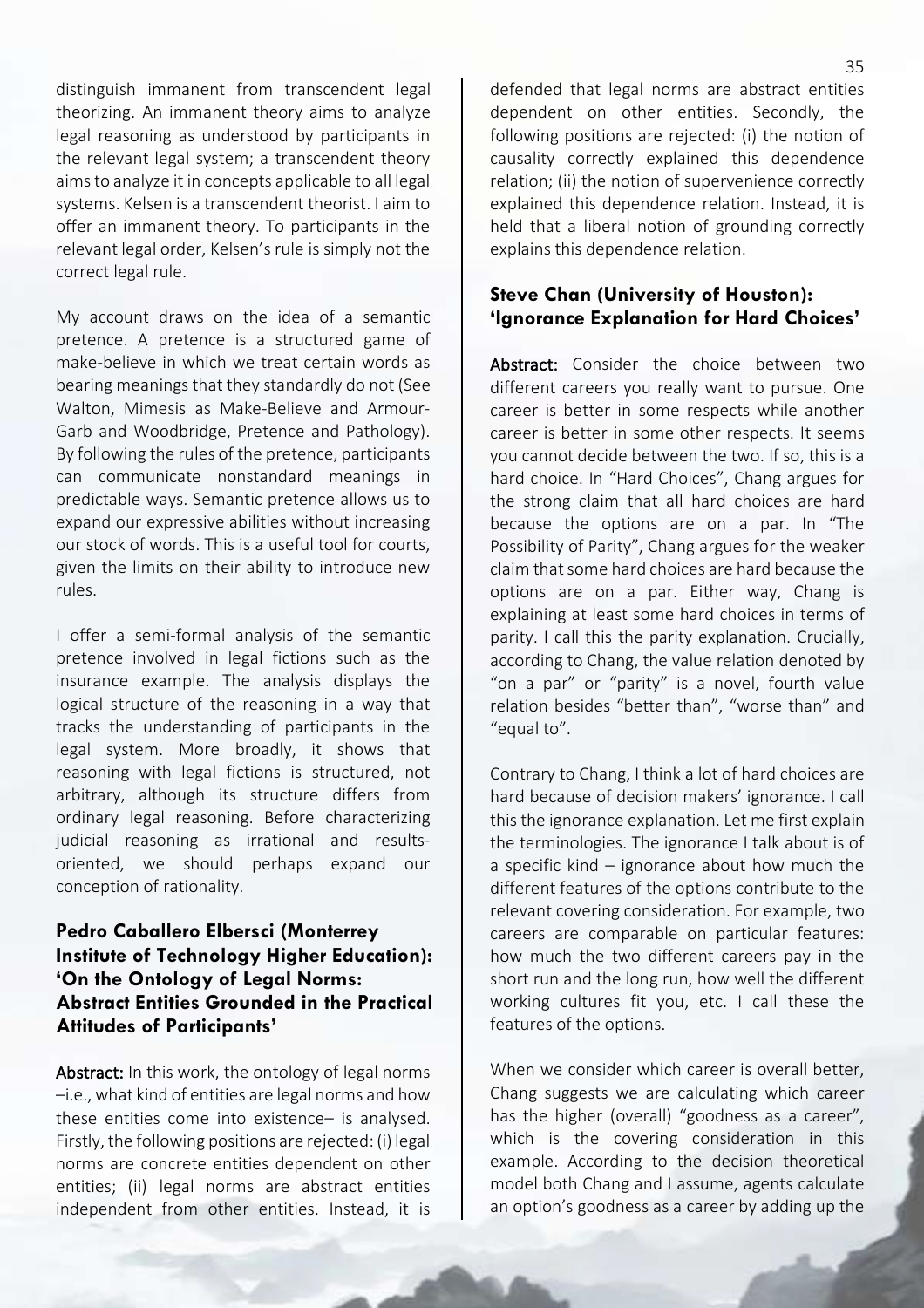distinguish immanent from transcendent legal theorizing. An immanent theory aims to analyze legal reasoning as understood by participants in the relevant legal system; a transcendent theory aims to analyze it in concepts applicable to all legal systems. Kelsen is a transcendent theorist. I aim to offer an immanent theory. To participants in the relevant legal order, Kelsen's rule is simply not the correct legal rule.

My account draws on the idea of a semantic pretence. A pretence is a structured game of make-believe in which we treat certain words as bearing meanings that they standardly do not (See Walton, Mimesis as Make-Believe and Armour-Garb and Woodbridge, Pretence and Pathology). By following the rules of the pretence, participants can communicate nonstandard meanings in predictable ways. Semantic pretence allows us to expand our expressive abilities without increasing our stock of words. This is a useful tool for courts, given the limits on their ability to introduce new rules.

I offer a semi-formal analysis of the semantic pretence involved in legal fictions such as the insurance example. The analysis displays the logical structure of the reasoning in a way that tracks the understanding of participants in the legal system. More broadly, it shows that reasoning with legal fictions is structured, not arbitrary, although its structure differs from ordinary legal reasoning. Before characterizing judicial reasoning as irrational and results-oriented, we should perhaps expand our conception of rationality.

### Pedro Caballero Elbersci (Monterrey Institute of Technology Higher Education): 'On the Ontology of Legal Norms: Abstract Entities Grounded in the Practical Attitudes of Participants'

**Abstract:** In this work, the ontology of legal norms –i.e., what kind of entities are legal norms and how these entities come into existence– is analysed. Firstly, the following positions are rejected: (i) legal norms are concrete entities dependent on other entities; (ii) legal norms are abstract entities independent from other entities. Instead, it is defended that legal norms are abstract entities dependent on other entities. Secondly, the following positions are rejected: (i) the notion of causality correctly explained this dependence relation; (ii) the notion of supervenience correctly explained this dependence relation. Instead, it is held that a liberal notion of grounding correctly explains this dependence relation.

### Steve Chan (University of Houston): 'Ignorance Explanation for Hard Choices'

**Abstract:** Consider the choice between two different careers you really want to pursue. One career is better in some respects while another career is better in some other respects. It seems you cannot decide between the two. If so, this is a hard choice. In "Hard Choices", Chang argues for the strong claim that all hard choices are hard because the options are on a par. In "The Possibility of Parity", Chang argues for the weaker claim that some hard choices are hard because the options are on a par. Either way, Chang is explaining at least some hard choices in terms of parity. I call this the parity explanation. Crucially, according to Chang, the value relation denoted by "on a par" or "parity" is a novel, fourth value relation besides "better than", "worse than" and "equal to".

Contrary to Chang, I think a lot of hard choices are hard because of decision makers' ignorance. I call this the ignorance explanation. Let me first explain the terminologies. The ignorance I talk about is of a specific kind – ignorance about how much the different features of the options contribute to the relevant covering consideration. For example, two careers are comparable on particular features: how much the two different careers pay in the short run and the long run, how well the different working cultures fit you, etc. I call these the features of the options.

When we consider which career is overall better, Chang suggests we are calculating which career has the higher (overall) "goodness as a career", which is the covering consideration in this example. According to the decision theoretical model both Chang and I assume, agents calculate an option's goodness as a career by adding up the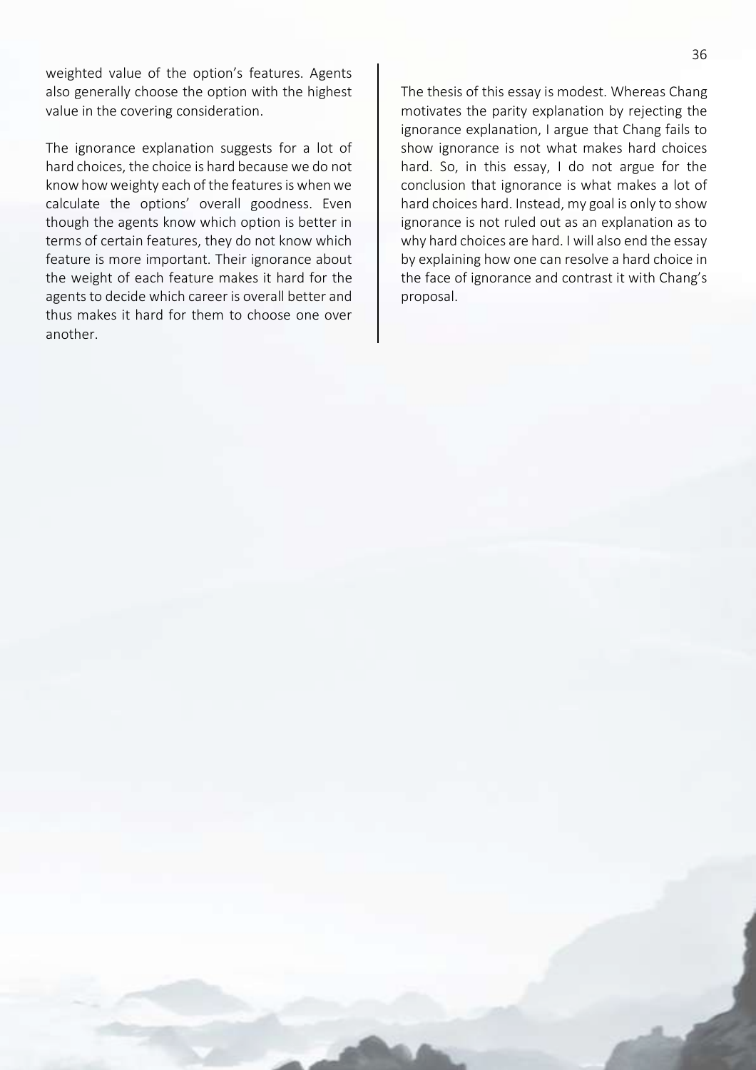weighted value of the option's features. Agents also generally choose the option with the highest value in the covering consideration.

The ignorance explanation suggests for a lot of hard choices, the choice is hard because we do not know how weighty each of the features is when we calculate the options' overall goodness. Even though the agents know which option is better in terms of certain features, they do not know which feature is more important. Their ignorance about the weight of each feature makes it hard for the agents to decide which career is overall better and thus makes it hard for them to choose one over another.

The thesis of this essay is modest. Whereas Chang motivates the parity explanation by rejecting the ignorance explanation, I argue that Chang fails to show ignorance is not what makes hard choices hard. So, in this essay, I do not argue for the conclusion that ignorance is what makes a lot of hard choices hard. Instead, my goal is only to show ignorance is not ruled out as an explanation as to why hard choices are hard. I will also end the essay by explaining how one can resolve a hard choice in the face of ignorance and contrast it with Chang's proposal.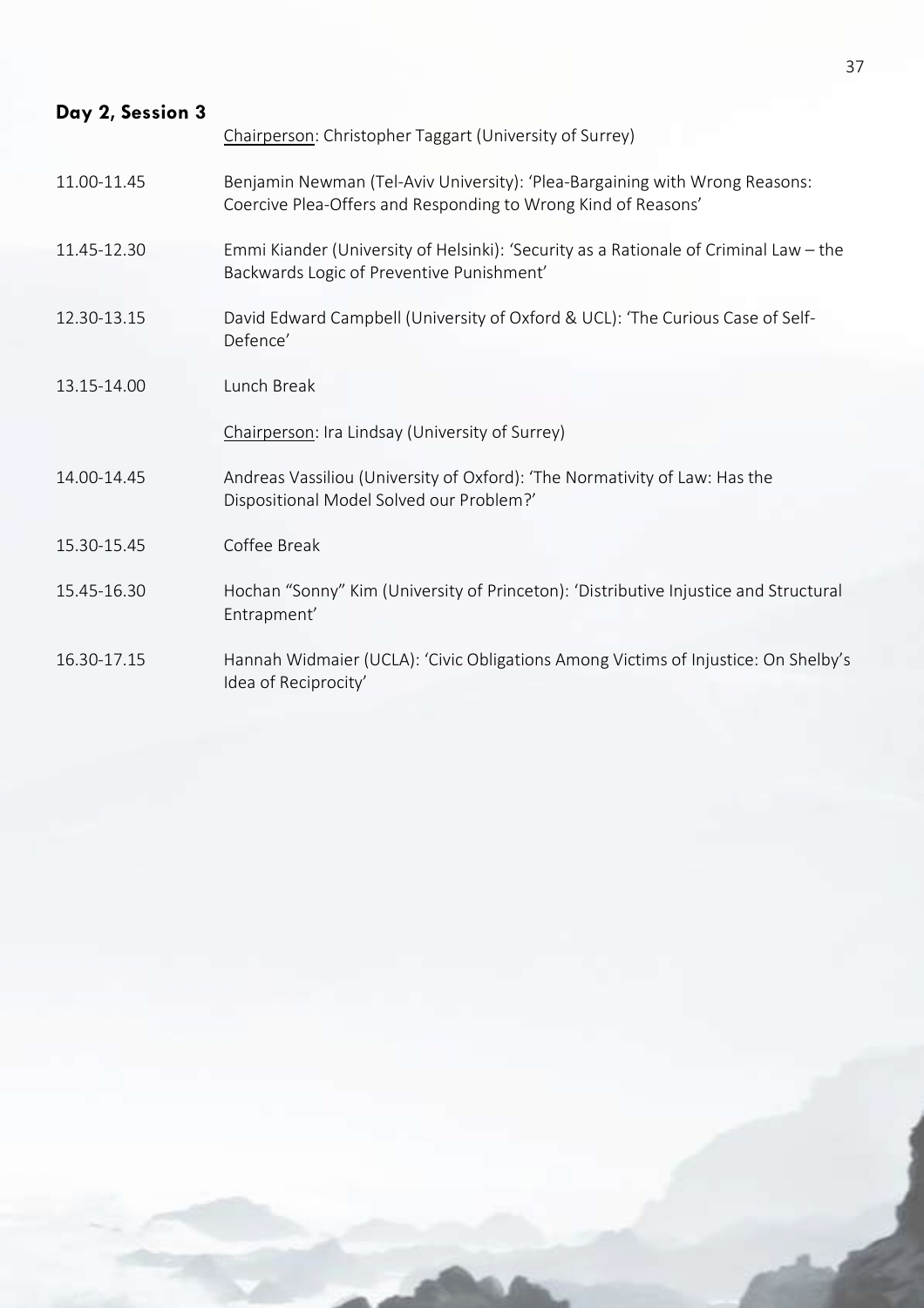## Day 2, Session 3

<u>Chairperson</u>: Christopher Taggart (University of Surrey)

| | |
|---|---|
| 11.00-11.45 | Benjamin Newman (Tel-Aviv University): 'Plea-Bargaining with Wrong Reasons: Coercive Plea-Offers and Responding to Wrong Kind of Reasons' |
| 11.45-12.30 | Emmi Kiander (University of Helsinki): 'Security as a Rationale of Criminal Law – the Backwards Logic of Preventive Punishment' |
| 12.30-13.15 | David Edward Campbell (University of Oxford & UCL): 'The Curious Case of Self-Defence' |
| 13.15-14.00 | Lunch Break |
| | <u>Chairperson</u>: Ira Lindsay (University of Surrey) |
| 14.00-14.45 | Andreas Vassiliou (University of Oxford): 'The Normativity of Law: Has the Dispositional Model Solved our Problem?' |
| 15.30-15.45 | Coffee Break |
| 15.45-16.30 | Hochan "Sonny" Kim (University of Princeton): 'Distributive Injustice and Structural Entrapment' |
| 16.30-17.15 | Hannah Widmaier (UCLA): 'Civic Obligations Among Victims of Injustice: On Shelby's Idea of Reciprocity' |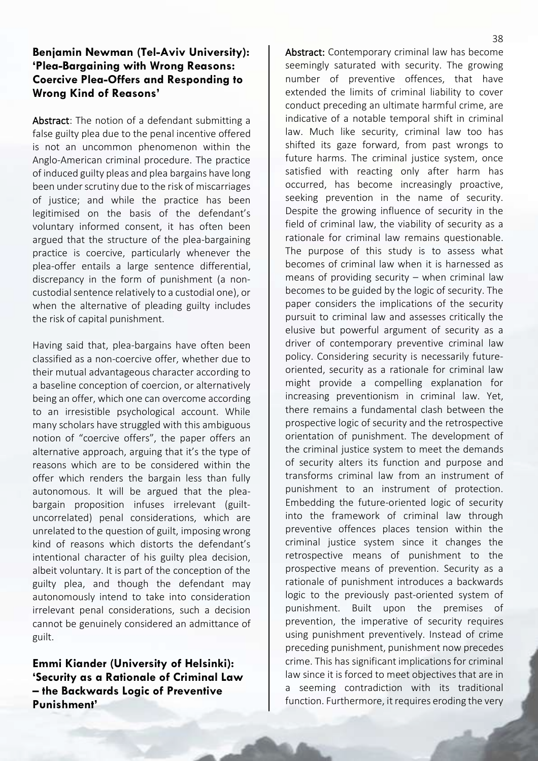### Benjamin Newman (Tel-Aviv University): 'Plea-Bargaining with Wrong Reasons: Coercive Plea-Offers and Responding to Wrong Kind of Reasons'

**Abstract**: The notion of a defendant submitting a false guilty plea due to the penal incentive offered is not an uncommon phenomenon within the Anglo-American criminal procedure. The practice of induced guilty pleas and plea bargains have long been under scrutiny due to the risk of miscarriages of justice; and while the practice has been legitimised on the basis of the defendant's voluntary informed consent, it has often been argued that the structure of the plea-bargaining practice is coercive, particularly whenever the plea-offer entails a large sentence differential, discrepancy in the form of punishment (a non-custodial sentence relatively to a custodial one), or when the alternative of pleading guilty includes the risk of capital punishment.

Having said that, plea-bargains have often been classified as a non-coercive offer, whether due to their mutual advantageous character according to a baseline conception of coercion, or alternatively being an offer, which one can overcome according to an irresistible psychological account. While many scholars have struggled with this ambiguous notion of "coercive offers", the paper offers an alternative approach, arguing that it's the type of reasons which are to be considered within the offer which renders the bargain less than fully autonomous. It will be argued that the plea-bargain proposition infuses irrelevant (guilt-uncorrelated) penal considerations, which are unrelated to the question of guilt, imposing wrong kind of reasons which distorts the defendant's intentional character of his guilty plea decision, albeit voluntary. It is part of the conception of the guilty plea, and though the defendant may autonomously intend to take into consideration irrelevant penal considerations, such a decision cannot be genuinely considered an admittance of guilt.

### Emmi Kiander (University of Helsinki): 'Security as a Rationale of Criminal Law – the Backwards Logic of Preventive Punishment'

**Abstract:** Contemporary criminal law has become seemingly saturated with security. The growing number of preventive offences, that have extended the limits of criminal liability to cover conduct preceding an ultimate harmful crime, are indicative of a notable temporal shift in criminal law. Much like security, criminal law too has shifted its gaze forward, from past wrongs to future harms. The criminal justice system, once satisfied with reacting only after harm has occurred, has become increasingly proactive, seeking prevention in the name of security. Despite the growing influence of security in the field of criminal law, the viability of security as a rationale for criminal law remains questionable. The purpose of this study is to assess what becomes of criminal law when it is harnessed as means of providing security – when criminal law becomes to be guided by the logic of security. The paper considers the implications of the security pursuit to criminal law and assesses critically the elusive but powerful argument of security as a driver of contemporary preventive criminal law policy. Considering security is necessarily future-oriented, security as a rationale for criminal law might provide a compelling explanation for increasing preventionism in criminal law. Yet, there remains a fundamental clash between the prospective logic of security and the retrospective orientation of punishment. The development of the criminal justice system to meet the demands of security alters its function and purpose and transforms criminal law from an instrument of punishment to an instrument of protection. Embedding the future-oriented logic of security into the framework of criminal law through preventive offences places tension within the criminal justice system since it changes the retrospective means of punishment to the prospective means of prevention. Security as a rationale of punishment introduces a backwards logic to the previously past-oriented system of punishment. Built upon the premises of prevention, the imperative of security requires using punishment preventively. Instead of crime preceding punishment, punishment now precedes crime. This has significant implications for criminal law since it is forced to meet objectives that are in a seeming contradiction with its traditional function. Furthermore, it requires eroding the very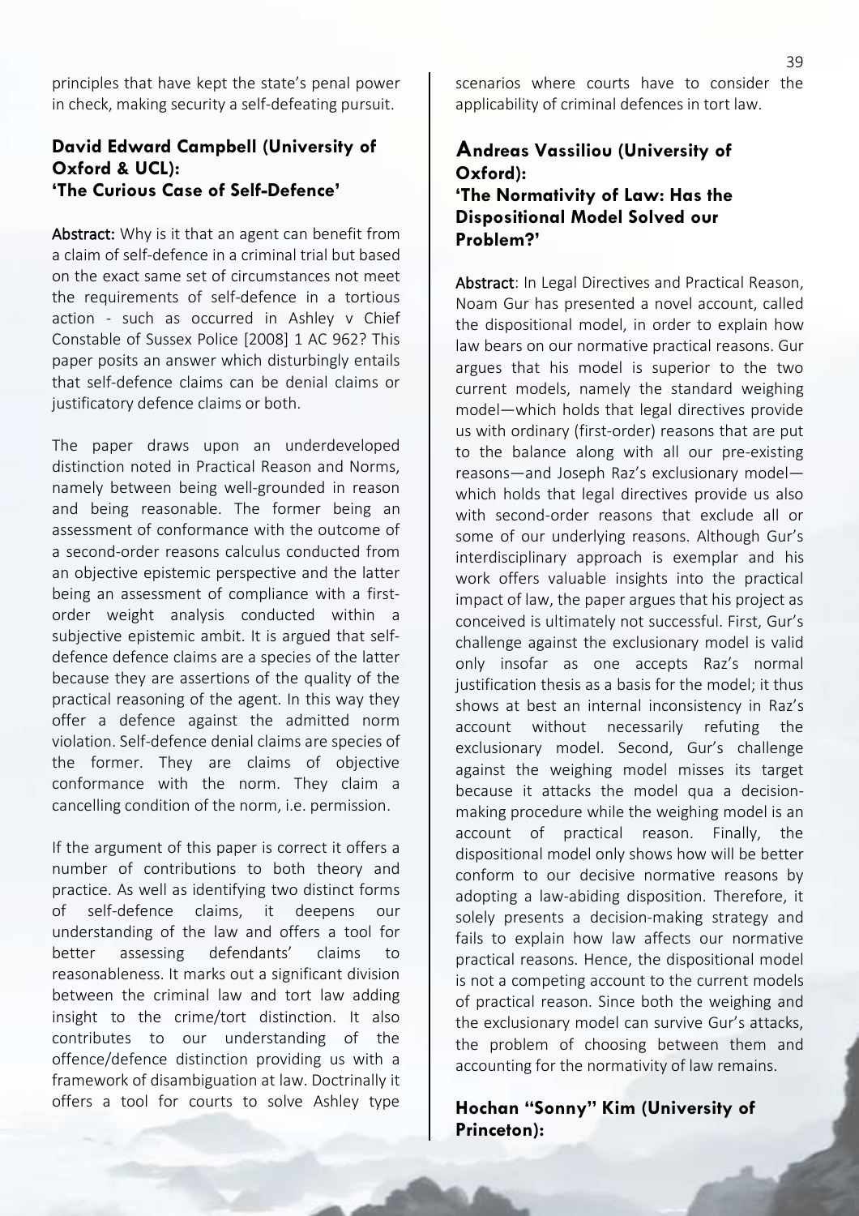principles that have kept the state's penal power in check, making security a self-defeating pursuit.

### David Edward Campbell (University of Oxford & UCL): 'The Curious Case of Self-Defence'

**Abstract:** Why is it that an agent can benefit from a claim of self-defence in a criminal trial but based on the exact same set of circumstances not meet the requirements of self-defence in a tortious action - such as occurred in Ashley v Chief Constable of Sussex Police [2008] 1 AC 962? This paper posits an answer which disturbingly entails that self-defence claims can be denial claims or justificatory defence claims or both.

The paper draws upon an underdeveloped distinction noted in Practical Reason and Norms, namely between being well-grounded in reason and being reasonable. The former being an assessment of conformance with the outcome of a second-order reasons calculus conducted from an objective epistemic perspective and the latter being an assessment of compliance with a first-order weight analysis conducted within a subjective epistemic ambit. It is argued that self-defence defence claims are a species of the latter because they are assertions of the quality of the practical reasoning of the agent. In this way they offer a defence against the admitted norm violation. Self-defence denial claims are species of the former. They are claims of objective conformance with the norm. They claim a cancelling condition of the norm, i.e. permission.

If the argument of this paper is correct it offers a number of contributions to both theory and practice. As well as identifying two distinct forms of self-defence claims, it deepens our understanding of the law and offers a tool for better assessing defendants' claims to reasonableness. It marks out a significant division between the criminal law and tort law adding insight to the crime/tort distinction. It also contributes to our understanding of the offence/defence distinction providing us with a framework of disambiguation at law. Doctrinally it offers a tool for courts to solve Ashley type scenarios where courts have to consider the applicability of criminal defences in tort law.

### Andreas Vassiliou (University of Oxford): 'The Normativity of Law: Has the Dispositional Model Solved our Problem?'

**Abstract**: In Legal Directives and Practical Reason, Noam Gur has presented a novel account, called the dispositional model, in order to explain how law bears on our normative practical reasons. Gur argues that his model is superior to the two current models, namely the standard weighing model—which holds that legal directives provide us with ordinary (first-order) reasons that are put to the balance along with all our pre-existing reasons—and Joseph Raz's exclusionary model—which holds that legal directives provide us also with second-order reasons that exclude all or some of our underlying reasons. Although Gur's interdisciplinary approach is exemplar and his work offers valuable insights into the practical impact of law, the paper argues that his project as conceived is ultimately not successful. First, Gur's challenge against the exclusionary model is valid only insofar as one accepts Raz's normal justification thesis as a basis for the model; it thus shows at best an internal inconsistency in Raz's account without necessarily refuting the exclusionary model. Second, Gur's challenge against the weighing model misses its target because it attacks the model qua a decision-making procedure while the weighing model is an account of practical reason. Finally, the dispositional model only shows how will be better conform to our decisive normative reasons by adopting a law-abiding disposition. Therefore, it solely presents a decision-making strategy and fails to explain how law affects our normative practical reasons. Hence, the dispositional model is not a competing account to the current models of practical reason. Since both the weighing and the exclusionary model can survive Gur's attacks, the problem of choosing between them and accounting for the normativity of law remains.

### Hochan "Sonny" Kim (University of Princeton):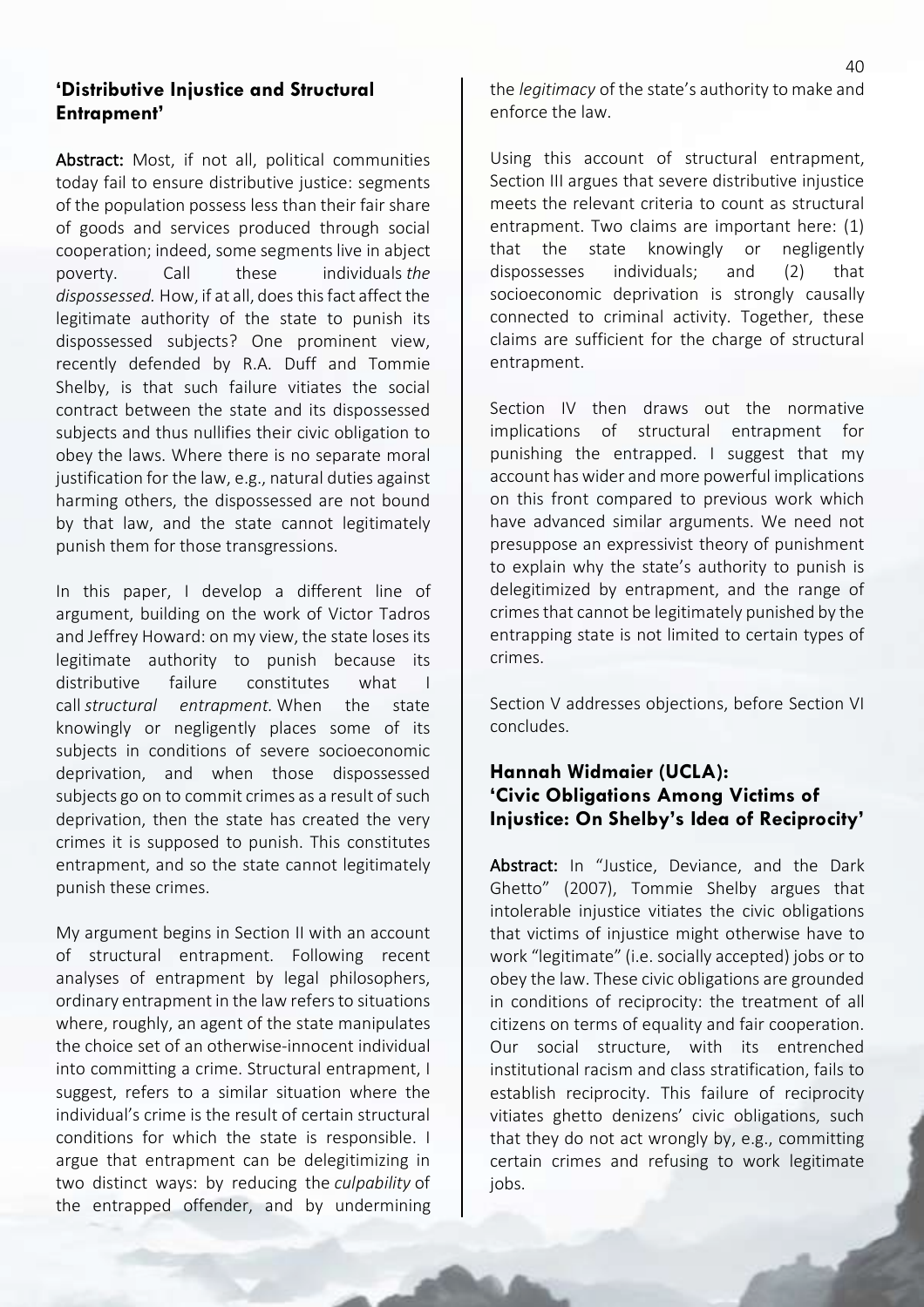### 'Distributive Injustice and Structural Entrapment'

**Abstract:** Most, if not all, political communities today fail to ensure distributive justice: segments of the population possess less than their fair share of goods and services produced through social cooperation; indeed, some segments live in abject poverty. Call these individuals *the dispossessed.* How, if at all, does this fact affect the legitimate authority of the state to punish its dispossessed subjects? One prominent view, recently defended by R.A. Duff and Tommie Shelby, is that such failure vitiates the social contract between the state and its dispossessed subjects and thus nullifies their civic obligation to obey the laws. Where there is no separate moral justification for the law, e.g., natural duties against harming others, the dispossessed are not bound by that law, and the state cannot legitimately punish them for those transgressions.

In this paper, I develop a different line of argument, building on the work of Victor Tadros and Jeffrey Howard: on my view, the state loses its legitimate authority to punish because its distributive failure constitutes what I call *structural entrapment.* When the state knowingly or negligently places some of its subjects in conditions of severe socioeconomic deprivation, and when those dispossessed subjects go on to commit crimes as a result of such deprivation, then the state has created the very crimes it is supposed to punish. This constitutes entrapment, and so the state cannot legitimately punish these crimes.

My argument begins in Section II with an account of structural entrapment. Following recent analyses of entrapment by legal philosophers, ordinary entrapment in the law refers to situations where, roughly, an agent of the state manipulates the choice set of an otherwise-innocent individual into committing a crime. Structural entrapment, I suggest, refers to a similar situation where the individual's crime is the result of certain structural conditions for which the state is responsible. I argue that entrapment can be delegitimizing in two distinct ways: by reducing the *culpability* of the entrapped offender, and by undermining the *legitimacy* of the state's authority to make and enforce the law.

Using this account of structural entrapment, Section III argues that severe distributive injustice meets the relevant criteria to count as structural entrapment. Two claims are important here: (1) that the state knowingly or negligently dispossesses individuals; and (2) that socioeconomic deprivation is strongly causally connected to criminal activity. Together, these claims are sufficient for the charge of structural entrapment.

Section IV then draws out the normative implications of structural entrapment for punishing the entrapped. I suggest that my account has wider and more powerful implications on this front compared to previous work which have advanced similar arguments. We need not presuppose an expressivist theory of punishment to explain why the state's authority to punish is delegitimized by entrapment, and the range of crimes that cannot be legitimately punished by the entrapping state is not limited to certain types of crimes.

Section V addresses objections, before Section VI concludes.

### Hannah Widmaier (UCLA): 'Civic Obligations Among Victims of Injustice: On Shelby's Idea of Reciprocity'

**Abstract:** In "Justice, Deviance, and the Dark Ghetto" (2007), Tommie Shelby argues that intolerable injustice vitiates the civic obligations that victims of injustice might otherwise have to work "legitimate" (i.e. socially accepted) jobs or to obey the law. These civic obligations are grounded in conditions of reciprocity: the treatment of all citizens on terms of equality and fair cooperation. Our social structure, with its entrenched institutional racism and class stratification, fails to establish reciprocity. This failure of reciprocity vitiates ghetto denizens' civic obligations, such that they do not act wrongly by, e.g., committing certain crimes and refusing to work legitimate jobs.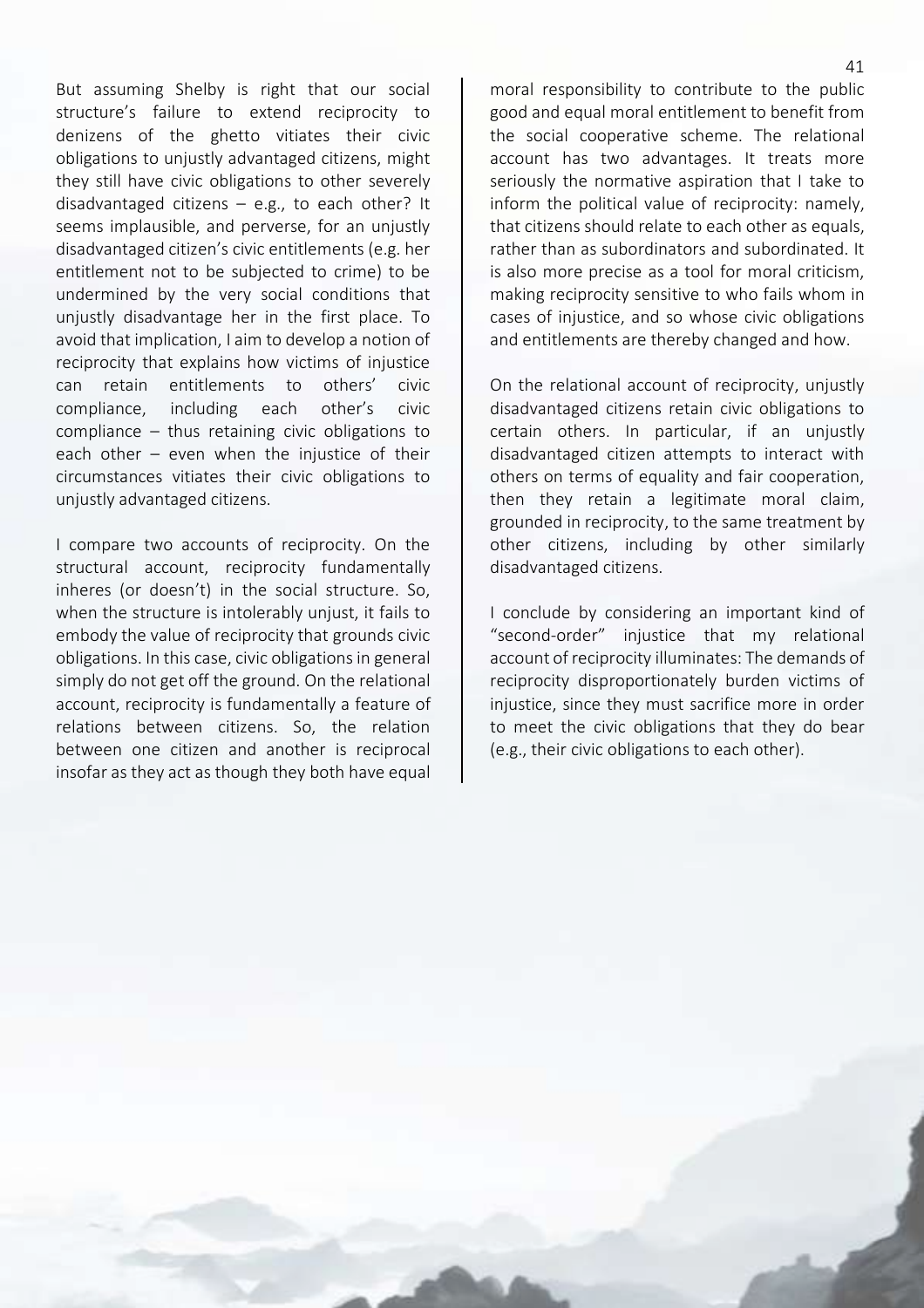But assuming Shelby is right that our social structure's failure to extend reciprocity to denizens of the ghetto vitiates their civic obligations to unjustly advantaged citizens, might they still have civic obligations to other severely disadvantaged citizens – e.g., to each other? It seems implausible, and perverse, for an unjustly disadvantaged citizen's civic entitlements (e.g. her entitlement not to be subjected to crime) to be undermined by the very social conditions that unjustly disadvantage her in the first place. To avoid that implication, I aim to develop a notion of reciprocity that explains how victims of injustice can retain entitlements to others' civic compliance, including each other's civic compliance – thus retaining civic obligations to each other – even when the injustice of their circumstances vitiates their civic obligations to unjustly advantaged citizens.

I compare two accounts of reciprocity. On the structural account, reciprocity fundamentally inheres (or doesn't) in the social structure. So, when the structure is intolerably unjust, it fails to embody the value of reciprocity that grounds civic obligations. In this case, civic obligations in general simply do not get off the ground. On the relational account, reciprocity is fundamentally a feature of relations between citizens. So, the relation between one citizen and another is reciprocal insofar as they act as though they both have equal moral responsibility to contribute to the public good and equal moral entitlement to benefit from the social cooperative scheme. The relational account has two advantages. It treats more seriously the normative aspiration that I take to inform the political value of reciprocity: namely, that citizens should relate to each other as equals, rather than as subordinators and subordinated. It is also more precise as a tool for moral criticism, making reciprocity sensitive to who fails whom in cases of injustice, and so whose civic obligations and entitlements are thereby changed and how.

On the relational account of reciprocity, unjustly disadvantaged citizens retain civic obligations to certain others. In particular, if an unjustly disadvantaged citizen attempts to interact with others on terms of equality and fair cooperation, then they retain a legitimate moral claim, grounded in reciprocity, to the same treatment by other citizens, including by other similarly disadvantaged citizens.

I conclude by considering an important kind of "second-order" injustice that my relational account of reciprocity illuminates: The demands of reciprocity disproportionately burden victims of injustice, since they must sacrifice more in order to meet the civic obligations that they do bear (e.g., their civic obligations to each other).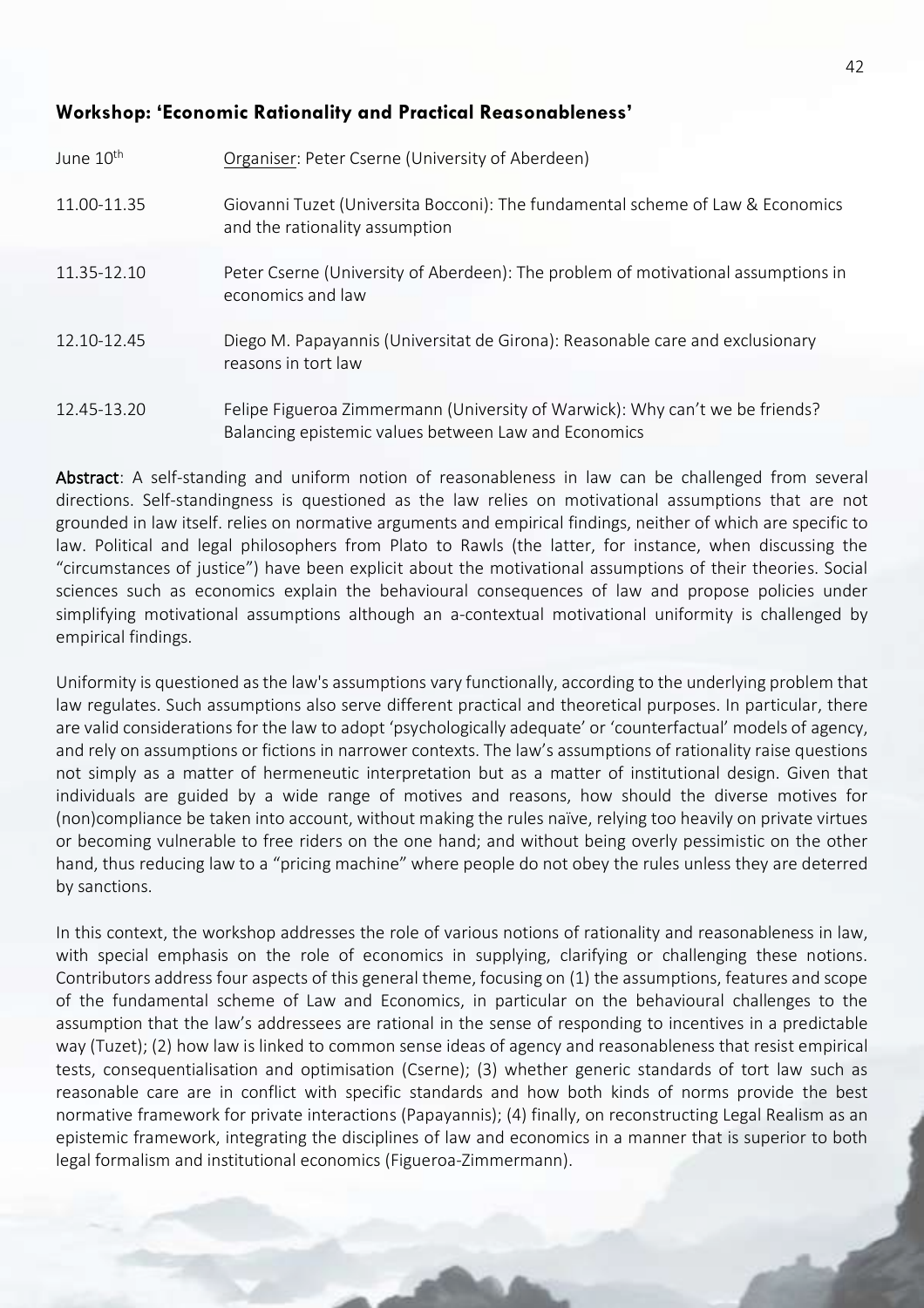## Workshop: 'Economic Rationality and Practical Reasonableness'

| | |
|---|---|
| June 10th | Organiser: Peter Cserne (University of Aberdeen) |
| 11.00-11.35 | Giovanni Tuzet (Universita Bocconi): The fundamental scheme of Law & Economics and the rationality assumption |
| 11.35-12.10 | Peter Cserne (University of Aberdeen): The problem of motivational assumptions in economics and law |
| 12.10-12.45 | Diego M. Papayannis (Universitat de Girona): Reasonable care and exclusionary reasons in tort law |
| 12.45-13.20 | Felipe Figueroa Zimmermann (University of Warwick): Why can't we be friends? Balancing epistemic values between Law and Economics |

**Abstract**: A self-standing and uniform notion of reasonableness in law can be challenged from several directions. Self-standingness is questioned as the law relies on motivational assumptions that are not grounded in law itself. relies on normative arguments and empirical findings, neither of which are specific to law. Political and legal philosophers from Plato to Rawls (the latter, for instance, when discussing the "circumstances of justice") have been explicit about the motivational assumptions of their theories. Social sciences such as economics explain the behavioural consequences of law and propose policies under simplifying motivational assumptions although an a-contextual motivational uniformity is challenged by empirical findings.

Uniformity is questioned as the law's assumptions vary functionally, according to the underlying problem that law regulates. Such assumptions also serve different practical and theoretical purposes. In particular, there are valid considerations for the law to adopt 'psychologically adequate' or 'counterfactual' models of agency, and rely on assumptions or fictions in narrower contexts. The law's assumptions of rationality raise questions not simply as a matter of hermeneutic interpretation but as a matter of institutional design. Given that individuals are guided by a wide range of motives and reasons, how should the diverse motives for (non)compliance be taken into account, without making the rules naïve, relying too heavily on private virtues or becoming vulnerable to free riders on the one hand; and without being overly pessimistic on the other hand, thus reducing law to a "pricing machine" where people do not obey the rules unless they are deterred by sanctions.

In this context, the workshop addresses the role of various notions of rationality and reasonableness in law, with special emphasis on the role of economics in supplying, clarifying or challenging these notions. Contributors address four aspects of this general theme, focusing on (1) the assumptions, features and scope of the fundamental scheme of Law and Economics, in particular on the behavioural challenges to the assumption that the law's addressees are rational in the sense of responding to incentives in a predictable way (Tuzet); (2) how law is linked to common sense ideas of agency and reasonableness that resist empirical tests, consequentialisation and optimisation (Cserne); (3) whether generic standards of tort law such as reasonable care are in conflict with specific standards and how both kinds of norms provide the best normative framework for private interactions (Papayannis); (4) finally, on reconstructing Legal Realism as an epistemic framework, integrating the disciplines of law and economics in a manner that is superior to both legal formalism and institutional economics (Figueroa-Zimmermann).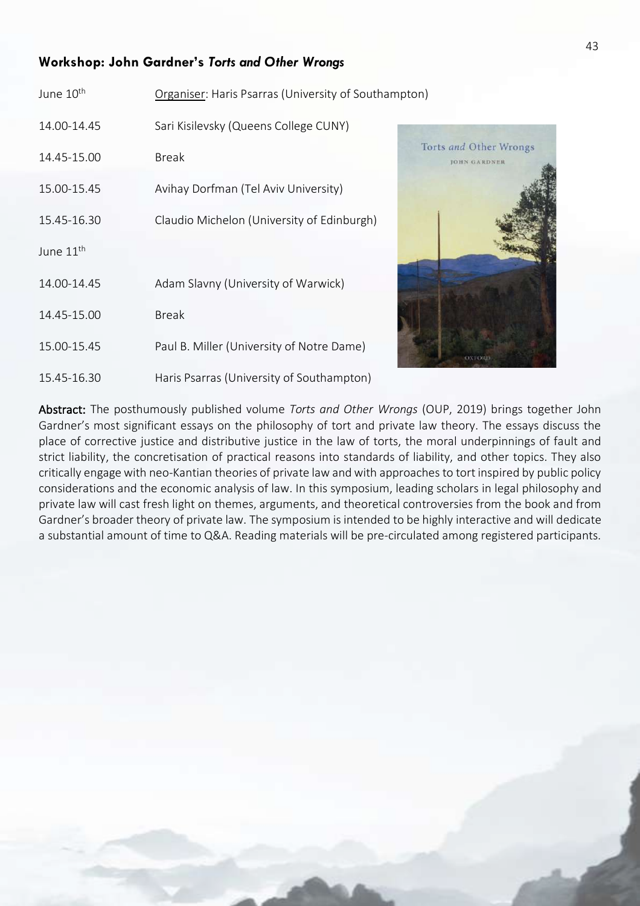## Workshop: John Gardner's *Torts and Other Wrongs*

June 10th — Organiser: Haris Psarras (University of Southampton)

| | |
|---|---|
| 14.00-14.45 | Sari Kisilevsky (Queens College CUNY) |
| 14.45-15.00 | Break |
| 15.00-15.45 | Avihay Dorfman (Tel Aviv University) |
| 15.45-16.30 | Claudio Michelon (University of Edinburgh) |
| June 11th | |
| 14.00-14.45 | Adam Slavny (University of Warwick) |
| 14.45-15.00 | Break |
| 15.00-15.45 | Paul B. Miller (University of Notre Dame) |
| 15.45-16.30 | Haris Psarras (University of Southampton) |

**Abstract:** The posthumously published volume *Torts and Other Wrongs* (OUP, 2019) brings together John Gardner's most significant essays on the philosophy of tort and private law theory. The essays discuss the place of corrective justice and distributive justice in the law of torts, the moral underpinnings of fault and strict liability, the concretisation of practical reasons into standards of liability, and other topics. They also critically engage with neo-Kantian theories of private law and with approaches to tort inspired by public policy considerations and the economic analysis of law. In this symposium, leading scholars in legal philosophy and private law will cast fresh light on themes, arguments, and theoretical controversies from the book and from Gardner's broader theory of private law. The symposium is intended to be highly interactive and will dedicate a substantial amount of time to Q&A. Reading materials will be pre-circulated among registered participants.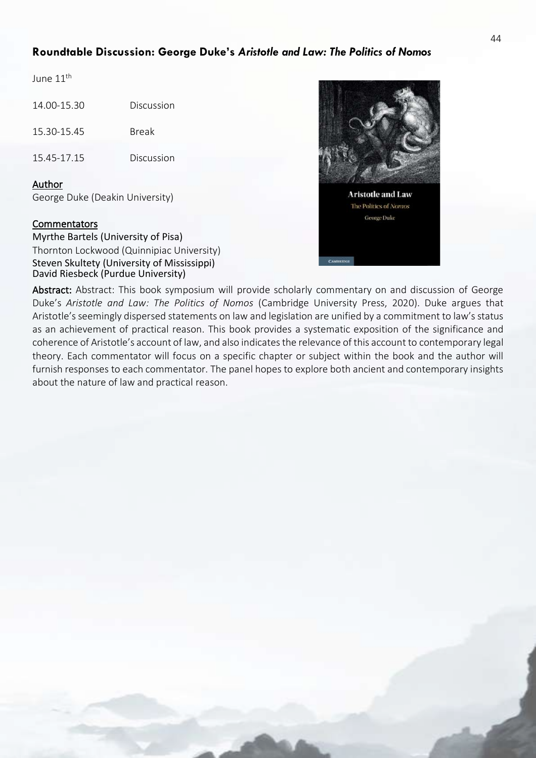## Roundtable Discussion: George Duke's *Aristotle and Law: The Politics of Nomos*

June 11th

| | |
|---|---|
| 14.00-15.30 | Discussion |
| 15.30-15.45 | Break |
| 15.45-17.15 | Discussion |

**Author**

George Duke (Deakin University)

**Commentators**

Myrthe Bartels (University of Pisa)
Thornton Lockwood (Quinnipiac University)
Steven Skultety (University of Mississippi)
David Riesbeck (Purdue University)

**Abstract:** Abstract: This book symposium will provide scholarly commentary on and discussion of George Duke's *Aristotle and Law: The Politics of Nomos* (Cambridge University Press, 2020). Duke argues that Aristotle's seemingly dispersed statements on law and legislation are unified by a commitment to law's status as an achievement of practical reason. This book provides a systematic exposition of the significance and coherence of Aristotle's account of law, and also indicates the relevance of this account to contemporary legal theory. Each commentator will focus on a specific chapter or subject within the book and the author will furnish responses to each commentator. The panel hopes to explore both ancient and contemporary insights about the nature of law and practical reason.